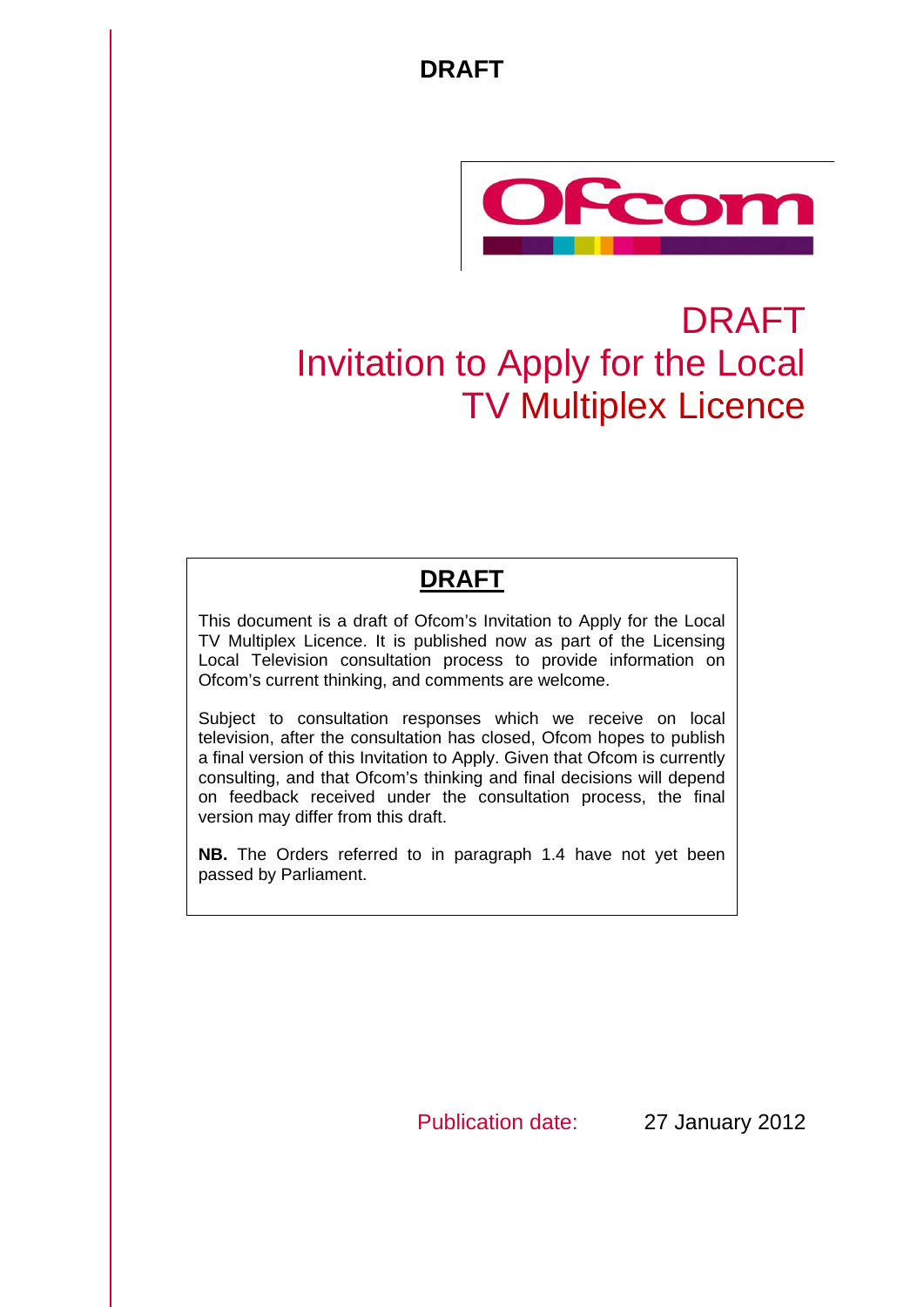**DRAFT**

Ofcom

# DRAFT
# Invitation to Apply for the Local TV Multiplex Licence

## DRAFT

This document is a draft of Ofcom's Invitation to Apply for the Local TV Multiplex Licence. It is published now as part of the Licensing Local Television consultation process to provide information on Ofcom's current thinking, and comments are welcome.

Subject to consultation responses which we receive on local television, after the consultation has closed, Ofcom hopes to publish a final version of this Invitation to Apply. Given that Ofcom is currently consulting, and that Ofcom's thinking and final decisions will depend on feedback received under the consultation process, the final version may differ from this draft.

**NB.** The Orders referred to in paragraph 1.4 have not yet been passed by Parliament.

Publication date: 27 January 2012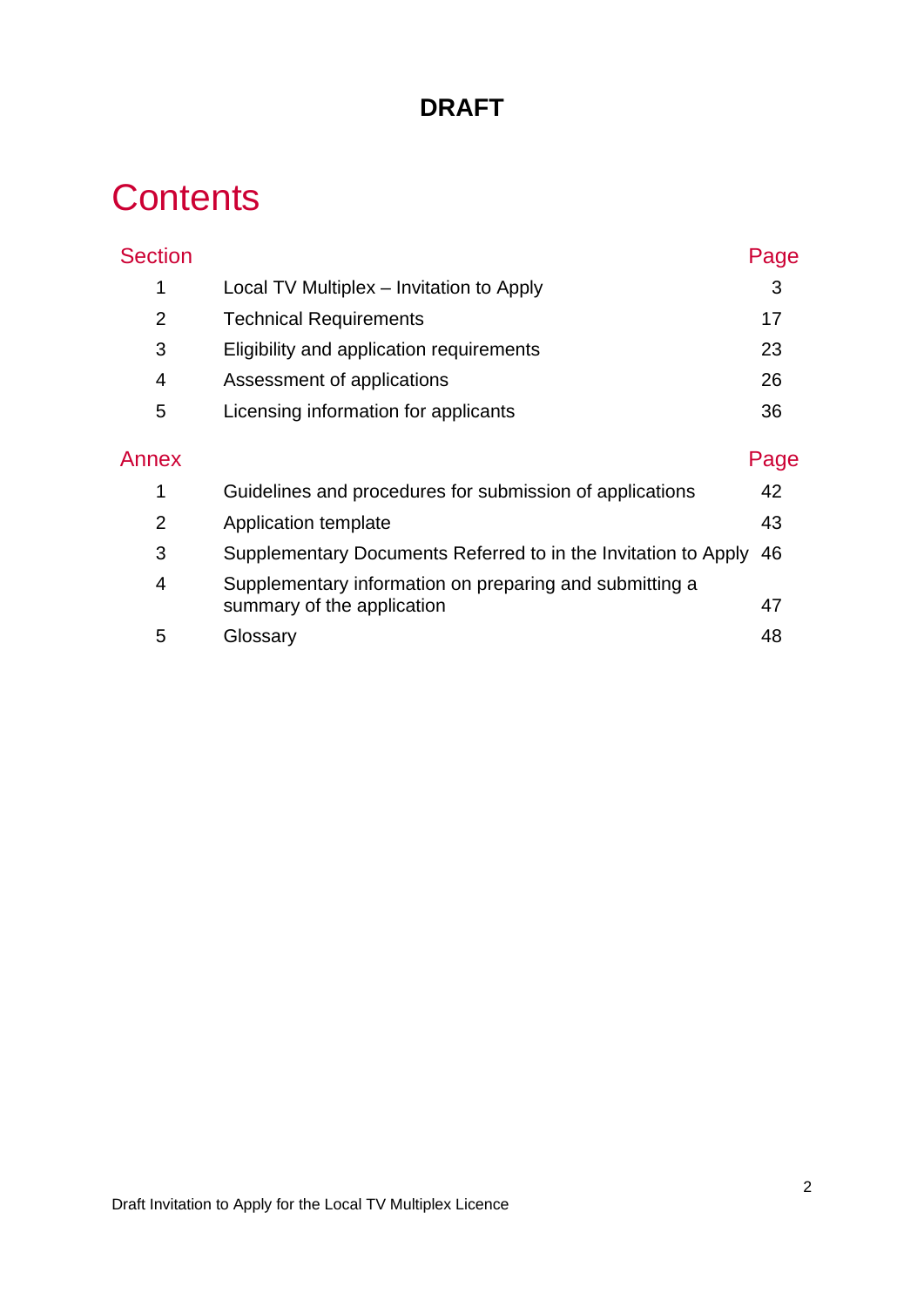**DRAFT**

# Contents

| Section | | Page |
|---|---|---|
| 1 | Local TV Multiplex – Invitation to Apply | 3 |
| 2 | Technical Requirements | 17 |
| 3 | Eligibility and application requirements | 23 |
| 4 | Assessment of applications | 26 |
| 5 | Licensing information for applicants | 36 |

| Annex | | Page |
|---|---|---|
| 1 | Guidelines and procedures for submission of applications | 42 |
| 2 | Application template | 43 |
| 3 | Supplementary Documents Referred to in the Invitation to Apply | 46 |
| 4 | Supplementary information on preparing and submitting a summary of the application | 47 |
| 5 | Glossary | 48 |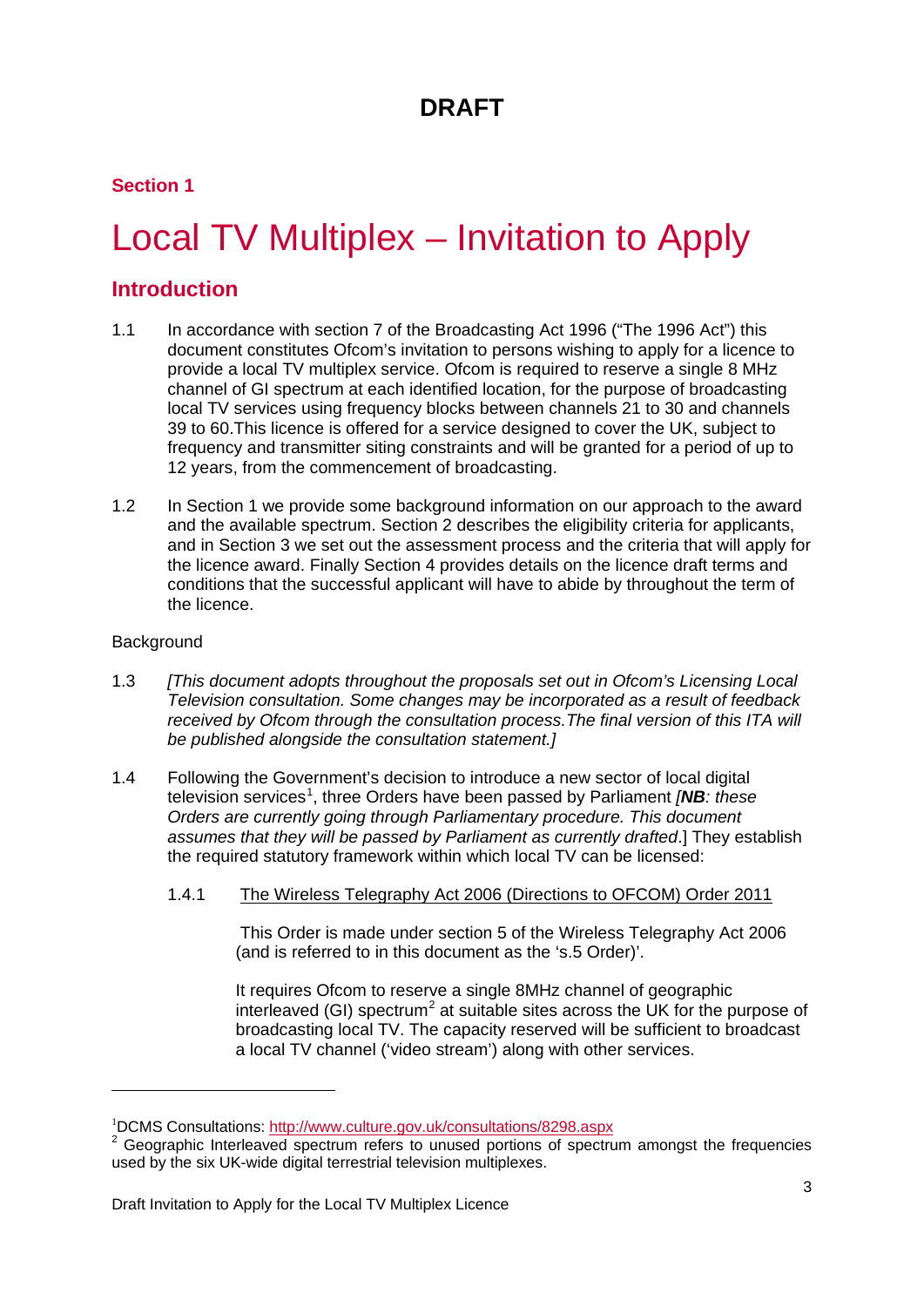# DRAFT

## Section 1

# Local TV Multiplex – Invitation to Apply

## Introduction

1.1 In accordance with section 7 of the Broadcasting Act 1996 ("The 1996 Act") this document constitutes Ofcom's invitation to persons wishing to apply for a licence to provide a local TV multiplex service. Ofcom is required to reserve a single 8 MHz channel of GI spectrum at each identified location, for the purpose of broadcasting local TV services using frequency blocks between channels 21 to 30 and channels 39 to 60.This licence is offered for a service designed to cover the UK, subject to frequency and transmitter siting constraints and will be granted for a period of up to 12 years, from the commencement of broadcasting.

1.2 In Section 1 we provide some background information on our approach to the award and the available spectrum. Section 2 describes the eligibility criteria for applicants, and in Section 3 we set out the assessment process and the criteria that will apply for the licence award. Finally Section 4 provides details on the licence draft terms and conditions that the successful applicant will have to abide by throughout the term of the licence.

Background

1.3 *[This document adopts throughout the proposals set out in Ofcom's Licensing Local Television consultation. Some changes may be incorporated as a result of feedback received by Ofcom through the consultation process.The final version of this ITA will be published alongside the consultation statement.]*

1.4 Following the Government's decision to introduce a new sector of local digital television services[1], three Orders have been passed by Parliament *[**NB**: these Orders are currently going through Parliamentary procedure. This document assumes that they will be passed by Parliament as currently drafted*.] They establish the required statutory framework within which local TV can be licensed:

1.4.1 The Wireless Telegraphy Act 2006 (Directions to OFCOM) Order 2011

This Order is made under section 5 of the Wireless Telegraphy Act 2006 (and is referred to in this document as the 's.5 Order)'.

It requires Ofcom to reserve a single 8MHz channel of geographic interleaved (GI) spectrum[2] at suitable sites across the UK for the purpose of broadcasting local TV. The capacity reserved will be sufficient to broadcast a local TV channel ('video stream') along with other services.

---

[1] DCMS Consultations: http://www.culture.gov.uk/consultations/8298.aspx

[2] Geographic Interleaved spectrum refers to unused portions of spectrum amongst the frequencies used by the six UK-wide digital terrestrial television multiplexes.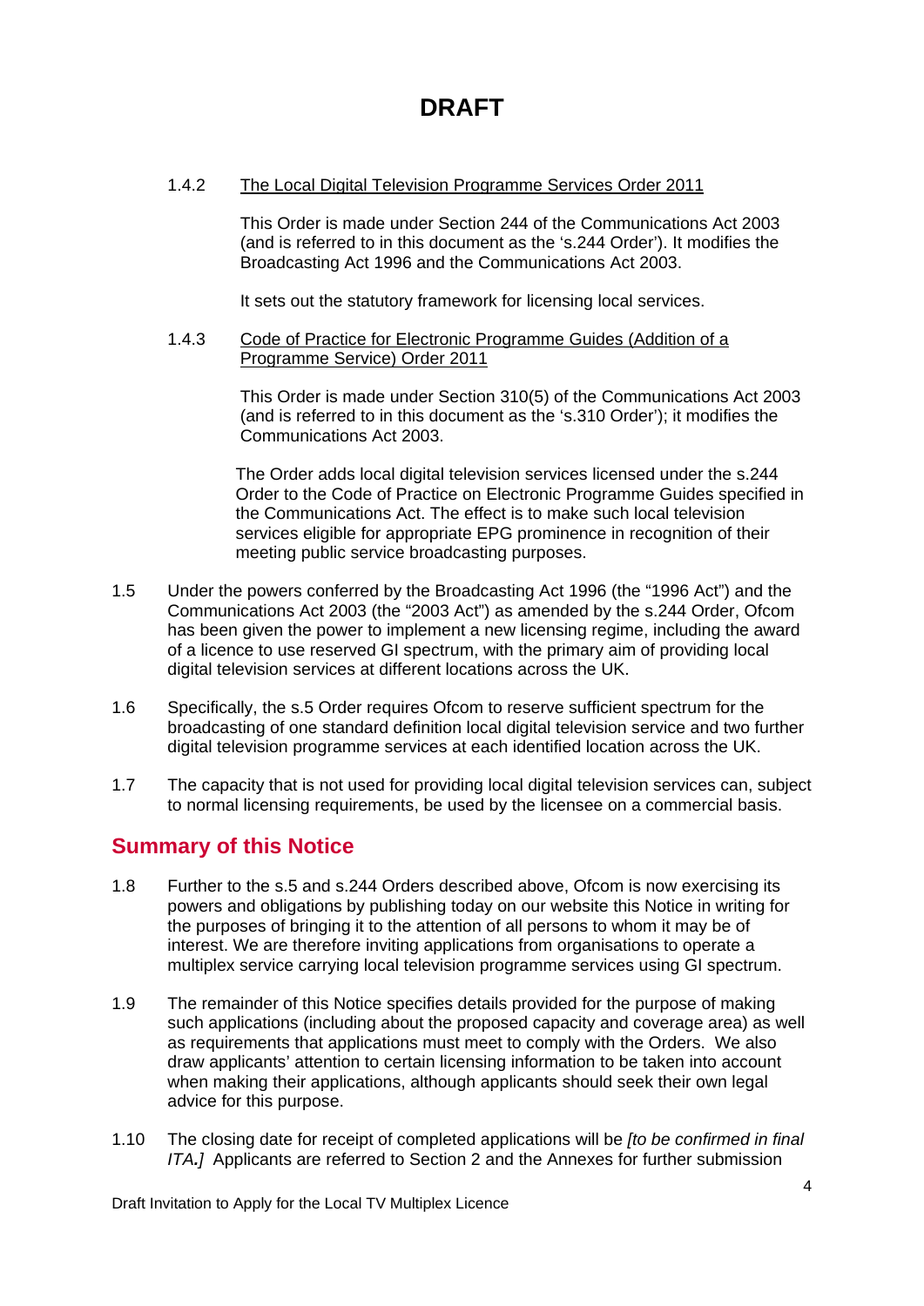# DRAFT

1.4.2 The Local Digital Television Programme Services Order 2011

This Order is made under Section 244 of the Communications Act 2003 (and is referred to in this document as the 's.244 Order'). It modifies the Broadcasting Act 1996 and the Communications Act 2003.

It sets out the statutory framework for licensing local services.

1.4.3 Code of Practice for Electronic Programme Guides (Addition of a Programme Service) Order 2011

This Order is made under Section 310(5) of the Communications Act 2003 (and is referred to in this document as the 's.310 Order'); it modifies the Communications Act 2003.

The Order adds local digital television services licensed under the s.244 Order to the Code of Practice on Electronic Programme Guides specified in the Communications Act. The effect is to make such local television services eligible for appropriate EPG prominence in recognition of their meeting public service broadcasting purposes.

1.5 Under the powers conferred by the Broadcasting Act 1996 (the "1996 Act") and the Communications Act 2003 (the "2003 Act") as amended by the s.244 Order, Ofcom has been given the power to implement a new licensing regime, including the award of a licence to use reserved GI spectrum, with the primary aim of providing local digital television services at different locations across the UK.

1.6 Specifically, the s.5 Order requires Ofcom to reserve sufficient spectrum for the broadcasting of one standard definition local digital television service and two further digital television programme services at each identified location across the UK.

1.7 The capacity that is not used for providing local digital television services can, subject to normal licensing requirements, be used by the licensee on a commercial basis.

## Summary of this Notice

1.8 Further to the s.5 and s.244 Orders described above, Ofcom is now exercising its powers and obligations by publishing today on our website this Notice in writing for the purposes of bringing it to the attention of all persons to whom it may be of interest. We are therefore inviting applications from organisations to operate a multiplex service carrying local television programme services using GI spectrum.

1.9 The remainder of this Notice specifies details provided for the purpose of making such applications (including about the proposed capacity and coverage area) as well as requirements that applications must meet to comply with the Orders. We also draw applicants' attention to certain licensing information to be taken into account when making their applications, although applicants should seek their own legal advice for this purpose.

1.10 The closing date for receipt of completed applications will be *[to be confirmed in final ITA.]* Applicants are referred to Section 2 and the Annexes for further submission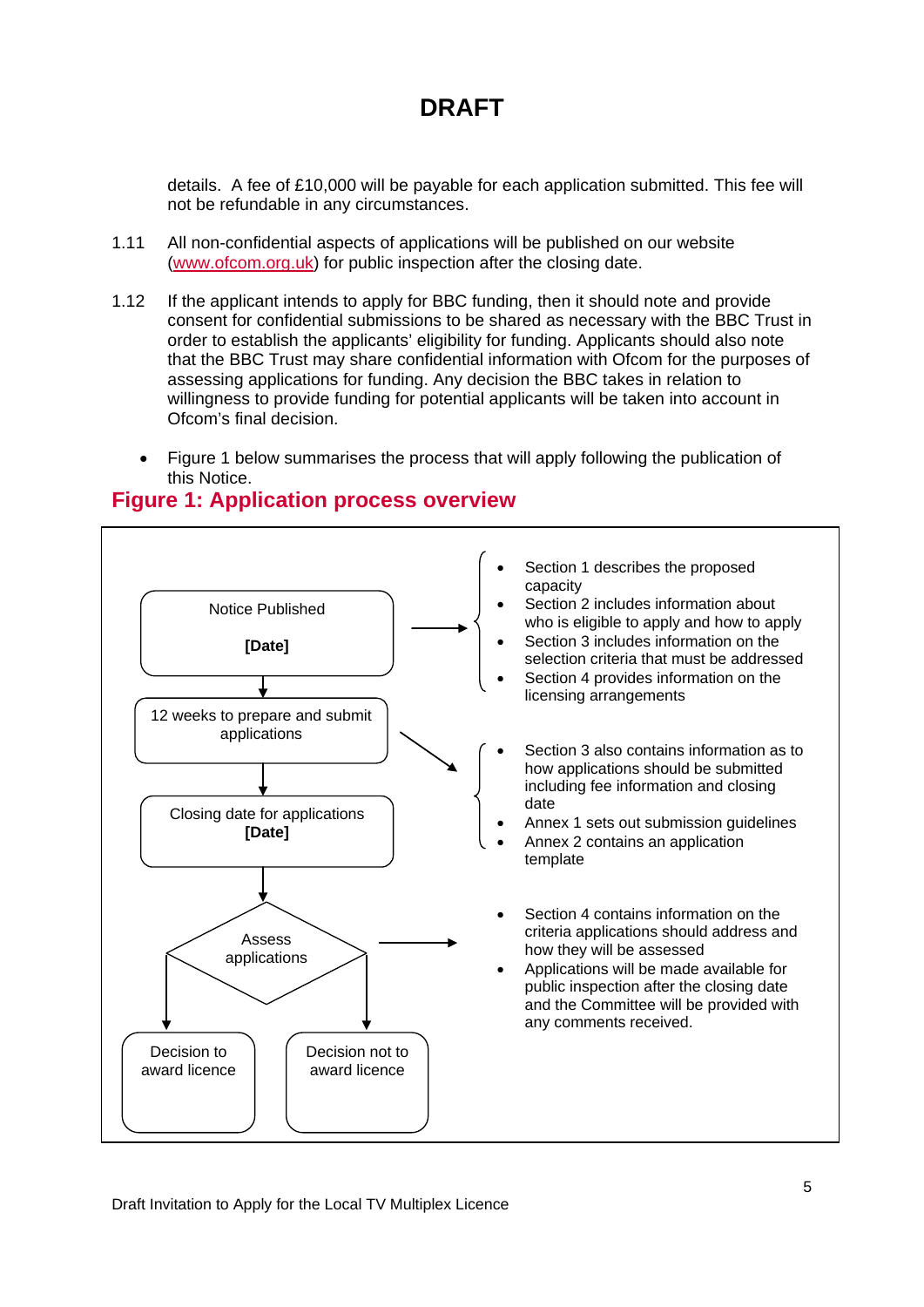# DRAFT

details. A fee of £10,000 will be payable for each application submitted. This fee will not be refundable in any circumstances.

1.11 All non-confidential aspects of applications will be published on our website (www.ofcom.org.uk) for public inspection after the closing date.

1.12 If the applicant intends to apply for BBC funding, then it should note and provide consent for confidential submissions to be shared as necessary with the BBC Trust in order to establish the applicants' eligibility for funding. Applicants should also note that the BBC Trust may share confidential information with Ofcom for the purposes of assessing applications for funding. Any decision the BBC takes in relation to willingness to provide funding for potential applicants will be taken into account in Ofcom's final decision.

- Figure 1 below summarises the process that will apply following the publication of this Notice.

## Figure 1: Application process overview

Notice Published

**[Date]**

- Section 1 describes the proposed capacity
- Section 2 includes information about who is eligible to apply and how to apply
- Section 3 includes information on the selection criteria that must be addressed
- Section 4 provides information on the licensing arrangements

12 weeks to prepare and submit applications

- Section 3 also contains information as to how applications should be submitted including fee information and closing date
- Annex 1 sets out submission guidelines
- Annex 2 contains an application template

Closing date for applications
**[Date]**

Assess applications

- Section 4 contains information on the criteria applications should address and how they will be assessed
- Applications will be made available for public inspection after the closing date and the Committee will be provided with any comments received.

Decision to award licence

Decision not to award licence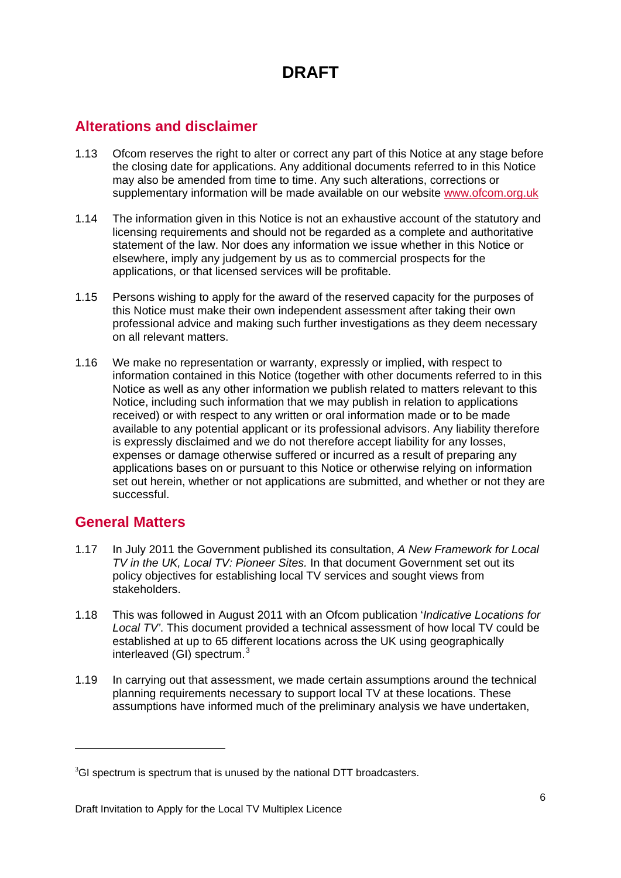# DRAFT

## Alterations and disclaimer

1.13 Ofcom reserves the right to alter or correct any part of this Notice at any stage before the closing date for applications. Any additional documents referred to in this Notice may also be amended from time to time. Any such alterations, corrections or supplementary information will be made available on our website www.ofcom.org.uk

1.14 The information given in this Notice is not an exhaustive account of the statutory and licensing requirements and should not be regarded as a complete and authoritative statement of the law. Nor does any information we issue whether in this Notice or elsewhere, imply any judgement by us as to commercial prospects for the applications, or that licensed services will be profitable.

1.15 Persons wishing to apply for the award of the reserved capacity for the purposes of this Notice must make their own independent assessment after taking their own professional advice and making such further investigations as they deem necessary on all relevant matters.

1.16 We make no representation or warranty, expressly or implied, with respect to information contained in this Notice (together with other documents referred to in this Notice as well as any other information we publish related to matters relevant to this Notice, including such information that we may publish in relation to applications received) or with respect to any written or oral information made or to be made available to any potential applicant or its professional advisors. Any liability therefore is expressly disclaimed and we do not therefore accept liability for any losses, expenses or damage otherwise suffered or incurred as a result of preparing any applications bases on or pursuant to this Notice or otherwise relying on information set out herein, whether or not applications are submitted, and whether or not they are successful.

## General Matters

1.17 In July 2011 the Government published its consultation, *A New Framework for Local TV in the UK, Local TV: Pioneer Sites.* In that document Government set out its policy objectives for establishing local TV services and sought views from stakeholders.

1.18 This was followed in August 2011 with an Ofcom publication '*Indicative Locations for Local TV*'. This document provided a technical assessment of how local TV could be established at up to 65 different locations across the UK using geographically interleaved (GI) spectrum.[3]

1.19 In carrying out that assessment, we made certain assumptions around the technical planning requirements necessary to support local TV at these locations. These assumptions have informed much of the preliminary analysis we have undertaken,

[3] GI spectrum is spectrum that is unused by the national DTT broadcasters.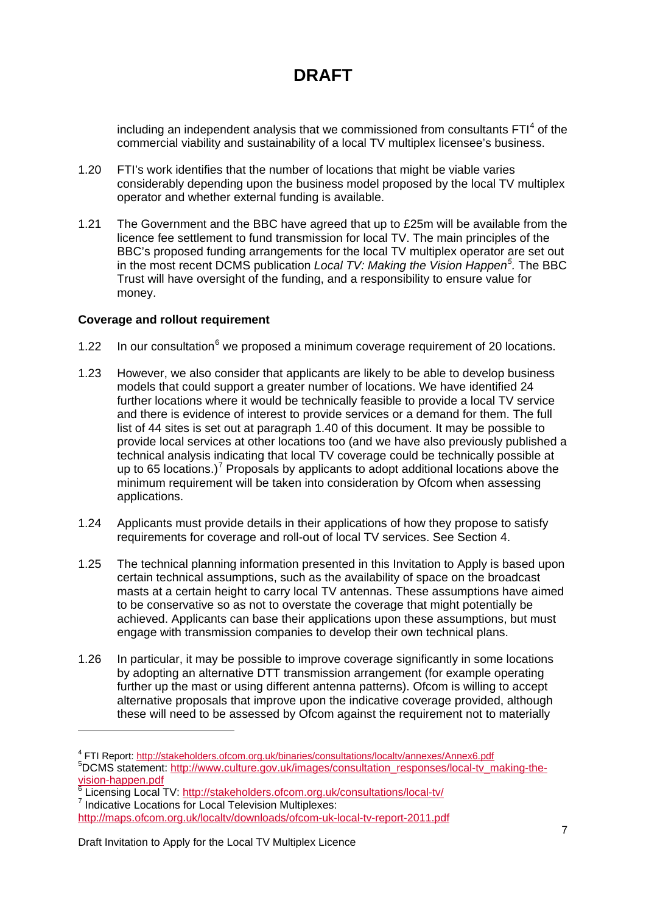# DRAFT

including an independent analysis that we commissioned from consultants FTI[4] of the commercial viability and sustainability of a local TV multiplex licensee's business.

1.20 FTI's work identifies that the number of locations that might be viable varies considerably depending upon the business model proposed by the local TV multiplex operator and whether external funding is available.

1.21 The Government and the BBC have agreed that up to £25m will be available from the licence fee settlement to fund transmission for local TV. The main principles of the BBC's proposed funding arrangements for the local TV multiplex operator are set out in the most recent DCMS publication *Local TV: Making the Vision Happen*[5]*.* The BBC Trust will have oversight of the funding, and a responsibility to ensure value for money.

**Coverage and rollout requirement**

1.22 In our consultation[6] we proposed a minimum coverage requirement of 20 locations.

1.23 However, we also consider that applicants are likely to be able to develop business models that could support a greater number of locations. We have identified 24 further locations where it would be technically feasible to provide a local TV service and there is evidence of interest to provide services or a demand for them. The full list of 44 sites is set out at paragraph 1.40 of this document. It may be possible to provide local services at other locations too (and we have also previously published a technical analysis indicating that local TV coverage could be technically possible at up to 65 locations.)[7] Proposals by applicants to adopt additional locations above the minimum requirement will be taken into consideration by Ofcom when assessing applications.

1.24 Applicants must provide details in their applications of how they propose to satisfy requirements for coverage and roll-out of local TV services. See Section 4.

1.25 The technical planning information presented in this Invitation to Apply is based upon certain technical assumptions, such as the availability of space on the broadcast masts at a certain height to carry local TV antennas. These assumptions have aimed to be conservative so as not to overstate the coverage that might potentially be achieved. Applicants can base their applications upon these assumptions, but must engage with transmission companies to develop their own technical plans.

1.26 In particular, it may be possible to improve coverage significantly in some locations by adopting an alternative DTT transmission arrangement (for example operating further up the mast or using different antenna patterns). Ofcom is willing to accept alternative proposals that improve upon the indicative coverage provided, although these will need to be assessed by Ofcom against the requirement not to materially

---

[4] FTI Report: http://stakeholders.ofcom.org.uk/binaries/consultations/localtv/annexes/Annex6.pdf

[5] DCMS statement: http://www.culture.gov.uk/images/consultation_responses/local-tv_making-the-vision-happen.pdf

[6] Licensing Local TV: http://stakeholders.ofcom.org.uk/consultations/local-tv/

[7] Indicative Locations for Local Television Multiplexes: http://maps.ofcom.org.uk/localtv/downloads/ofcom-uk-local-tv-report-2011.pdf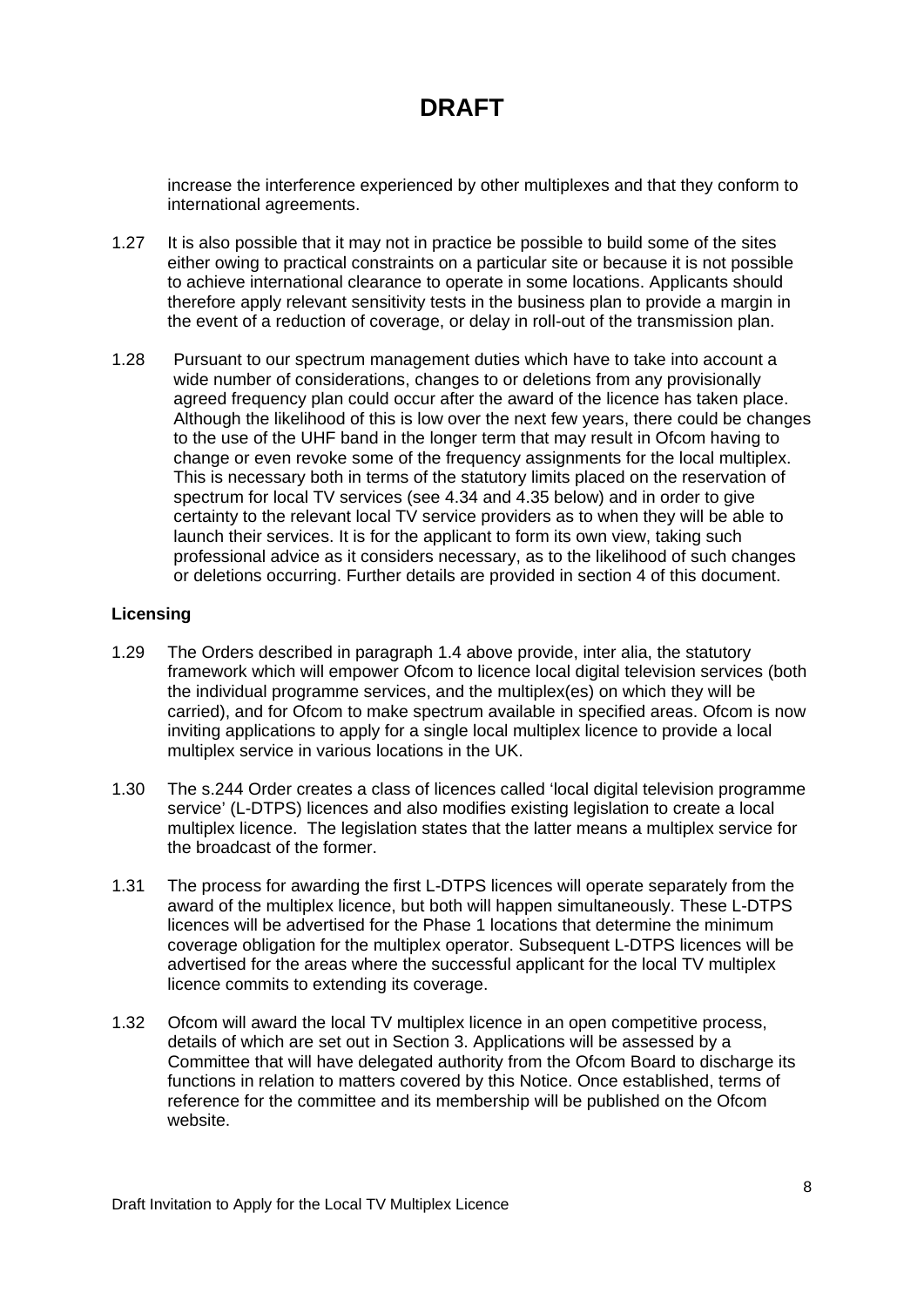# DRAFT

increase the interference experienced by other multiplexes and that they conform to international agreements.

1.27 It is also possible that it may not in practice be possible to build some of the sites either owing to practical constraints on a particular site or because it is not possible to achieve international clearance to operate in some locations. Applicants should therefore apply relevant sensitivity tests in the business plan to provide a margin in the event of a reduction of coverage, or delay in roll-out of the transmission plan.

1.28 Pursuant to our spectrum management duties which have to take into account a wide number of considerations, changes to or deletions from any provisionally agreed frequency plan could occur after the award of the licence has taken place. Although the likelihood of this is low over the next few years, there could be changes to the use of the UHF band in the longer term that may result in Ofcom having to change or even revoke some of the frequency assignments for the local multiplex. This is necessary both in terms of the statutory limits placed on the reservation of spectrum for local TV services (see 4.34 and 4.35 below) and in order to give certainty to the relevant local TV service providers as to when they will be able to launch their services. It is for the applicant to form its own view, taking such professional advice as it considers necessary, as to the likelihood of such changes or deletions occurring. Further details are provided in section 4 of this document.

**Licensing**

1.29 The Orders described in paragraph 1.4 above provide, inter alia, the statutory framework which will empower Ofcom to licence local digital television services (both the individual programme services, and the multiplex(es) on which they will be carried), and for Ofcom to make spectrum available in specified areas. Ofcom is now inviting applications to apply for a single local multiplex licence to provide a local multiplex service in various locations in the UK.

1.30 The s.244 Order creates a class of licences called 'local digital television programme service' (L-DTPS) licences and also modifies existing legislation to create a local multiplex licence. The legislation states that the latter means a multiplex service for the broadcast of the former.

1.31 The process for awarding the first L-DTPS licences will operate separately from the award of the multiplex licence, but both will happen simultaneously. These L-DTPS licences will be advertised for the Phase 1 locations that determine the minimum coverage obligation for the multiplex operator. Subsequent L-DTPS licences will be advertised for the areas where the successful applicant for the local TV multiplex licence commits to extending its coverage.

1.32 Ofcom will award the local TV multiplex licence in an open competitive process, details of which are set out in Section 3. Applications will be assessed by a Committee that will have delegated authority from the Ofcom Board to discharge its functions in relation to matters covered by this Notice. Once established, terms of reference for the committee and its membership will be published on the Ofcom website.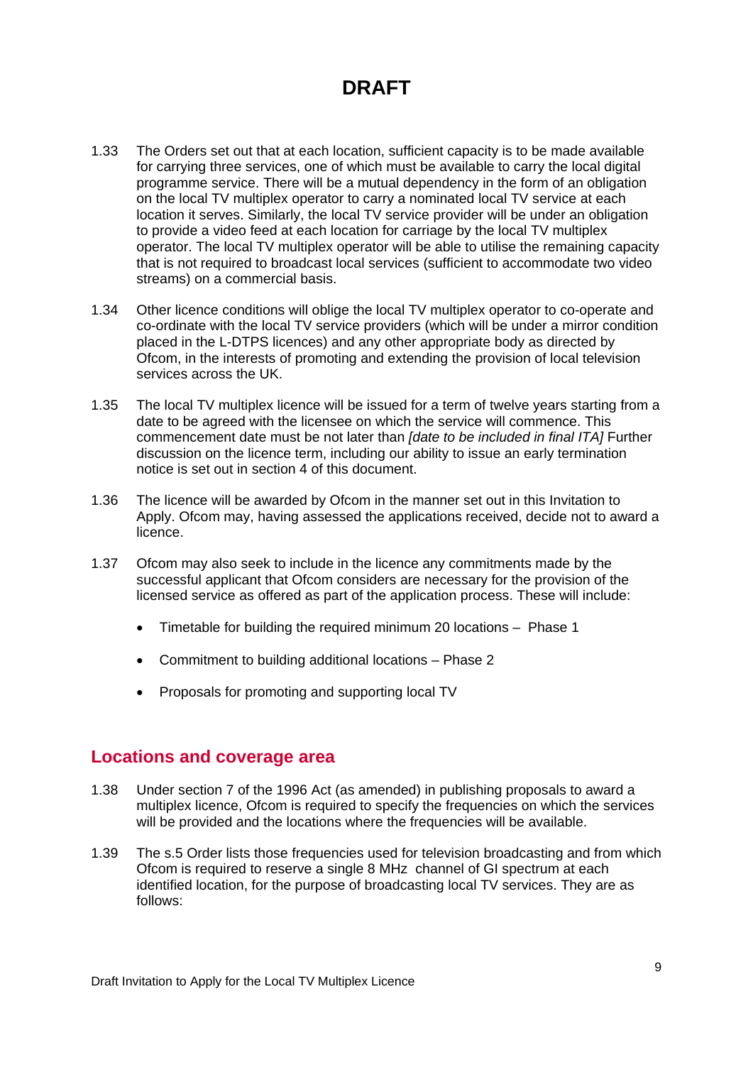# DRAFT

1.33 The Orders set out that at each location, sufficient capacity is to be made available for carrying three services, one of which must be available to carry the local digital programme service. There will be a mutual dependency in the form of an obligation on the local TV multiplex operator to carry a nominated local TV service at each location it serves. Similarly, the local TV service provider will be under an obligation to provide a video feed at each location for carriage by the local TV multiplex operator. The local TV multiplex operator will be able to utilise the remaining capacity that is not required to broadcast local services (sufficient to accommodate two video streams) on a commercial basis.

1.34 Other licence conditions will oblige the local TV multiplex operator to co-operate and co-ordinate with the local TV service providers (which will be under a mirror condition placed in the L-DTPS licences) and any other appropriate body as directed by Ofcom, in the interests of promoting and extending the provision of local television services across the UK.

1.35 The local TV multiplex licence will be issued for a term of twelve years starting from a date to be agreed with the licensee on which the service will commence. This commencement date must be not later than *[date to be included in final ITA]* Further discussion on the licence term, including our ability to issue an early termination notice is set out in section 4 of this document.

1.36 The licence will be awarded by Ofcom in the manner set out in this Invitation to Apply. Ofcom may, having assessed the applications received, decide not to award a licence.

1.37 Ofcom may also seek to include in the licence any commitments made by the successful applicant that Ofcom considers are necessary for the provision of the licensed service as offered as part of the application process. These will include:

- Timetable for building the required minimum 20 locations – Phase 1
- Commitment to building additional locations – Phase 2
- Proposals for promoting and supporting local TV

## Locations and coverage area

1.38 Under section 7 of the 1996 Act (as amended) in publishing proposals to award a multiplex licence, Ofcom is required to specify the frequencies on which the services will be provided and the locations where the frequencies will be available.

1.39 The s.5 Order lists those frequencies used for television broadcasting and from which Ofcom is required to reserve a single 8 MHz channel of GI spectrum at each identified location, for the purpose of broadcasting local TV services. They are as follows: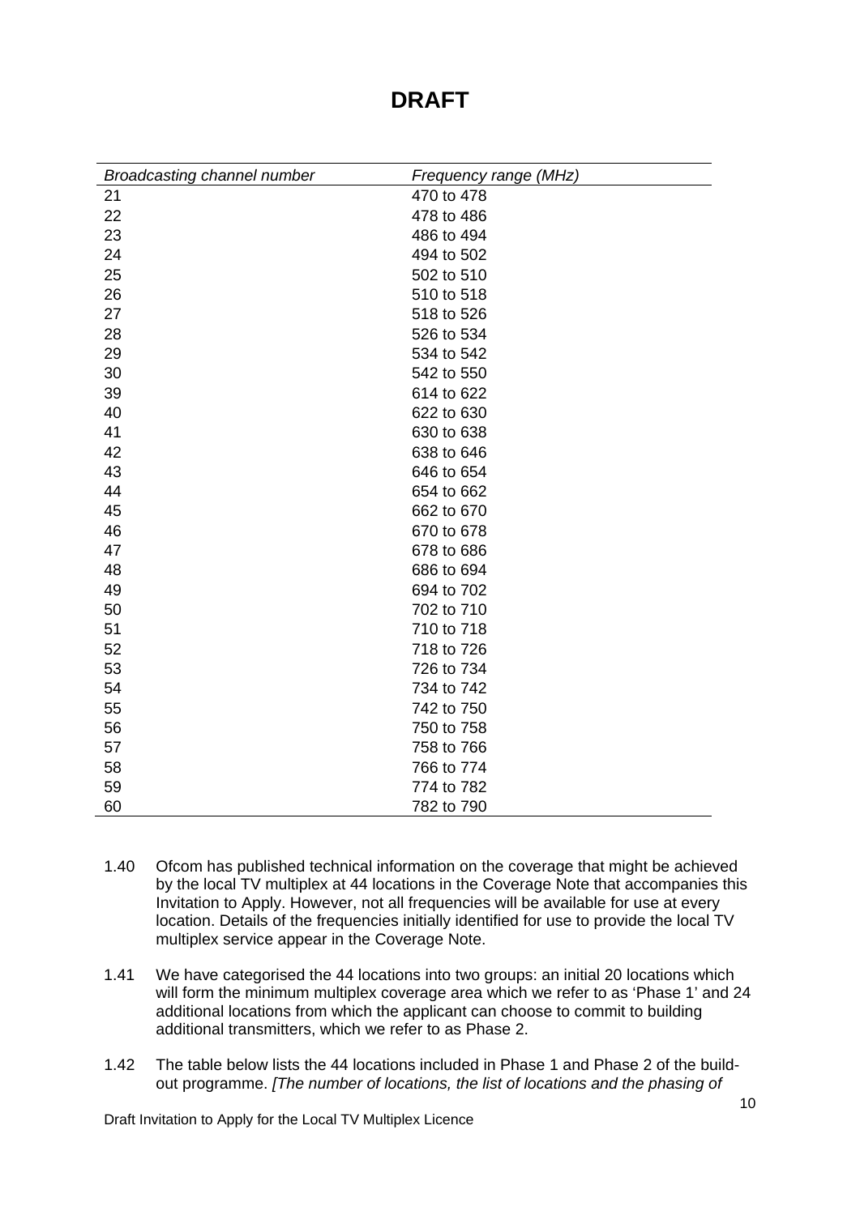# DRAFT

| *Broadcasting channel number* | *Frequency range (MHz)* |
|---|---|
| 21 | 470 to 478 |
| 22 | 478 to 486 |
| 23 | 486 to 494 |
| 24 | 494 to 502 |
| 25 | 502 to 510 |
| 26 | 510 to 518 |
| 27 | 518 to 526 |
| 28 | 526 to 534 |
| 29 | 534 to 542 |
| 30 | 542 to 550 |
| 39 | 614 to 622 |
| 40 | 622 to 630 |
| 41 | 630 to 638 |
| 42 | 638 to 646 |
| 43 | 646 to 654 |
| 44 | 654 to 662 |
| 45 | 662 to 670 |
| 46 | 670 to 678 |
| 47 | 678 to 686 |
| 48 | 686 to 694 |
| 49 | 694 to 702 |
| 50 | 702 to 710 |
| 51 | 710 to 718 |
| 52 | 718 to 726 |
| 53 | 726 to 734 |
| 54 | 734 to 742 |
| 55 | 742 to 750 |
| 56 | 750 to 758 |
| 57 | 758 to 766 |
| 58 | 766 to 774 |
| 59 | 774 to 782 |
| 60 | 782 to 790 |

1.40 Ofcom has published technical information on the coverage that might be achieved by the local TV multiplex at 44 locations in the Coverage Note that accompanies this Invitation to Apply. However, not all frequencies will be available for use at every location. Details of the frequencies initially identified for use to provide the local TV multiplex service appear in the Coverage Note.

1.41 We have categorised the 44 locations into two groups: an initial 20 locations which will form the minimum multiplex coverage area which we refer to as 'Phase 1' and 24 additional locations from which the applicant can choose to commit to building additional transmitters, which we refer to as Phase 2.

1.42 The table below lists the 44 locations included in Phase 1 and Phase 2 of the build-out programme. *[The number of locations, the list of locations and the phasing of*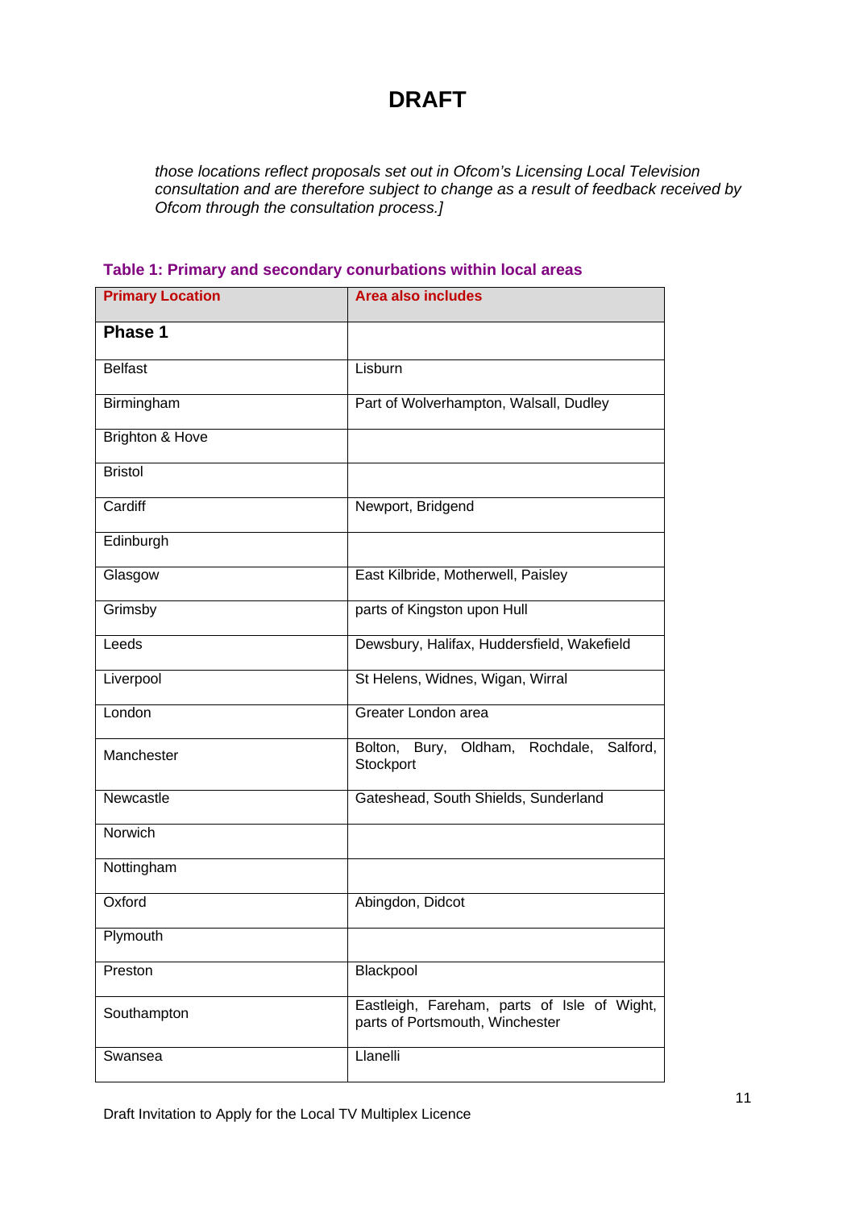# DRAFT

*those locations reflect proposals set out in Ofcom's Licensing Local Television consultation and are therefore subject to change as a result of feedback received by Ofcom through the consultation process.]*

**Table 1: Primary and secondary conurbations within local areas**

| Primary Location | Area also includes |
|---|---|
| **Phase 1** | |
| Belfast | Lisburn |
| Birmingham | Part of Wolverhampton, Walsall, Dudley |
| Brighton & Hove | |
| Bristol | |
| Cardiff | Newport, Bridgend |
| Edinburgh | |
| Glasgow | East Kilbride, Motherwell, Paisley |
| Grimsby | parts of Kingston upon Hull |
| Leeds | Dewsbury, Halifax, Huddersfield, Wakefield |
| Liverpool | St Helens, Widnes, Wigan, Wirral |
| London | Greater London area |
| Manchester | Bolton, Bury, Oldham, Rochdale, Salford, Stockport |
| Newcastle | Gateshead, South Shields, Sunderland |
| Norwich | |
| Nottingham | |
| Oxford | Abingdon, Didcot |
| Plymouth | |
| Preston | Blackpool |
| Southampton | Eastleigh, Fareham, parts of Isle of Wight, parts of Portsmouth, Winchester |
| Swansea | Llanelli |

Draft Invitation to Apply for the Local TV Multiplex Licence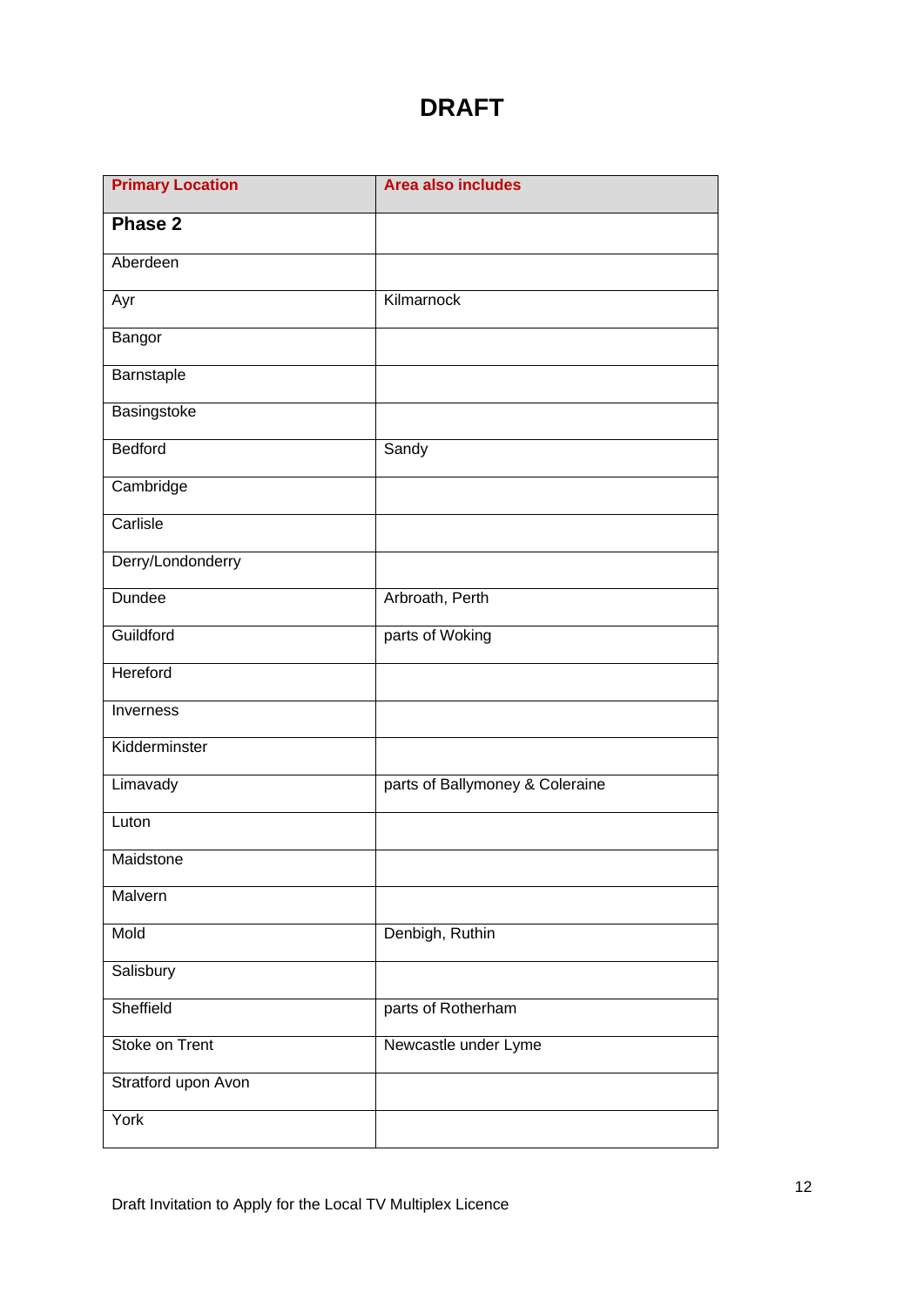# DRAFT

| Primary Location | Area also includes |
|---|---|
| **Phase 2** | |
| Aberdeen | |
| Ayr | Kilmarnock |
| Bangor | |
| Barnstaple | |
| Basingstoke | |
| Bedford | Sandy |
| Cambridge | |
| Carlisle | |
| Derry/Londonderry | |
| Dundee | Arbroath, Perth |
| Guildford | parts of Woking |
| Hereford | |
| Inverness | |
| Kidderminster | |
| Limavady | parts of Ballymoney & Coleraine |
| Luton | |
| Maidstone | |
| Malvern | |
| Mold | Denbigh, Ruthin |
| Salisbury | |
| Sheffield | parts of Rotherham |
| Stoke on Trent | Newcastle under Lyme |
| Stratford upon Avon | |
| York | |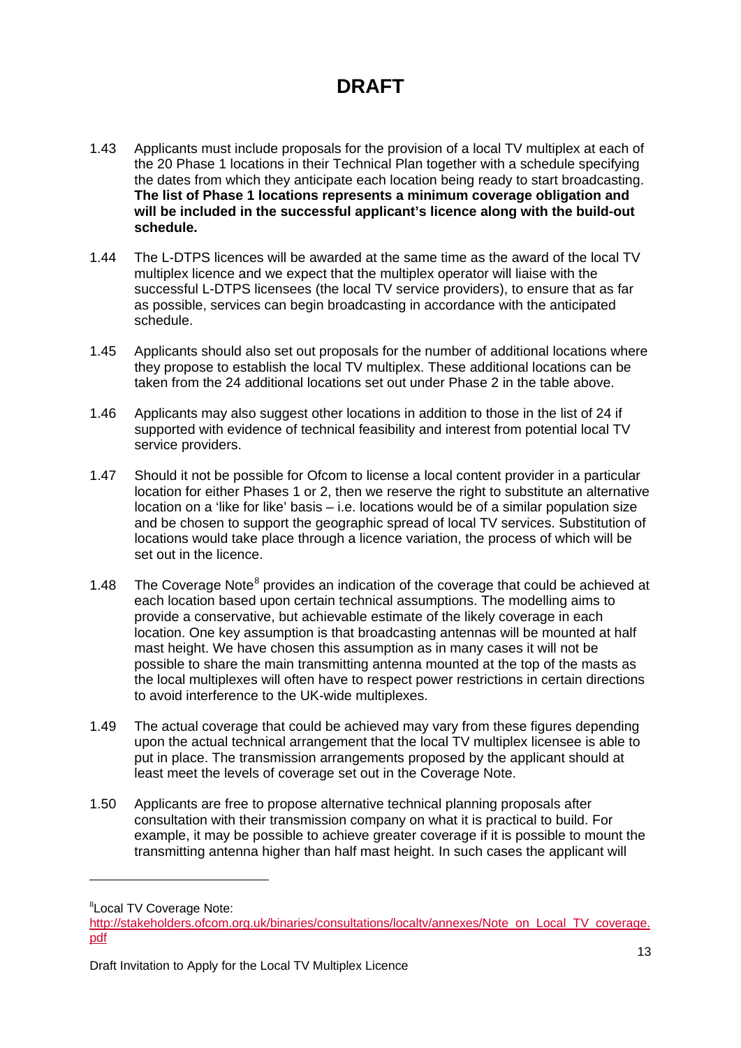# DRAFT

1.43 Applicants must include proposals for the provision of a local TV multiplex at each of the 20 Phase 1 locations in their Technical Plan together with a schedule specifying the dates from which they anticipate each location being ready to start broadcasting. **The list of Phase 1 locations represents a minimum coverage obligation and will be included in the successful applicant's licence along with the build-out schedule.**

1.44 The L-DTPS licences will be awarded at the same time as the award of the local TV multiplex licence and we expect that the multiplex operator will liaise with the successful L-DTPS licensees (the local TV service providers), to ensure that as far as possible, services can begin broadcasting in accordance with the anticipated schedule.

1.45 Applicants should also set out proposals for the number of additional locations where they propose to establish the local TV multiplex. These additional locations can be taken from the 24 additional locations set out under Phase 2 in the table above.

1.46 Applicants may also suggest other locations in addition to those in the list of 24 if supported with evidence of technical feasibility and interest from potential local TV service providers.

1.47 Should it not be possible for Ofcom to license a local content provider in a particular location for either Phases 1 or 2, then we reserve the right to substitute an alternative location on a 'like for like' basis – i.e. locations would be of a similar population size and be chosen to support the geographic spread of local TV services. Substitution of locations would take place through a licence variation, the process of which will be set out in the licence.

1.48 The Coverage Note[8] provides an indication of the coverage that could be achieved at each location based upon certain technical assumptions. The modelling aims to provide a conservative, but achievable estimate of the likely coverage in each location. One key assumption is that broadcasting antennas will be mounted at half mast height. We have chosen this assumption as in many cases it will not be possible to share the main transmitting antenna mounted at the top of the masts as the local multiplexes will often have to respect power restrictions in certain directions to avoid interference to the UK-wide multiplexes.

1.49 The actual coverage that could be achieved may vary from these figures depending upon the actual technical arrangement that the local TV multiplex licensee is able to put in place. The transmission arrangements proposed by the applicant should at least meet the levels of coverage set out in the Coverage Note.

1.50 Applicants are free to propose alternative technical planning proposals after consultation with their transmission company on what it is practical to build. For example, it may be possible to achieve greater coverage if it is possible to mount the transmitting antenna higher than half mast height. In such cases the applicant will

---

[8] Local TV Coverage Note: http://stakeholders.ofcom.org.uk/binaries/consultations/localtv/annexes/Note_on_Local_TV_coverage.pdf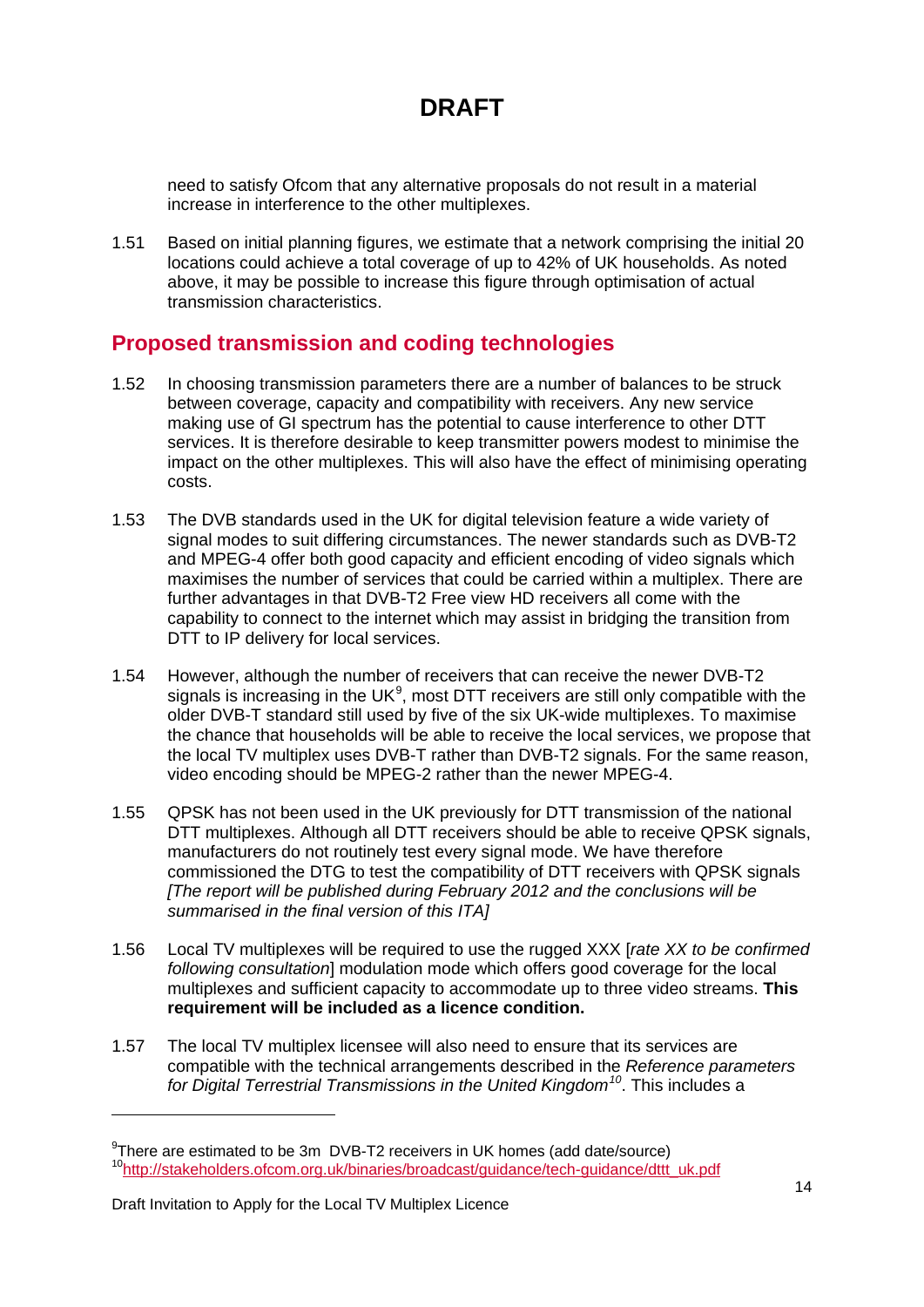# DRAFT

need to satisfy Ofcom that any alternative proposals do not result in a material increase in interference to the other multiplexes.

1.51 Based on initial planning figures, we estimate that a network comprising the initial 20 locations could achieve a total coverage of up to 42% of UK households. As noted above, it may be possible to increase this figure through optimisation of actual transmission characteristics.

## Proposed transmission and coding technologies

1.52 In choosing transmission parameters there are a number of balances to be struck between coverage, capacity and compatibility with receivers. Any new service making use of GI spectrum has the potential to cause interference to other DTT services. It is therefore desirable to keep transmitter powers modest to minimise the impact on the other multiplexes. This will also have the effect of minimising operating costs.

1.53 The DVB standards used in the UK for digital television feature a wide variety of signal modes to suit differing circumstances. The newer standards such as DVB-T2 and MPEG-4 offer both good capacity and efficient encoding of video signals which maximises the number of services that could be carried within a multiplex. There are further advantages in that DVB-T2 Free view HD receivers all come with the capability to connect to the internet which may assist in bridging the transition from DTT to IP delivery for local services.

1.54 However, although the number of receivers that can receive the newer DVB-T2 signals is increasing in the UK[9], most DTT receivers are still only compatible with the older DVB-T standard still used by five of the six UK-wide multiplexes. To maximise the chance that households will be able to receive the local services, we propose that the local TV multiplex uses DVB-T rather than DVB-T2 signals. For the same reason, video encoding should be MPEG-2 rather than the newer MPEG-4.

1.55 QPSK has not been used in the UK previously for DTT transmission of the national DTT multiplexes. Although all DTT receivers should be able to receive QPSK signals, manufacturers do not routinely test every signal mode. We have therefore commissioned the DTG to test the compatibility of DTT receivers with QPSK signals *[The report will be published during February 2012 and the conclusions will be summarised in the final version of this ITA]*

1.56 Local TV multiplexes will be required to use the rugged XXX [*rate XX to be confirmed following consultation*] modulation mode which offers good coverage for the local multiplexes and sufficient capacity to accommodate up to three video streams. **This requirement will be included as a licence condition.**

1.57 The local TV multiplex licensee will also need to ensure that its services are compatible with the technical arrangements described in the *Reference parameters for Digital Terrestrial Transmissions in the United Kingdom*[10]. This includes a

---

[9] There are estimated to be 3m DVB-T2 receivers in UK homes (add date/source)

[10] http://stakeholders.ofcom.org.uk/binaries/broadcast/guidance/tech-guidance/dttt_uk.pdf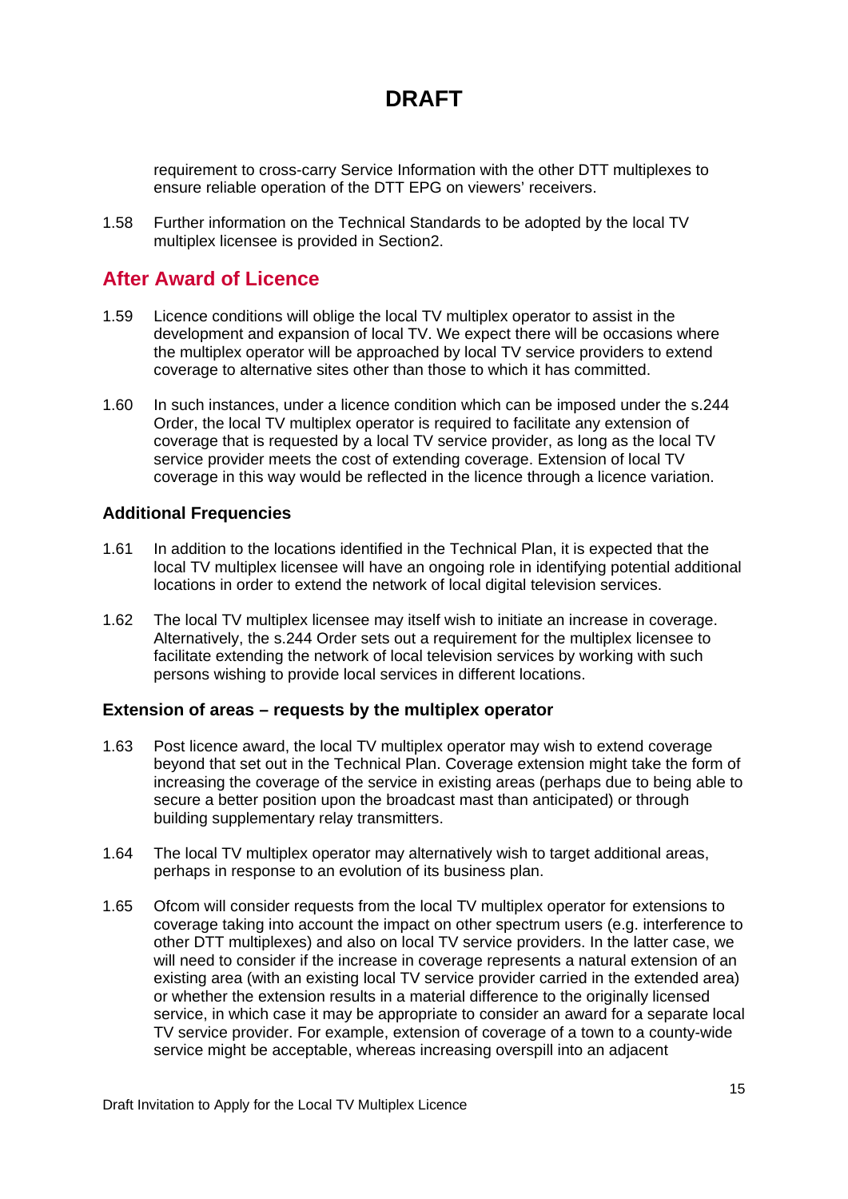# DRAFT

requirement to cross-carry Service Information with the other DTT multiplexes to ensure reliable operation of the DTT EPG on viewers' receivers.

1.58 Further information on the Technical Standards to be adopted by the local TV multiplex licensee is provided in Section2.

## After Award of Licence

1.59 Licence conditions will oblige the local TV multiplex operator to assist in the development and expansion of local TV. We expect there will be occasions where the multiplex operator will be approached by local TV service providers to extend coverage to alternative sites other than those to which it has committed.

1.60 In such instances, under a licence condition which can be imposed under the s.244 Order, the local TV multiplex operator is required to facilitate any extension of coverage that is requested by a local TV service provider, as long as the local TV service provider meets the cost of extending coverage. Extension of local TV coverage in this way would be reflected in the licence through a licence variation.

### Additional Frequencies

1.61 In addition to the locations identified in the Technical Plan, it is expected that the local TV multiplex licensee will have an ongoing role in identifying potential additional locations in order to extend the network of local digital television services.

1.62 The local TV multiplex licensee may itself wish to initiate an increase in coverage. Alternatively, the s.244 Order sets out a requirement for the multiplex licensee to facilitate extending the network of local television services by working with such persons wishing to provide local services in different locations.

### Extension of areas – requests by the multiplex operator

1.63 Post licence award, the local TV multiplex operator may wish to extend coverage beyond that set out in the Technical Plan. Coverage extension might take the form of increasing the coverage of the service in existing areas (perhaps due to being able to secure a better position upon the broadcast mast than anticipated) or through building supplementary relay transmitters.

1.64 The local TV multiplex operator may alternatively wish to target additional areas, perhaps in response to an evolution of its business plan.

1.65 Ofcom will consider requests from the local TV multiplex operator for extensions to coverage taking into account the impact on other spectrum users (e.g. interference to other DTT multiplexes) and also on local TV service providers. In the latter case, we will need to consider if the increase in coverage represents a natural extension of an existing area (with an existing local TV service provider carried in the extended area) or whether the extension results in a material difference to the originally licensed service, in which case it may be appropriate to consider an award for a separate local TV service provider. For example, extension of coverage of a town to a county-wide service might be acceptable, whereas increasing overspill into an adjacent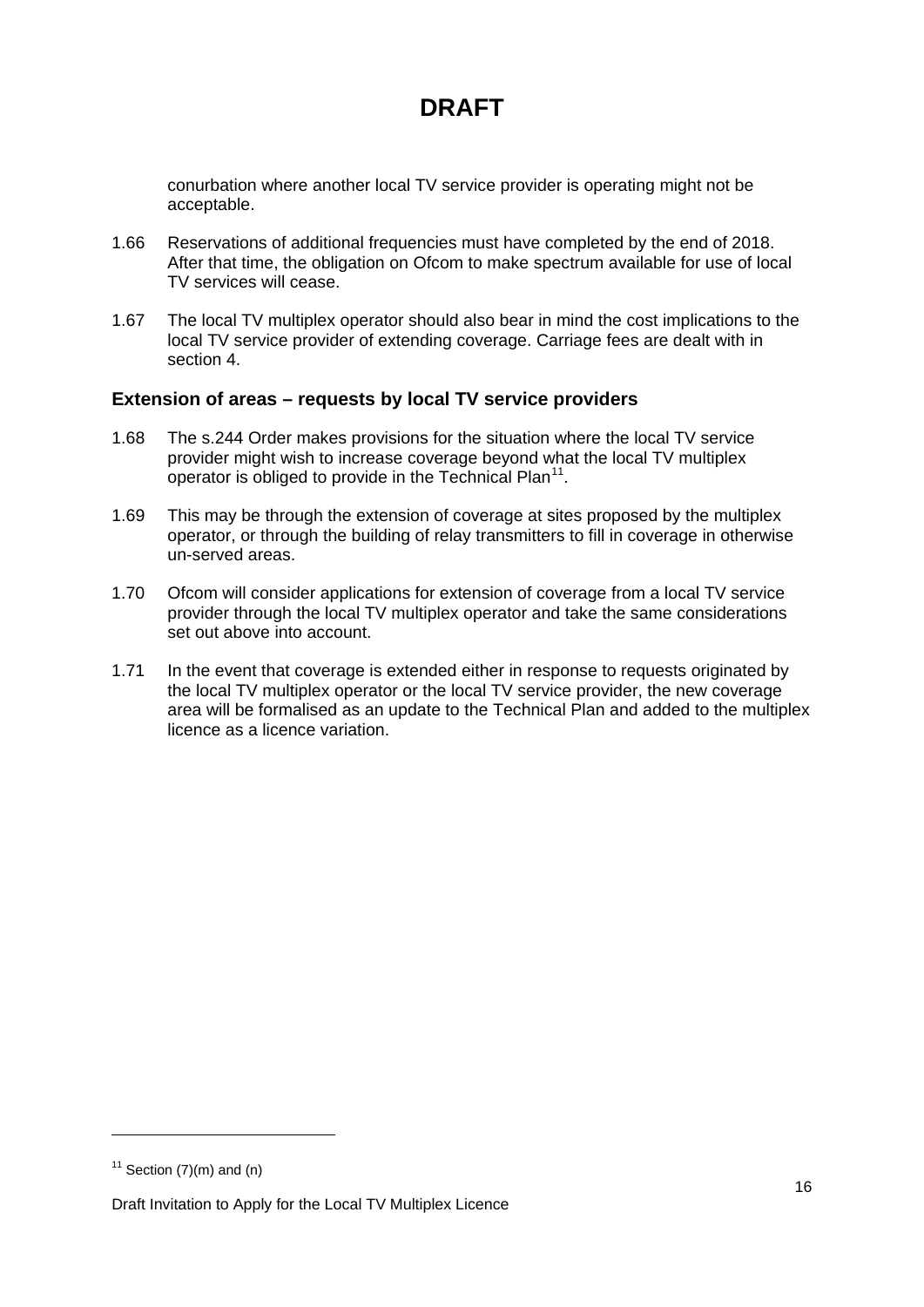# DRAFT

conurbation where another local TV service provider is operating might not be acceptable.

1.66 Reservations of additional frequencies must have completed by the end of 2018. After that time, the obligation on Ofcom to make spectrum available for use of local TV services will cease.

1.67 The local TV multiplex operator should also bear in mind the cost implications to the local TV service provider of extending coverage. Carriage fees are dealt with in section 4.

### Extension of areas – requests by local TV service providers

1.68 The s.244 Order makes provisions for the situation where the local TV service provider might wish to increase coverage beyond what the local TV multiplex operator is obliged to provide in the Technical Plan[11].

1.69 This may be through the extension of coverage at sites proposed by the multiplex operator, or through the building of relay transmitters to fill in coverage in otherwise un-served areas.

1.70 Ofcom will consider applications for extension of coverage from a local TV service provider through the local TV multiplex operator and take the same considerations set out above into account.

1.71 In the event that coverage is extended either in response to requests originated by the local TV multiplex operator or the local TV service provider, the new coverage area will be formalised as an update to the Technical Plan and added to the multiplex licence as a licence variation.

---

[11] Section (7)(m) and (n)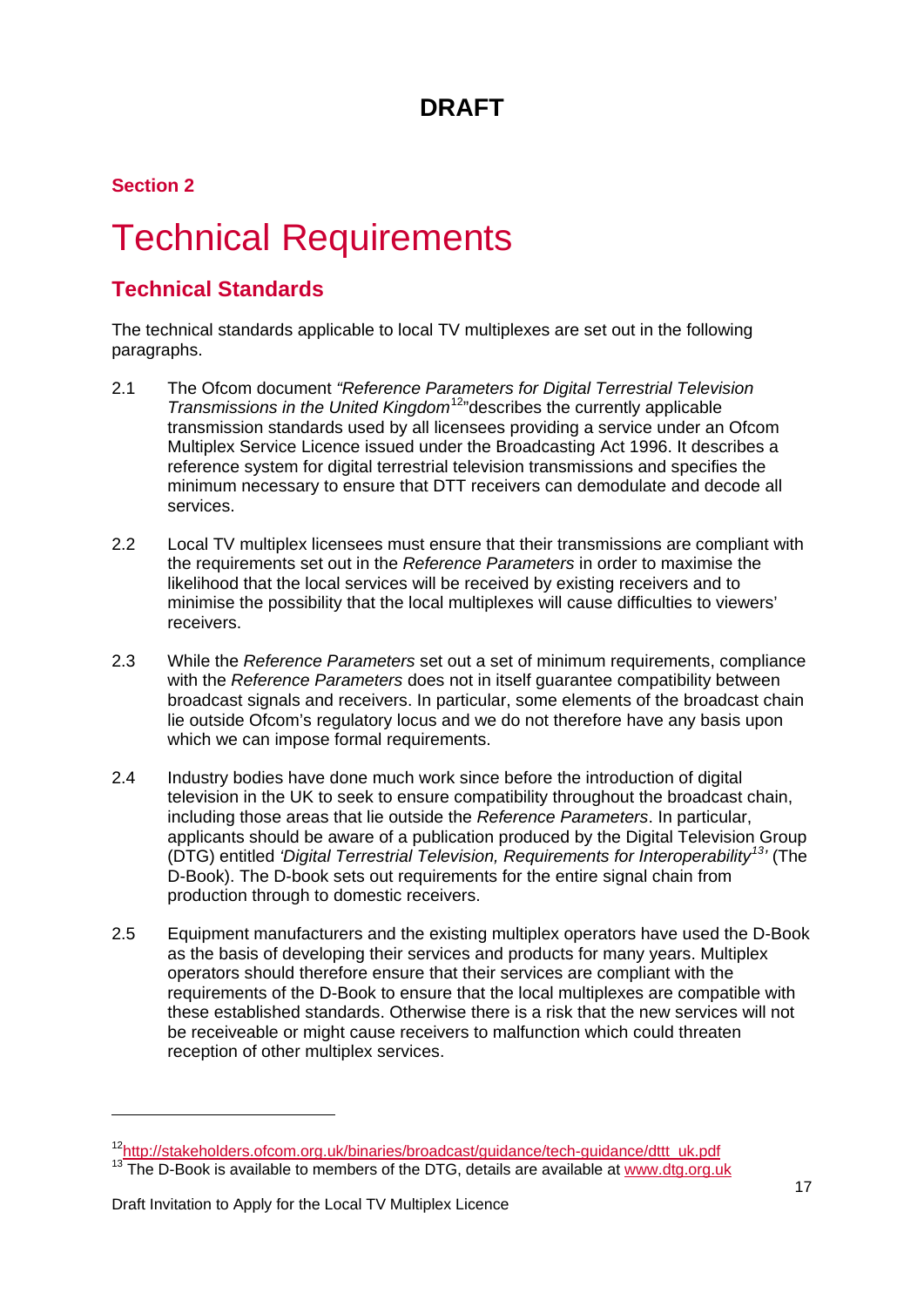**DRAFT**

**Section 2**

# Technical Requirements

## Technical Standards

The technical standards applicable to local TV multiplexes are set out in the following paragraphs.

2.1 The Ofcom document *"Reference Parameters for Digital Terrestrial Television Transmissions in the United Kingdom*[12]"describes the currently applicable transmission standards used by all licensees providing a service under an Ofcom Multiplex Service Licence issued under the Broadcasting Act 1996. It describes a reference system for digital terrestrial television transmissions and specifies the minimum necessary to ensure that DTT receivers can demodulate and decode all services.

2.2 Local TV multiplex licensees must ensure that their transmissions are compliant with the requirements set out in the *Reference Parameters* in order to maximise the likelihood that the local services will be received by existing receivers and to minimise the possibility that the local multiplexes will cause difficulties to viewers' receivers.

2.3 While the *Reference Parameters* set out a set of minimum requirements, compliance with the *Reference Parameters* does not in itself guarantee compatibility between broadcast signals and receivers. In particular, some elements of the broadcast chain lie outside Ofcom's regulatory locus and we do not therefore have any basis upon which we can impose formal requirements.

2.4 Industry bodies have done much work since before the introduction of digital television in the UK to seek to ensure compatibility throughout the broadcast chain, including those areas that lie outside the *Reference Parameters*. In particular, applicants should be aware of a publication produced by the Digital Television Group (DTG) entitled *'Digital Terrestrial Television, Requirements for Interoperability*[13]*'* (The D-Book). The D-book sets out requirements for the entire signal chain from production through to domestic receivers.

2.5 Equipment manufacturers and the existing multiplex operators have used the D-Book as the basis of developing their services and products for many years. Multiplex operators should therefore ensure that their services are compliant with the requirements of the D-Book to ensure that the local multiplexes are compatible with these established standards. Otherwise there is a risk that the new services will not be receiveable or might cause receivers to malfunction which could threaten reception of other multiplex services.

---

[12] http://stakeholders.ofcom.org.uk/binaries/broadcast/guidance/tech-guidance/dttt_uk.pdf

[13] The D-Book is available to members of the DTG, details are available at www.dtg.org.uk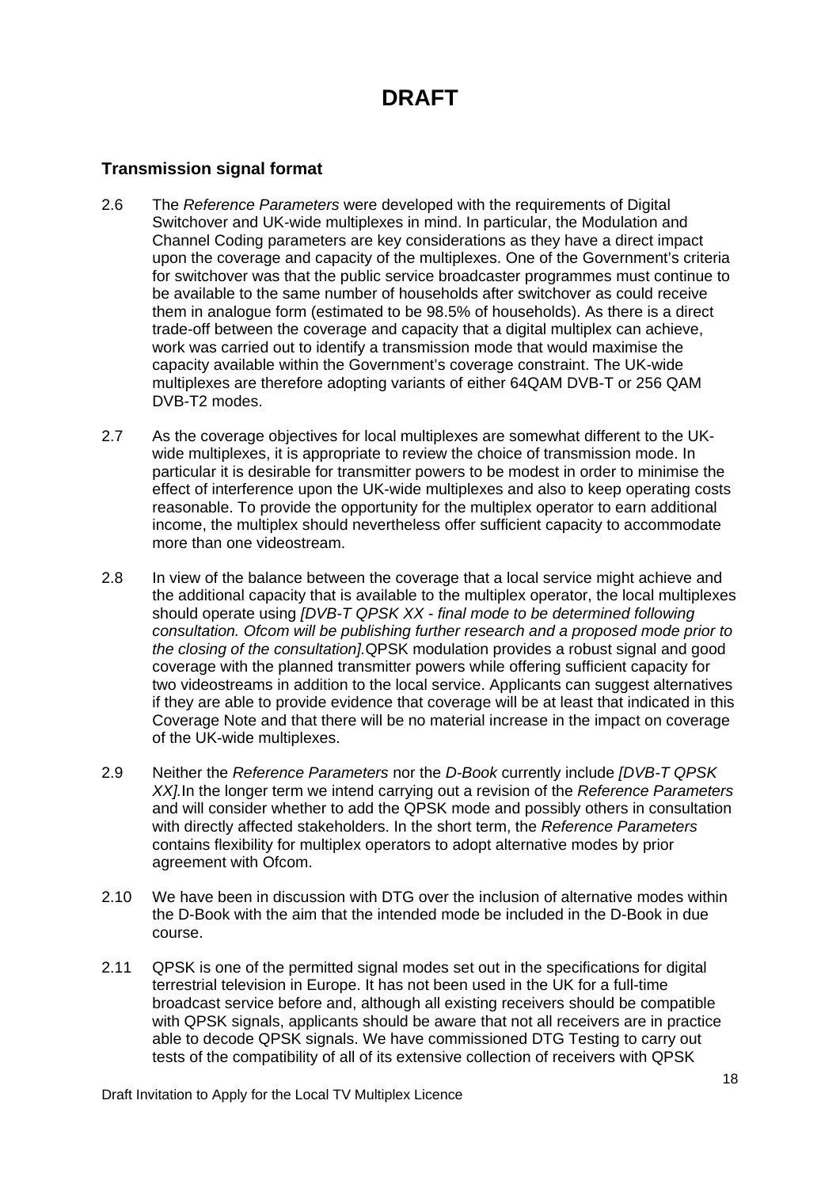# DRAFT

## Transmission signal format

2.6 The *Reference Parameters* were developed with the requirements of Digital Switchover and UK-wide multiplexes in mind. In particular, the Modulation and Channel Coding parameters are key considerations as they have a direct impact upon the coverage and capacity of the multiplexes. One of the Government's criteria for switchover was that the public service broadcaster programmes must continue to be available to the same number of households after switchover as could receive them in analogue form (estimated to be 98.5% of households). As there is a direct trade-off between the coverage and capacity that a digital multiplex can achieve, work was carried out to identify a transmission mode that would maximise the capacity available within the Government's coverage constraint. The UK-wide multiplexes are therefore adopting variants of either 64QAM DVB-T or 256 QAM DVB-T2 modes.

2.7 As the coverage objectives for local multiplexes are somewhat different to the UK-wide multiplexes, it is appropriate to review the choice of transmission mode. In particular it is desirable for transmitter powers to be modest in order to minimise the effect of interference upon the UK-wide multiplexes and also to keep operating costs reasonable. To provide the opportunity for the multiplex operator to earn additional income, the multiplex should nevertheless offer sufficient capacity to accommodate more than one videostream.

2.8 In view of the balance between the coverage that a local service might achieve and the additional capacity that is available to the multiplex operator, the local multiplexes should operate using *[DVB-T QPSK XX - final mode to be determined following consultation. Ofcom will be publishing further research and a proposed mode prior to the closing of the consultation].*QPSK modulation provides a robust signal and good coverage with the planned transmitter powers while offering sufficient capacity for two videostreams in addition to the local service. Applicants can suggest alternatives if they are able to provide evidence that coverage will be at least that indicated in this Coverage Note and that there will be no material increase in the impact on coverage of the UK-wide multiplexes.

2.9 Neither the *Reference Parameters* nor the *D-Book* currently include *[DVB-T QPSK XX].*In the longer term we intend carrying out a revision of the *Reference Parameters* and will consider whether to add the QPSK mode and possibly others in consultation with directly affected stakeholders. In the short term, the *Reference Parameters* contains flexibility for multiplex operators to adopt alternative modes by prior agreement with Ofcom.

2.10 We have been in discussion with DTG over the inclusion of alternative modes within the D-Book with the aim that the intended mode be included in the D-Book in due course.

2.11 QPSK is one of the permitted signal modes set out in the specifications for digital terrestrial television in Europe. It has not been used in the UK for a full-time broadcast service before and, although all existing receivers should be compatible with QPSK signals, applicants should be aware that not all receivers are in practice able to decode QPSK signals. We have commissioned DTG Testing to carry out tests of the compatibility of all of its extensive collection of receivers with QPSK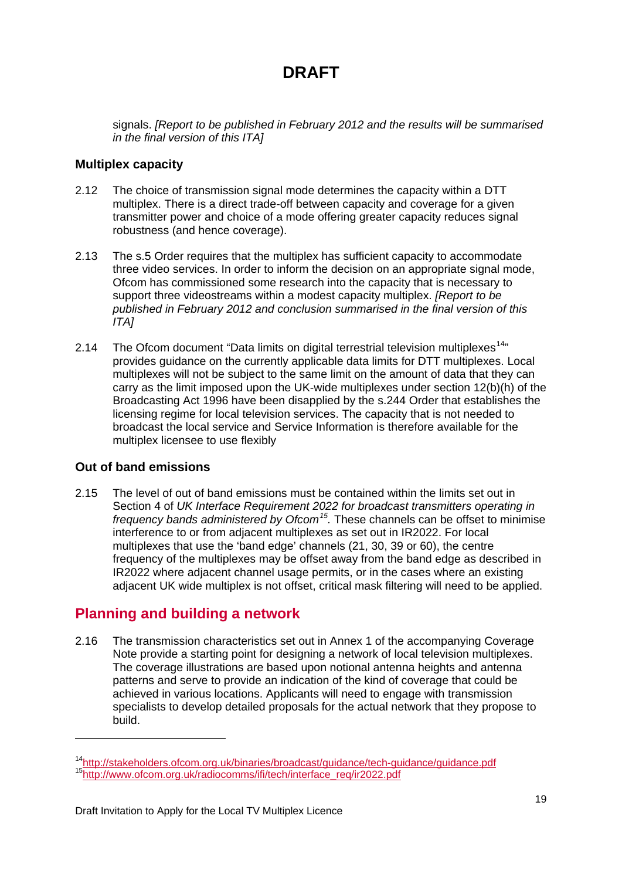signals. *[Report to be published in February 2012 and the results will be summarised in the final version of this ITA]*

### Multiplex capacity

2.12 The choice of transmission signal mode determines the capacity within a DTT multiplex. There is a direct trade-off between capacity and coverage for a given transmitter power and choice of a mode offering greater capacity reduces signal robustness (and hence coverage).

2.13 The s.5 Order requires that the multiplex has sufficient capacity to accommodate three video services. In order to inform the decision on an appropriate signal mode, Ofcom has commissioned some research into the capacity that is necessary to support three videostreams within a modest capacity multiplex. *[Report to be published in February 2012 and conclusion summarised in the final version of this ITA]*

2.14 The Ofcom document "Data limits on digital terrestrial television multiplexes[14]" provides guidance on the currently applicable data limits for DTT multiplexes. Local multiplexes will not be subject to the same limit on the amount of data that they can carry as the limit imposed upon the UK-wide multiplexes under section 12(b)(h) of the Broadcasting Act 1996 have been disapplied by the s.244 Order that establishes the licensing regime for local television services. The capacity that is not needed to broadcast the local service and Service Information is therefore available for the multiplex licensee to use flexibly

### Out of band emissions

2.15 The level of out of band emissions must be contained within the limits set out in Section 4 of *UK Interface Requirement 2022 for broadcast transmitters operating in frequency bands administered by Ofcom[15].* These channels can be offset to minimise interference to or from adjacent multiplexes as set out in IR2022. For local multiplexes that use the 'band edge' channels (21, 30, 39 or 60), the centre frequency of the multiplexes may be offset away from the band edge as described in IR2022 where adjacent channel usage permits, or in the cases where an existing adjacent UK wide multiplex is not offset, critical mask filtering will need to be applied.

## Planning and building a network

2.16 The transmission characteristics set out in Annex 1 of the accompanying Coverage Note provide a starting point for designing a network of local television multiplexes. The coverage illustrations are based upon notional antenna heights and antenna patterns and serve to provide an indication of the kind of coverage that could be achieved in various locations. Applicants will need to engage with transmission specialists to develop detailed proposals for the actual network that they propose to build.

---

[14] http://stakeholders.ofcom.org.uk/binaries/broadcast/guidance/tech-guidance/guidance.pdf
[15] http://www.ofcom.org.uk/radiocomms/ifi/tech/interface_req/ir2022.pdf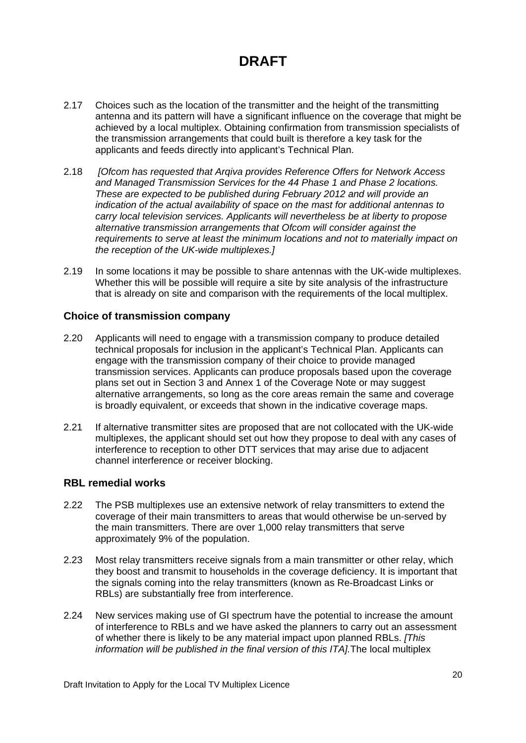# DRAFT

2.17 Choices such as the location of the transmitter and the height of the transmitting antenna and its pattern will have a significant influence on the coverage that might be achieved by a local multiplex. Obtaining confirmation from transmission specialists of the transmission arrangements that could built is therefore a key task for the applicants and feeds directly into applicant's Technical Plan.

2.18 *[Ofcom has requested that Arqiva provides Reference Offers for Network Access and Managed Transmission Services for the 44 Phase 1 and Phase 2 locations. These are expected to be published during February 2012 and will provide an indication of the actual availability of space on the mast for additional antennas to carry local television services. Applicants will nevertheless be at liberty to propose alternative transmission arrangements that Ofcom will consider against the requirements to serve at least the minimum locations and not to materially impact on the reception of the UK-wide multiplexes.]*

2.19 In some locations it may be possible to share antennas with the UK-wide multiplexes. Whether this will be possible will require a site by site analysis of the infrastructure that is already on site and comparison with the requirements of the local multiplex.

### Choice of transmission company

2.20 Applicants will need to engage with a transmission company to produce detailed technical proposals for inclusion in the applicant's Technical Plan. Applicants can engage with the transmission company of their choice to provide managed transmission services. Applicants can produce proposals based upon the coverage plans set out in Section 3 and Annex 1 of the Coverage Note or may suggest alternative arrangements, so long as the core areas remain the same and coverage is broadly equivalent, or exceeds that shown in the indicative coverage maps.

2.21 If alternative transmitter sites are proposed that are not collocated with the UK-wide multiplexes, the applicant should set out how they propose to deal with any cases of interference to reception to other DTT services that may arise due to adjacent channel interference or receiver blocking.

### RBL remedial works

2.22 The PSB multiplexes use an extensive network of relay transmitters to extend the coverage of their main transmitters to areas that would otherwise be un-served by the main transmitters. There are over 1,000 relay transmitters that serve approximately 9% of the population.

2.23 Most relay transmitters receive signals from a main transmitter or other relay, which they boost and transmit to households in the coverage deficiency. It is important that the signals coming into the relay transmitters (known as Re-Broadcast Links or RBLs) are substantially free from interference.

2.24 New services making use of GI spectrum have the potential to increase the amount of interference to RBLs and we have asked the planners to carry out an assessment of whether there is likely to be any material impact upon planned RBLs. *[This information will be published in the final version of this ITA].*The local multiplex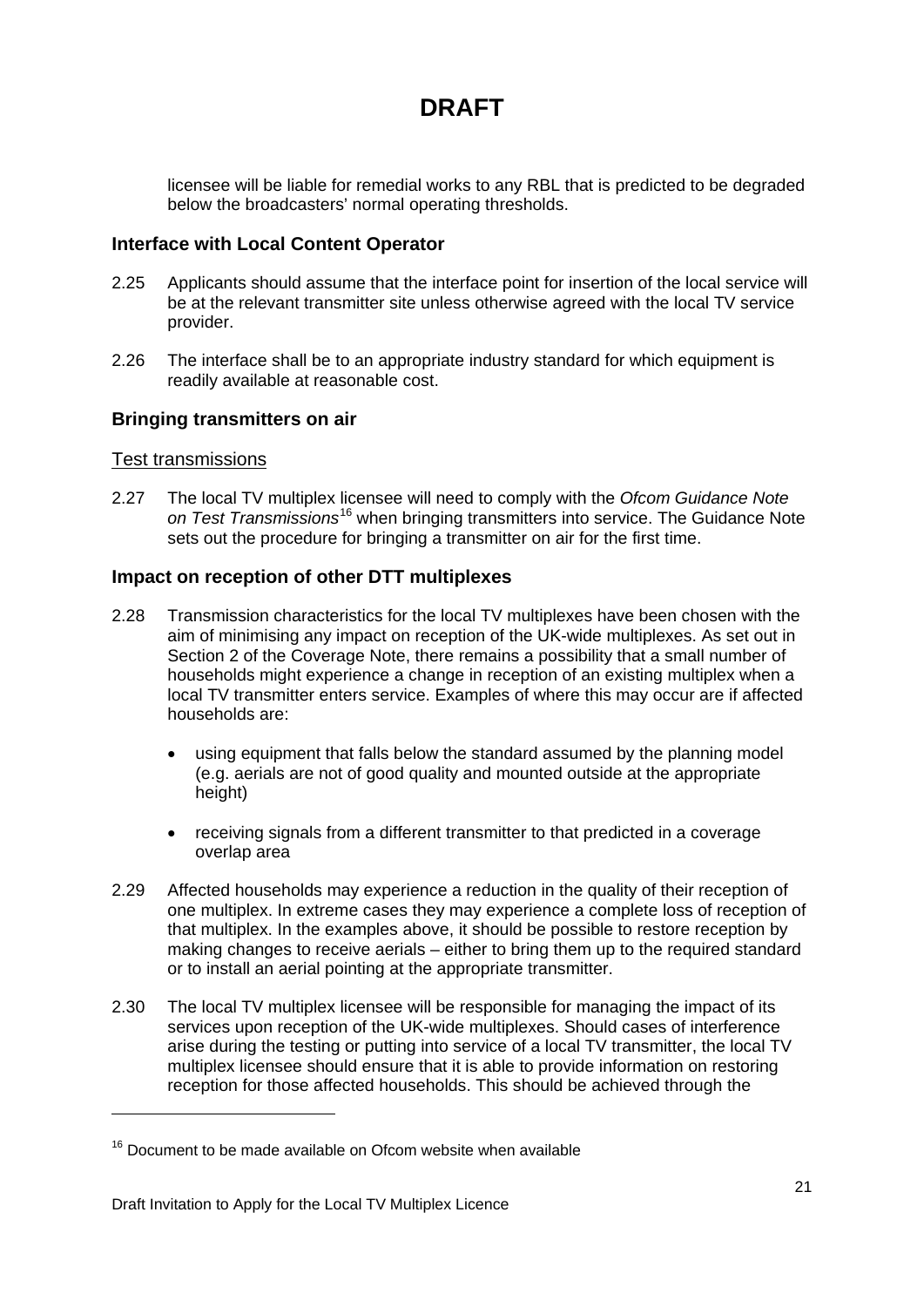# DRAFT

licensee will be liable for remedial works to any RBL that is predicted to be degraded below the broadcasters' normal operating thresholds.

### Interface with Local Content Operator

2.25 Applicants should assume that the interface point for insertion of the local service will be at the relevant transmitter site unless otherwise agreed with the local TV service provider.

2.26 The interface shall be to an appropriate industry standard for which equipment is readily available at reasonable cost.

### Bringing transmitters on air

#### Test transmissions

2.27 The local TV multiplex licensee will need to comply with the *Ofcom Guidance Note on Test Transmissions*[16] when bringing transmitters into service. The Guidance Note sets out the procedure for bringing a transmitter on air for the first time.

### Impact on reception of other DTT multiplexes

2.28 Transmission characteristics for the local TV multiplexes have been chosen with the aim of minimising any impact on reception of the UK-wide multiplexes. As set out in Section 2 of the Coverage Note, there remains a possibility that a small number of households might experience a change in reception of an existing multiplex when a local TV transmitter enters service. Examples of where this may occur are if affected households are:

- using equipment that falls below the standard assumed by the planning model (e.g. aerials are not of good quality and mounted outside at the appropriate height)
- receiving signals from a different transmitter to that predicted in a coverage overlap area

2.29 Affected households may experience a reduction in the quality of their reception of one multiplex. In extreme cases they may experience a complete loss of reception of that multiplex. In the examples above, it should be possible to restore reception by making changes to receive aerials – either to bring them up to the required standard or to install an aerial pointing at the appropriate transmitter.

2.30 The local TV multiplex licensee will be responsible for managing the impact of its services upon reception of the UK-wide multiplexes. Should cases of interference arise during the testing or putting into service of a local TV transmitter, the local TV multiplex licensee should ensure that it is able to provide information on restoring reception for those affected households. This should be achieved through the

[16] Document to be made available on Ofcom website when available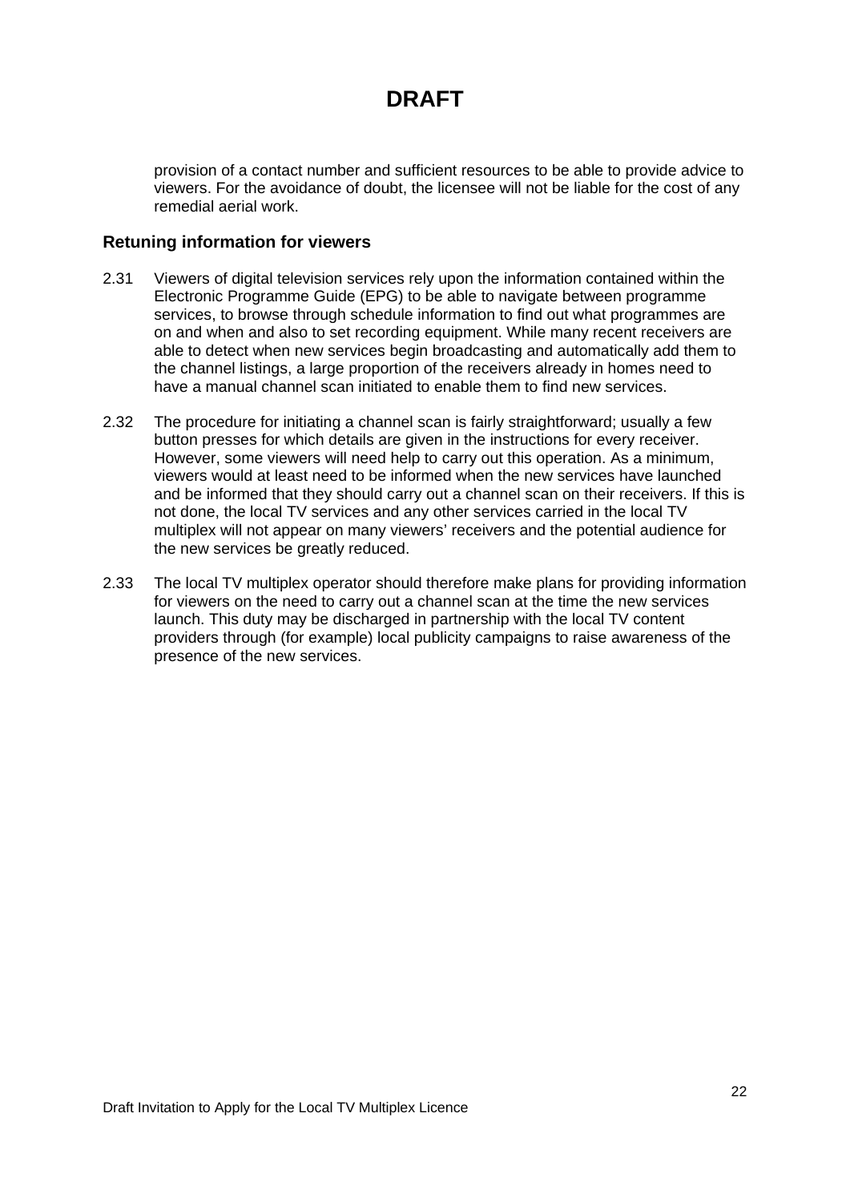**DRAFT**

provision of a contact number and sufficient resources to be able to provide advice to viewers. For the avoidance of doubt, the licensee will not be liable for the cost of any remedial aerial work.

### Retuning information for viewers

2.31 Viewers of digital television services rely upon the information contained within the Electronic Programme Guide (EPG) to be able to navigate between programme services, to browse through schedule information to find out what programmes are on and when and also to set recording equipment. While many recent receivers are able to detect when new services begin broadcasting and automatically add them to the channel listings, a large proportion of the receivers already in homes need to have a manual channel scan initiated to enable them to find new services.

2.32 The procedure for initiating a channel scan is fairly straightforward; usually a few button presses for which details are given in the instructions for every receiver. However, some viewers will need help to carry out this operation. As a minimum, viewers would at least need to be informed when the new services have launched and be informed that they should carry out a channel scan on their receivers. If this is not done, the local TV services and any other services carried in the local TV multiplex will not appear on many viewers' receivers and the potential audience for the new services be greatly reduced.

2.33 The local TV multiplex operator should therefore make plans for providing information for viewers on the need to carry out a channel scan at the time the new services launch. This duty may be discharged in partnership with the local TV content providers through (for example) local publicity campaigns to raise awareness of the presence of the new services.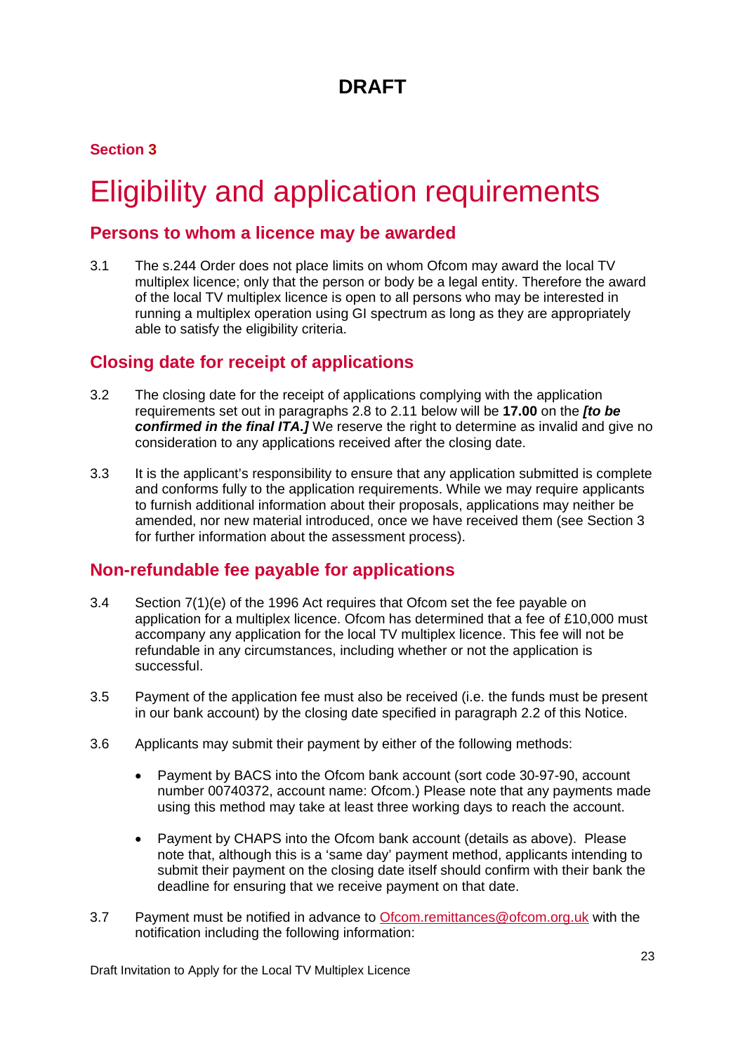# DRAFT

## Section 3

# Eligibility and application requirements

## Persons to whom a licence may be awarded

3.1 The s.244 Order does not place limits on whom Ofcom may award the local TV multiplex licence; only that the person or body be a legal entity. Therefore the award of the local TV multiplex licence is open to all persons who may be interested in running a multiplex operation using GI spectrum as long as they are appropriately able to satisfy the eligibility criteria.

## Closing date for receipt of applications

3.2 The closing date for the receipt of applications complying with the application requirements set out in paragraphs 2.8 to 2.11 below will be **17.00** on the ***[to be confirmed in the final ITA.]*** We reserve the right to determine as invalid and give no consideration to any applications received after the closing date.

3.3 It is the applicant's responsibility to ensure that any application submitted is complete and conforms fully to the application requirements. While we may require applicants to furnish additional information about their proposals, applications may neither be amended, nor new material introduced, once we have received them (see Section 3 for further information about the assessment process).

## Non-refundable fee payable for applications

3.4 Section 7(1)(e) of the 1996 Act requires that Ofcom set the fee payable on application for a multiplex licence. Ofcom has determined that a fee of £10,000 must accompany any application for the local TV multiplex licence. This fee will not be refundable in any circumstances, including whether or not the application is successful.

3.5 Payment of the application fee must also be received (i.e. the funds must be present in our bank account) by the closing date specified in paragraph 2.2 of this Notice.

3.6 Applicants may submit their payment by either of the following methods:

- Payment by BACS into the Ofcom bank account (sort code 30-97-90, account number 00740372, account name: Ofcom.) Please note that any payments made using this method may take at least three working days to reach the account.

- Payment by CHAPS into the Ofcom bank account (details as above). Please note that, although this is a 'same day' payment method, applicants intending to submit their payment on the closing date itself should confirm with their bank the deadline for ensuring that we receive payment on that date.

3.7 Payment must be notified in advance to Ofcom.remittances@ofcom.org.uk with the notification including the following information: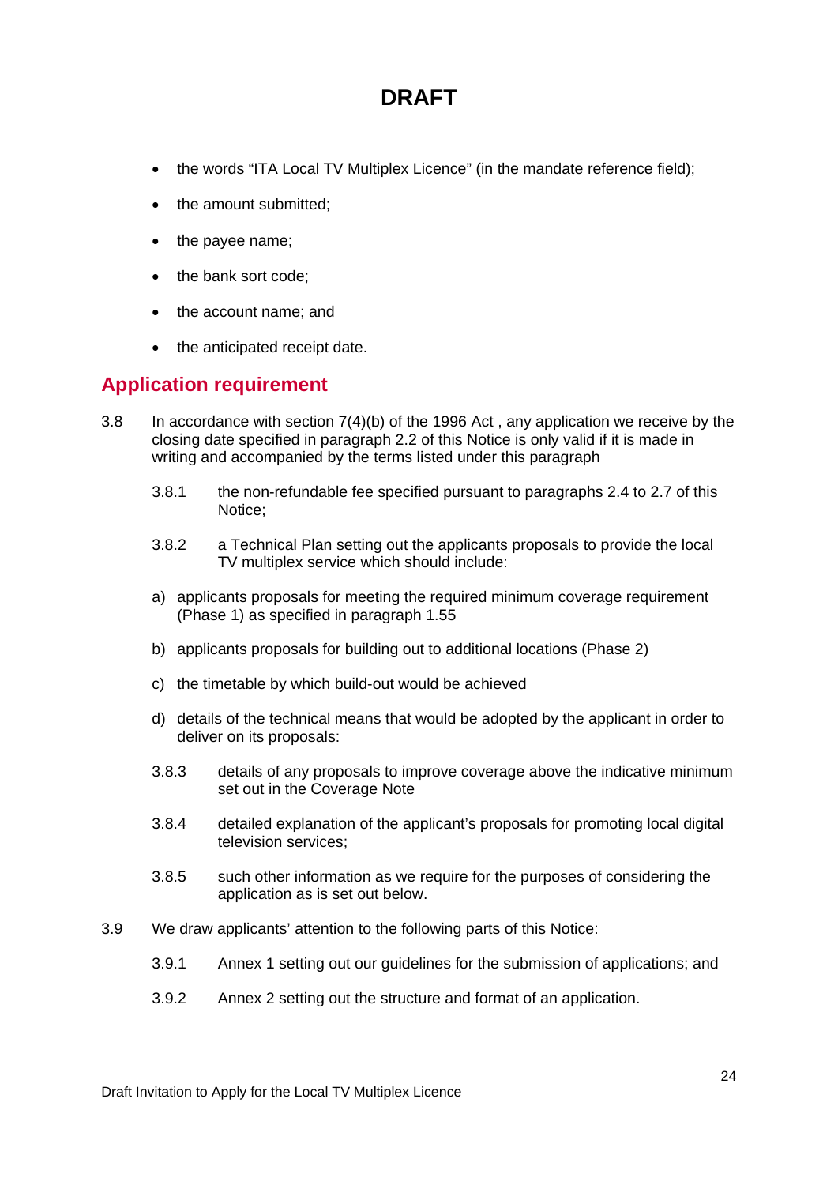# DRAFT

- the words "ITA Local TV Multiplex Licence" (in the mandate reference field);
- the amount submitted;
- the payee name;
- the bank sort code;
- the account name; and
- the anticipated receipt date.

## Application requirement

3.8 In accordance with section 7(4)(b) of the 1996 Act , any application we receive by the closing date specified in paragraph 2.2 of this Notice is only valid if it is made in writing and accompanied by the terms listed under this paragraph

3.8.1 the non-refundable fee specified pursuant to paragraphs 2.4 to 2.7 of this Notice;

3.8.2 a Technical Plan setting out the applicants proposals to provide the local TV multiplex service which should include:

a) applicants proposals for meeting the required minimum coverage requirement (Phase 1) as specified in paragraph 1.55

b) applicants proposals for building out to additional locations (Phase 2)

c) the timetable by which build-out would be achieved

d) details of the technical means that would be adopted by the applicant in order to deliver on its proposals:

3.8.3 details of any proposals to improve coverage above the indicative minimum set out in the Coverage Note

3.8.4 detailed explanation of the applicant's proposals for promoting local digital television services;

3.8.5 such other information as we require for the purposes of considering the application as is set out below.

3.9 We draw applicants' attention to the following parts of this Notice:

3.9.1 Annex 1 setting out our guidelines for the submission of applications; and

3.9.2 Annex 2 setting out the structure and format of an application.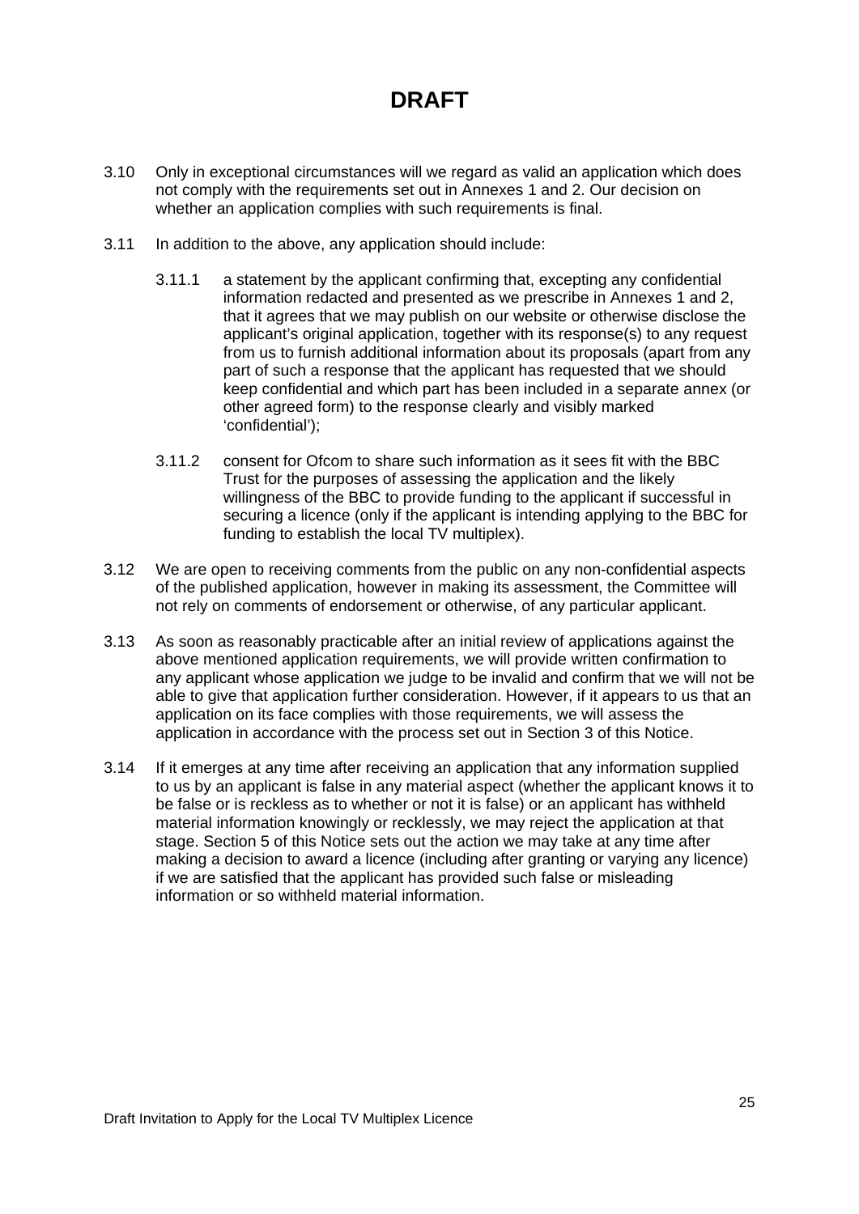# DRAFT

3.10 Only in exceptional circumstances will we regard as valid an application which does not comply with the requirements set out in Annexes 1 and 2. Our decision on whether an application complies with such requirements is final.

3.11 In addition to the above, any application should include:

3.11.1 a statement by the applicant confirming that, excepting any confidential information redacted and presented as we prescribe in Annexes 1 and 2, that it agrees that we may publish on our website or otherwise disclose the applicant's original application, together with its response(s) to any request from us to furnish additional information about its proposals (apart from any part of such a response that the applicant has requested that we should keep confidential and which part has been included in a separate annex (or other agreed form) to the response clearly and visibly marked 'confidential');

3.11.2 consent for Ofcom to share such information as it sees fit with the BBC Trust for the purposes of assessing the application and the likely willingness of the BBC to provide funding to the applicant if successful in securing a licence (only if the applicant is intending applying to the BBC for funding to establish the local TV multiplex).

3.12 We are open to receiving comments from the public on any non-confidential aspects of the published application, however in making its assessment, the Committee will not rely on comments of endorsement or otherwise, of any particular applicant.

3.13 As soon as reasonably practicable after an initial review of applications against the above mentioned application requirements, we will provide written confirmation to any applicant whose application we judge to be invalid and confirm that we will not be able to give that application further consideration. However, if it appears to us that an application on its face complies with those requirements, we will assess the application in accordance with the process set out in Section 3 of this Notice.

3.14 If it emerges at any time after receiving an application that any information supplied to us by an applicant is false in any material aspect (whether the applicant knows it to be false or is reckless as to whether or not it is false) or an applicant has withheld material information knowingly or recklessly, we may reject the application at that stage. Section 5 of this Notice sets out the action we may take at any time after making a decision to award a licence (including after granting or varying any licence) if we are satisfied that the applicant has provided such false or misleading information or so withheld material information.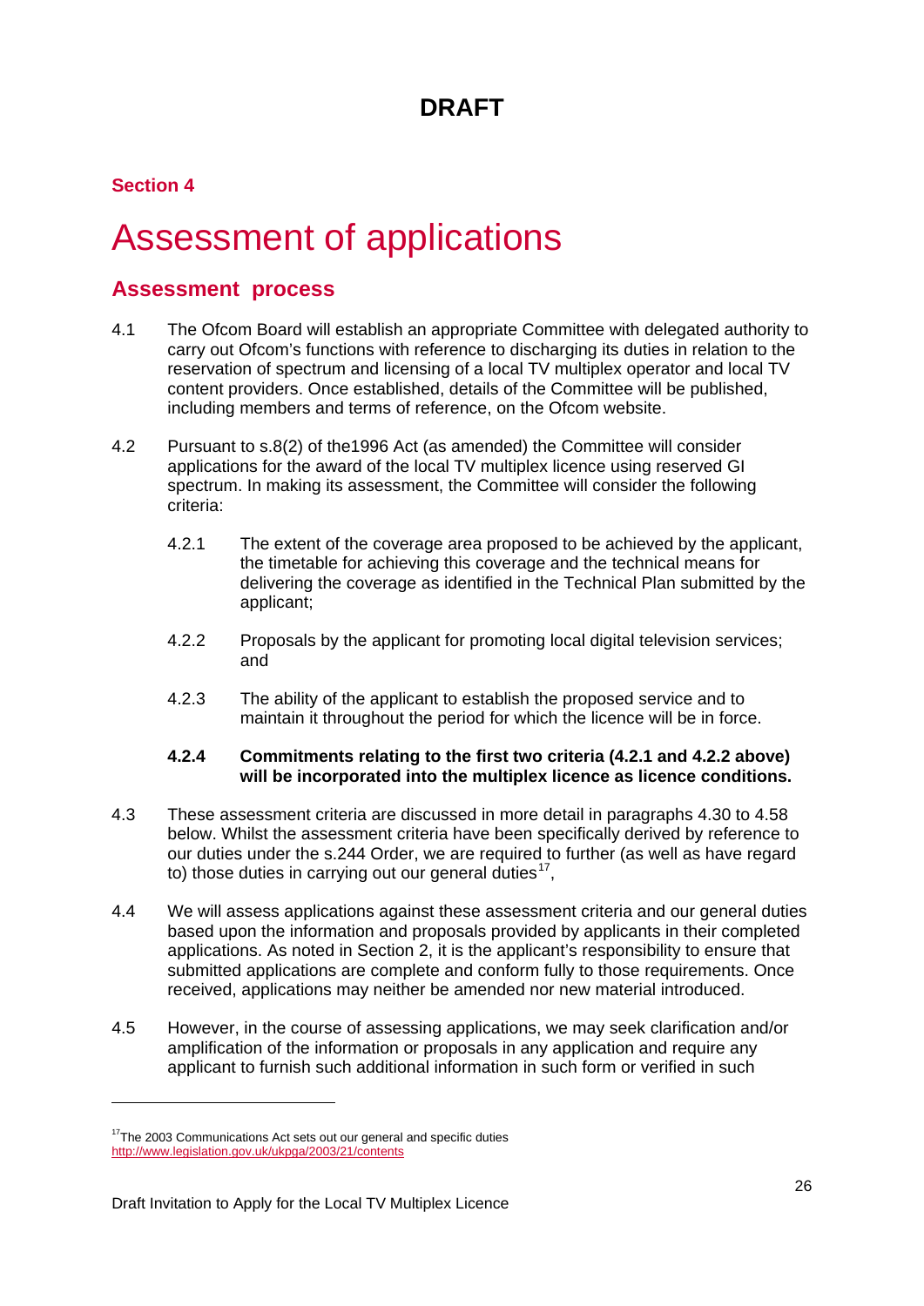# DRAFT

## Section 4

# Assessment of applications

## Assessment process

4.1 The Ofcom Board will establish an appropriate Committee with delegated authority to carry out Ofcom's functions with reference to discharging its duties in relation to the reservation of spectrum and licensing of a local TV multiplex operator and local TV content providers. Once established, details of the Committee will be published, including members and terms of reference, on the Ofcom website.

4.2 Pursuant to s.8(2) of the1996 Act (as amended) the Committee will consider applications for the award of the local TV multiplex licence using reserved GI spectrum. In making its assessment, the Committee will consider the following criteria:

4.2.1 The extent of the coverage area proposed to be achieved by the applicant, the timetable for achieving this coverage and the technical means for delivering the coverage as identified in the Technical Plan submitted by the applicant;

4.2.2 Proposals by the applicant for promoting local digital television services; and

4.2.3 The ability of the applicant to establish the proposed service and to maintain it throughout the period for which the licence will be in force.

**4.2.4 Commitments relating to the first two criteria (4.2.1 and 4.2.2 above) will be incorporated into the multiplex licence as licence conditions.**

4.3 These assessment criteria are discussed in more detail in paragraphs 4.30 to 4.58 below. Whilst the assessment criteria have been specifically derived by reference to our duties under the s.244 Order, we are required to further (as well as have regard to) those duties in carrying out our general duties[17],

4.4 We will assess applications against these assessment criteria and our general duties based upon the information and proposals provided by applicants in their completed applications. As noted in Section 2, it is the applicant's responsibility to ensure that submitted applications are complete and conform fully to those requirements. Once received, applications may neither be amended nor new material introduced.

4.5 However, in the course of assessing applications, we may seek clarification and/or amplification of the information or proposals in any application and require any applicant to furnish such additional information in such form or verified in such

[17] The 2003 Communications Act sets out our general and specific duties http://www.legislation.gov.uk/ukpga/2003/21/contents

Draft Invitation to Apply for the Local TV Multiplex Licence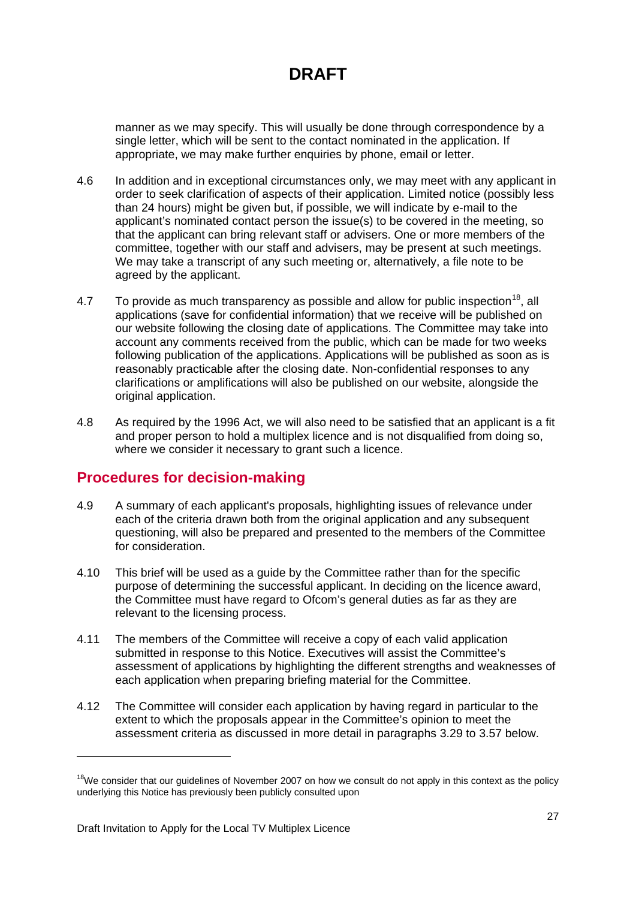# DRAFT

manner as we may specify. This will usually be done through correspondence by a single letter, which will be sent to the contact nominated in the application. If appropriate, we may make further enquiries by phone, email or letter.

4.6 In addition and in exceptional circumstances only, we may meet with any applicant in order to seek clarification of aspects of their application. Limited notice (possibly less than 24 hours) might be given but, if possible, we will indicate by e-mail to the applicant's nominated contact person the issue(s) to be covered in the meeting, so that the applicant can bring relevant staff or advisers. One or more members of the committee, together with our staff and advisers, may be present at such meetings. We may take a transcript of any such meeting or, alternatively, a file note to be agreed by the applicant.

4.7 To provide as much transparency as possible and allow for public inspection[18], all applications (save for confidential information) that we receive will be published on our website following the closing date of applications. The Committee may take into account any comments received from the public, which can be made for two weeks following publication of the applications. Applications will be published as soon as is reasonably practicable after the closing date. Non-confidential responses to any clarifications or amplifications will also be published on our website, alongside the original application.

4.8 As required by the 1996 Act, we will also need to be satisfied that an applicant is a fit and proper person to hold a multiplex licence and is not disqualified from doing so, where we consider it necessary to grant such a licence.

## Procedures for decision-making

4.9 A summary of each applicant's proposals, highlighting issues of relevance under each of the criteria drawn both from the original application and any subsequent questioning, will also be prepared and presented to the members of the Committee for consideration.

4.10 This brief will be used as a guide by the Committee rather than for the specific purpose of determining the successful applicant. In deciding on the licence award, the Committee must have regard to Ofcom's general duties as far as they are relevant to the licensing process.

4.11 The members of the Committee will receive a copy of each valid application submitted in response to this Notice. Executives will assist the Committee's assessment of applications by highlighting the different strengths and weaknesses of each application when preparing briefing material for the Committee.

4.12 The Committee will consider each application by having regard in particular to the extent to which the proposals appear in the Committee's opinion to meet the assessment criteria as discussed in more detail in paragraphs 3.29 to 3.57 below.

---

[18] We consider that our guidelines of November 2007 on how we consult do not apply in this context as the policy underlying this Notice has previously been publicly consulted upon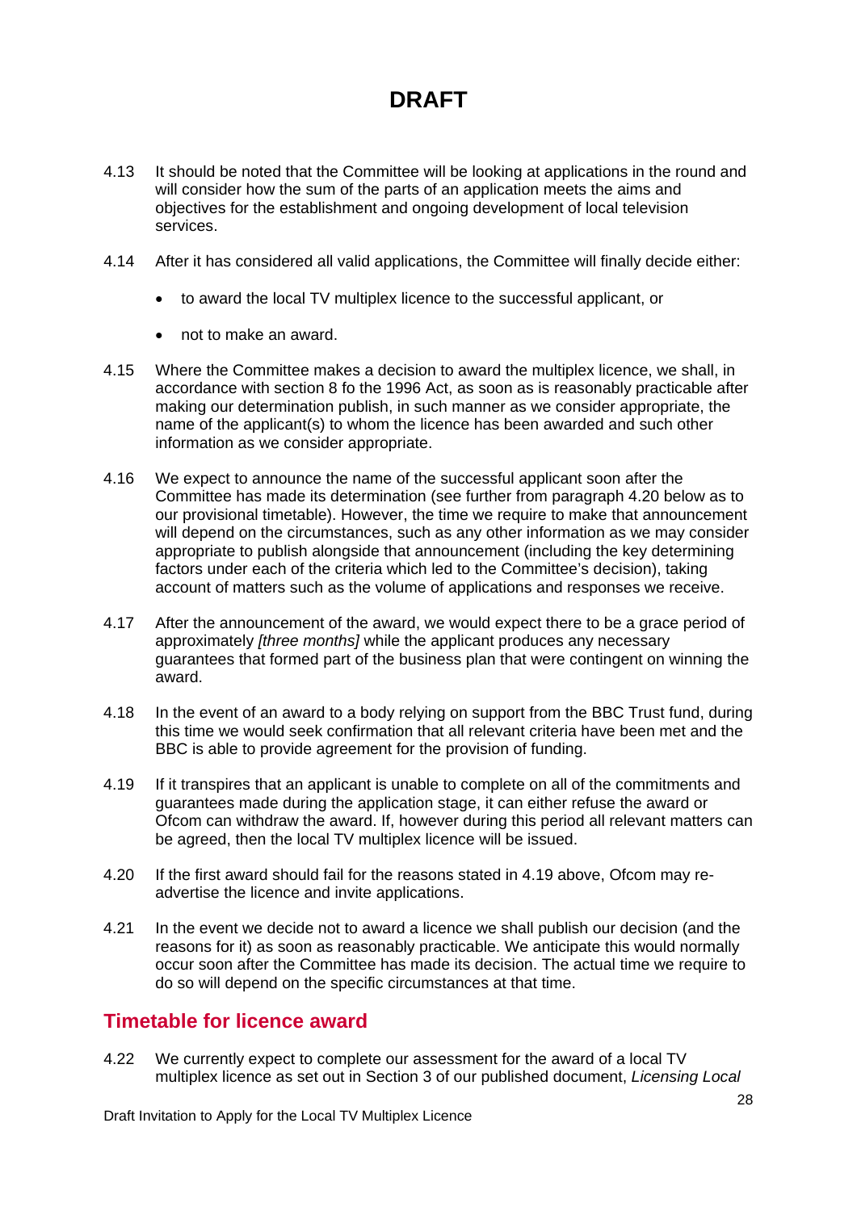# DRAFT

4.13 It should be noted that the Committee will be looking at applications in the round and will consider how the sum of the parts of an application meets the aims and objectives for the establishment and ongoing development of local television services.

4.14 After it has considered all valid applications, the Committee will finally decide either:

- to award the local TV multiplex licence to the successful applicant, or
- not to make an award.

4.15 Where the Committee makes a decision to award the multiplex licence, we shall, in accordance with section 8 fo the 1996 Act, as soon as is reasonably practicable after making our determination publish, in such manner as we consider appropriate, the name of the applicant(s) to whom the licence has been awarded and such other information as we consider appropriate.

4.16 We expect to announce the name of the successful applicant soon after the Committee has made its determination (see further from paragraph 4.20 below as to our provisional timetable). However, the time we require to make that announcement will depend on the circumstances, such as any other information as we may consider appropriate to publish alongside that announcement (including the key determining factors under each of the criteria which led to the Committee's decision), taking account of matters such as the volume of applications and responses we receive.

4.17 After the announcement of the award, we would expect there to be a grace period of approximately *[three months]* while the applicant produces any necessary guarantees that formed part of the business plan that were contingent on winning the award.

4.18 In the event of an award to a body relying on support from the BBC Trust fund, during this time we would seek confirmation that all relevant criteria have been met and the BBC is able to provide agreement for the provision of funding.

4.19 If it transpires that an applicant is unable to complete on all of the commitments and guarantees made during the application stage, it can either refuse the award or Ofcom can withdraw the award. If, however during this period all relevant matters can be agreed, then the local TV multiplex licence will be issued.

4.20 If the first award should fail for the reasons stated in 4.19 above, Ofcom may re-advertise the licence and invite applications.

4.21 In the event we decide not to award a licence we shall publish our decision (and the reasons for it) as soon as reasonably practicable. We anticipate this would normally occur soon after the Committee has made its decision. The actual time we require to do so will depend on the specific circumstances at that time.

## Timetable for licence award

4.22 We currently expect to complete our assessment for the award of a local TV multiplex licence as set out in Section 3 of our published document, *Licensing Local*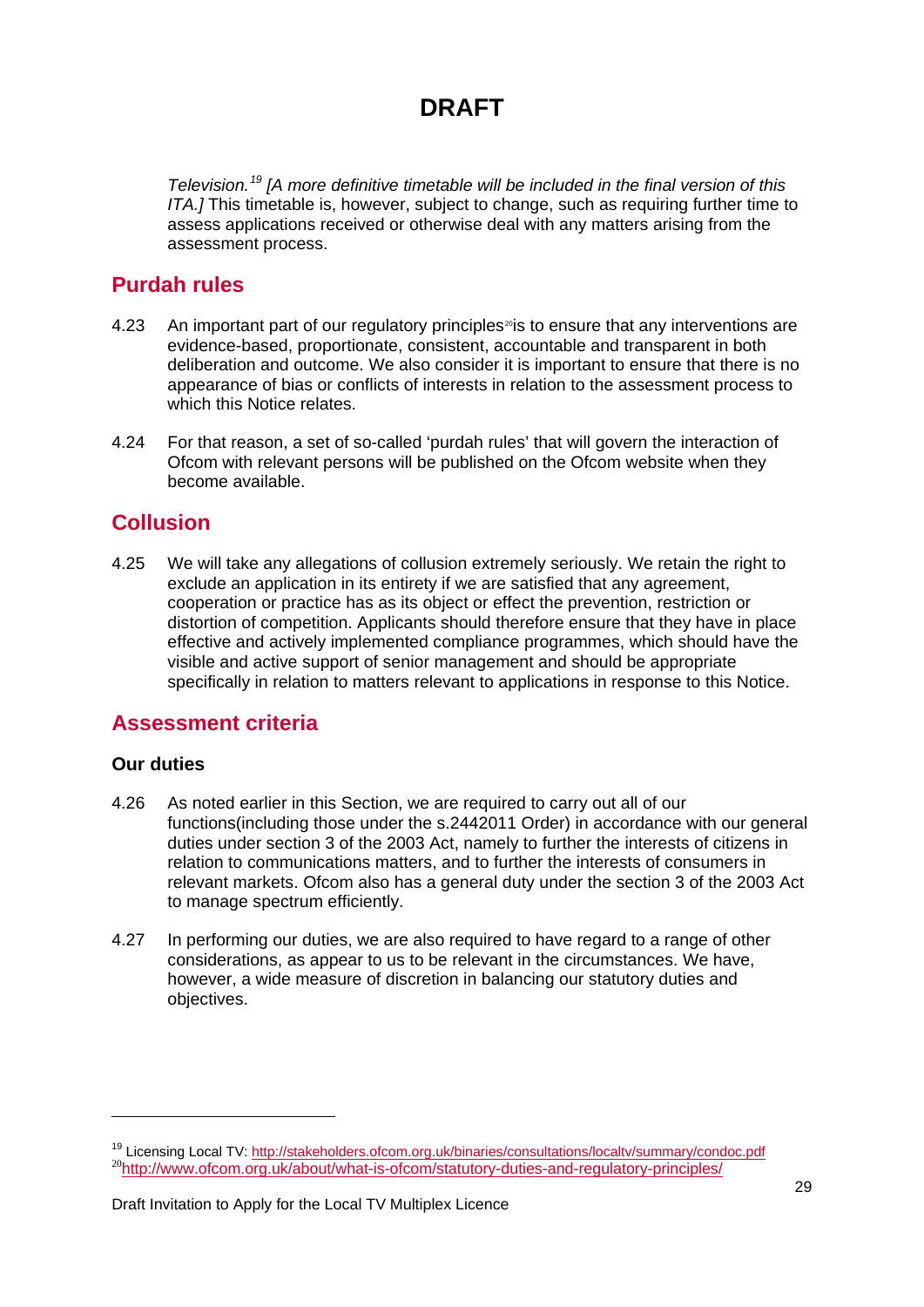# DRAFT

*Television.*[19] *[A more definitive timetable will be included in the final version of this ITA.]* This timetable is, however, subject to change, such as requiring further time to assess applications received or otherwise deal with any matters arising from the assessment process.

## Purdah rules

4.23 An important part of our regulatory principles[20] is to ensure that any interventions are evidence-based, proportionate, consistent, accountable and transparent in both deliberation and outcome. We also consider it is important to ensure that there is no appearance of bias or conflicts of interests in relation to the assessment process to which this Notice relates.

4.24 For that reason, a set of so-called 'purdah rules' that will govern the interaction of Ofcom with relevant persons will be published on the Ofcom website when they become available.

## Collusion

4.25 We will take any allegations of collusion extremely seriously. We retain the right to exclude an application in its entirety if we are satisfied that any agreement, cooperation or practice has as its object or effect the prevention, restriction or distortion of competition. Applicants should therefore ensure that they have in place effective and actively implemented compliance programmes, which should have the visible and active support of senior management and should be appropriate specifically in relation to matters relevant to applications in response to this Notice.

## Assessment criteria

### Our duties

4.26 As noted earlier in this Section, we are required to carry out all of our functions(including those under the s.2442011 Order) in accordance with our general duties under section 3 of the 2003 Act, namely to further the interests of citizens in relation to communications matters, and to further the interests of consumers in relevant markets. Ofcom also has a general duty under the section 3 of the 2003 Act to manage spectrum efficiently.

4.27 In performing our duties, we are also required to have regard to a range of other considerations, as appear to us to be relevant in the circumstances. We have, however, a wide measure of discretion in balancing our statutory duties and objectives.

---

[19] Licensing Local TV: http://stakeholders.ofcom.org.uk/binaries/consultations/localtv/summary/condoc.pdf

[20] http://www.ofcom.org.uk/about/what-is-ofcom/statutory-duties-and-regulatory-principles/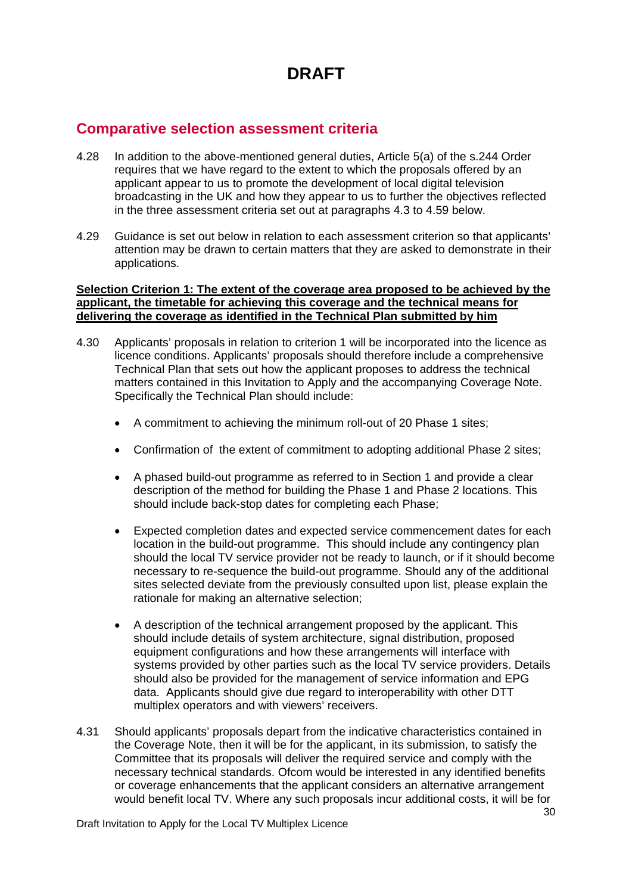# DRAFT

## Comparative selection assessment criteria

4.28 In addition to the above-mentioned general duties, Article 5(a) of the s.244 Order requires that we have regard to the extent to which the proposals offered by an applicant appear to us to promote the development of local digital television broadcasting in the UK and how they appear to us to further the objectives reflected in the three assessment criteria set out at paragraphs 4.3 to 4.59 below.

4.29 Guidance is set out below in relation to each assessment criterion so that applicants' attention may be drawn to certain matters that they are asked to demonstrate in their applications.

**Selection Criterion 1: The extent of the coverage area proposed to be achieved by the applicant, the timetable for achieving this coverage and the technical means for delivering the coverage as identified in the Technical Plan submitted by him**

4.30 Applicants' proposals in relation to criterion 1 will be incorporated into the licence as licence conditions. Applicants' proposals should therefore include a comprehensive Technical Plan that sets out how the applicant proposes to address the technical matters contained in this Invitation to Apply and the accompanying Coverage Note. Specifically the Technical Plan should include:

- A commitment to achieving the minimum roll-out of 20 Phase 1 sites;
- Confirmation of the extent of commitment to adopting additional Phase 2 sites;
- A phased build-out programme as referred to in Section 1 and provide a clear description of the method for building the Phase 1 and Phase 2 locations. This should include back-stop dates for completing each Phase;
- Expected completion dates and expected service commencement dates for each location in the build-out programme. This should include any contingency plan should the local TV service provider not be ready to launch, or if it should become necessary to re-sequence the build-out programme. Should any of the additional sites selected deviate from the previously consulted upon list, please explain the rationale for making an alternative selection;
- A description of the technical arrangement proposed by the applicant. This should include details of system architecture, signal distribution, proposed equipment configurations and how these arrangements will interface with systems provided by other parties such as the local TV service providers. Details should also be provided for the management of service information and EPG data. Applicants should give due regard to interoperability with other DTT multiplex operators and with viewers' receivers.

4.31 Should applicants' proposals depart from the indicative characteristics contained in the Coverage Note, then it will be for the applicant, in its submission, to satisfy the Committee that its proposals will deliver the required service and comply with the necessary technical standards. Ofcom would be interested in any identified benefits or coverage enhancements that the applicant considers an alternative arrangement would benefit local TV. Where any such proposals incur additional costs, it will be for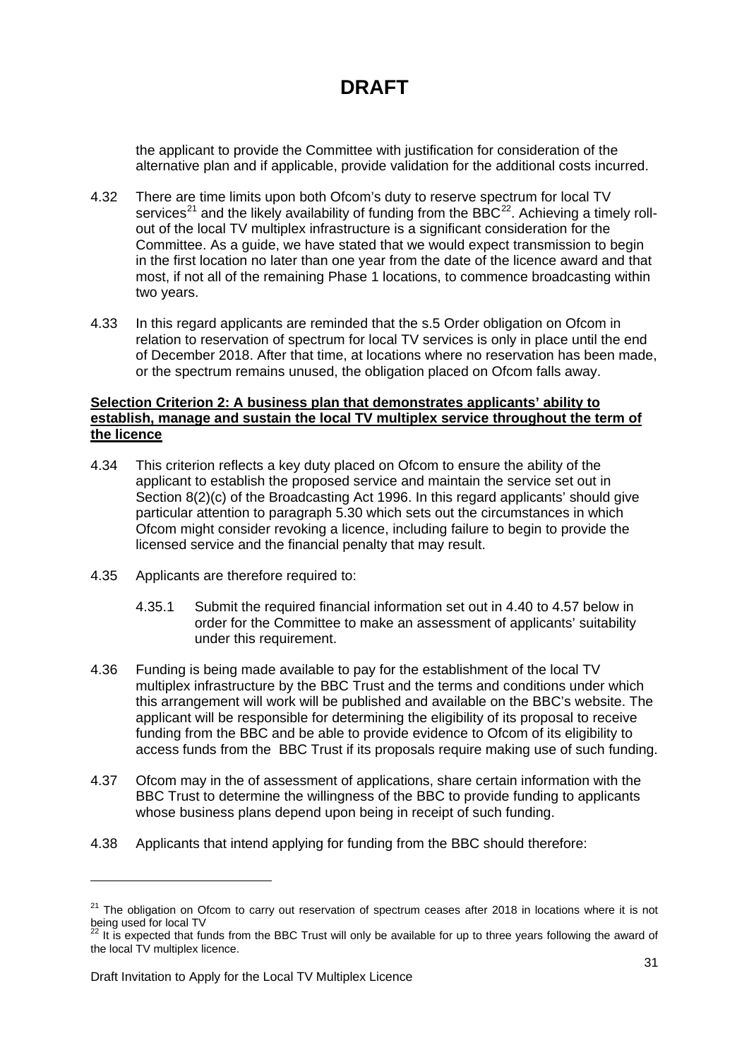the applicant to provide the Committee with justification for consideration of the alternative plan and if applicable, provide validation for the additional costs incurred.

4.32 There are time limits upon both Ofcom's duty to reserve spectrum for local TV services[21] and the likely availability of funding from the BBC[22]. Achieving a timely roll-out of the local TV multiplex infrastructure is a significant consideration for the Committee. As a guide, we have stated that we would expect transmission to begin in the first location no later than one year from the date of the licence award and that most, if not all of the remaining Phase 1 locations, to commence broadcasting within two years.

4.33 In this regard applicants are reminded that the s.5 Order obligation on Ofcom in relation to reservation of spectrum for local TV services is only in place until the end of December 2018. After that time, at locations where no reservation has been made, or the spectrum remains unused, the obligation placed on Ofcom falls away.

**Selection Criterion 2: A business plan that demonstrates applicants' ability to establish, manage and sustain the local TV multiplex service throughout the term of the licence**

4.34 This criterion reflects a key duty placed on Ofcom to ensure the ability of the applicant to establish the proposed service and maintain the service set out in Section 8(2)(c) of the Broadcasting Act 1996. In this regard applicants' should give particular attention to paragraph 5.30 which sets out the circumstances in which Ofcom might consider revoking a licence, including failure to begin to provide the licensed service and the financial penalty that may result.

4.35 Applicants are therefore required to:

4.35.1 Submit the required financial information set out in 4.40 to 4.57 below in order for the Committee to make an assessment of applicants' suitability under this requirement.

4.36 Funding is being made available to pay for the establishment of the local TV multiplex infrastructure by the BBC Trust and the terms and conditions under which this arrangement will work will be published and available on the BBC's website. The applicant will be responsible for determining the eligibility of its proposal to receive funding from the BBC and be able to provide evidence to Ofcom of its eligibility to access funds from the BBC Trust if its proposals require making use of such funding.

4.37 Ofcom may in the of assessment of applications, share certain information with the BBC Trust to determine the willingness of the BBC to provide funding to applicants whose business plans depend upon being in receipt of such funding.

4.38 Applicants that intend applying for funding from the BBC should therefore:

---

[21] The obligation on Ofcom to carry out reservation of spectrum ceases after 2018 in locations where it is not being used for local TV

[22] It is expected that funds from the BBC Trust will only be available for up to three years following the award of the local TV multiplex licence.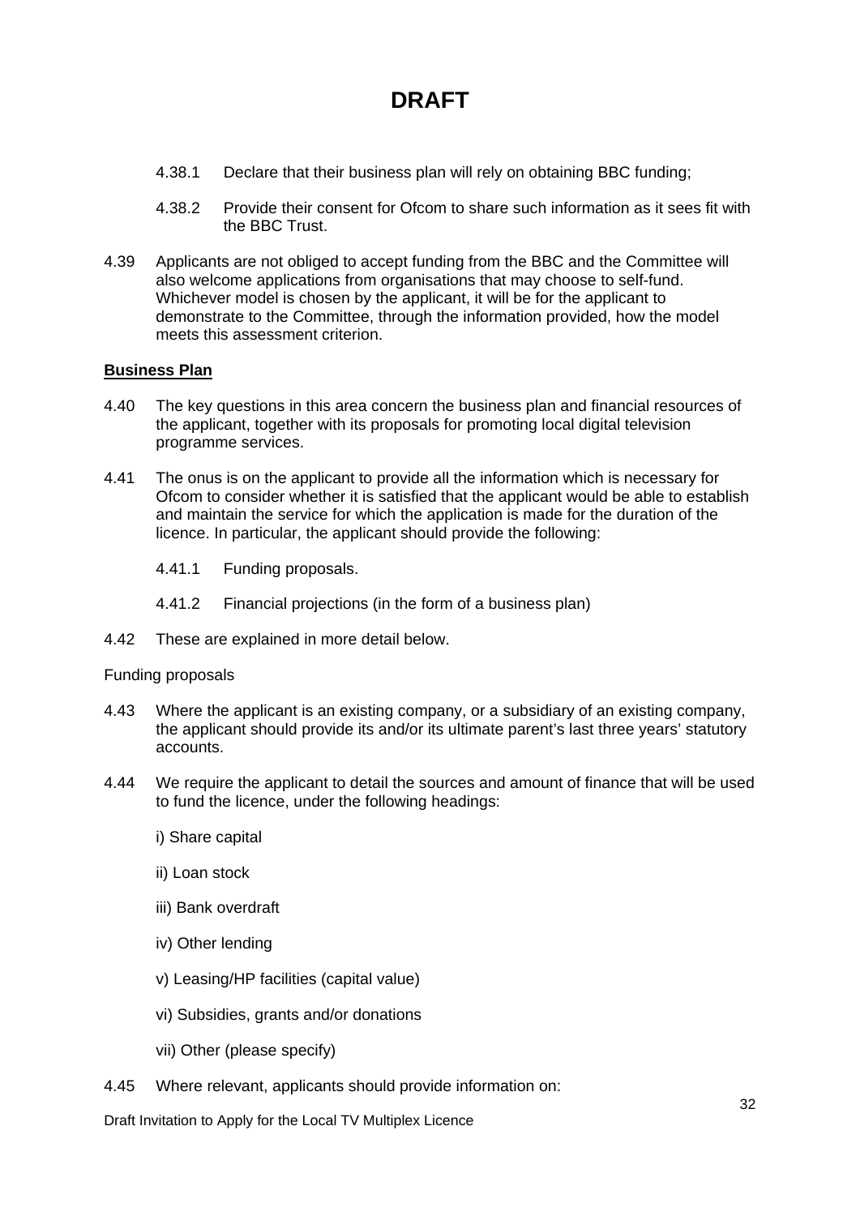# DRAFT

4.38.1 Declare that their business plan will rely on obtaining BBC funding;

4.38.2 Provide their consent for Ofcom to share such information as it sees fit with the BBC Trust.

4.39 Applicants are not obliged to accept funding from the BBC and the Committee will also welcome applications from organisations that may choose to self-fund. Whichever model is chosen by the applicant, it will be for the applicant to demonstrate to the Committee, through the information provided, how the model meets this assessment criterion.

**Business Plan**

4.40 The key questions in this area concern the business plan and financial resources of the applicant, together with its proposals for promoting local digital television programme services.

4.41 The onus is on the applicant to provide all the information which is necessary for Ofcom to consider whether it is satisfied that the applicant would be able to establish and maintain the service for which the application is made for the duration of the licence. In particular, the applicant should provide the following:

4.41.1 Funding proposals.

4.41.2 Financial projections (in the form of a business plan)

4.42 These are explained in more detail below.

Funding proposals

4.43 Where the applicant is an existing company, or a subsidiary of an existing company, the applicant should provide its and/or its ultimate parent's last three years' statutory accounts.

4.44 We require the applicant to detail the sources and amount of finance that will be used to fund the licence, under the following headings:

i) Share capital

ii) Loan stock

iii) Bank overdraft

iv) Other lending

v) Leasing/HP facilities (capital value)

vi) Subsidies, grants and/or donations

vii) Other (please specify)

4.45 Where relevant, applicants should provide information on: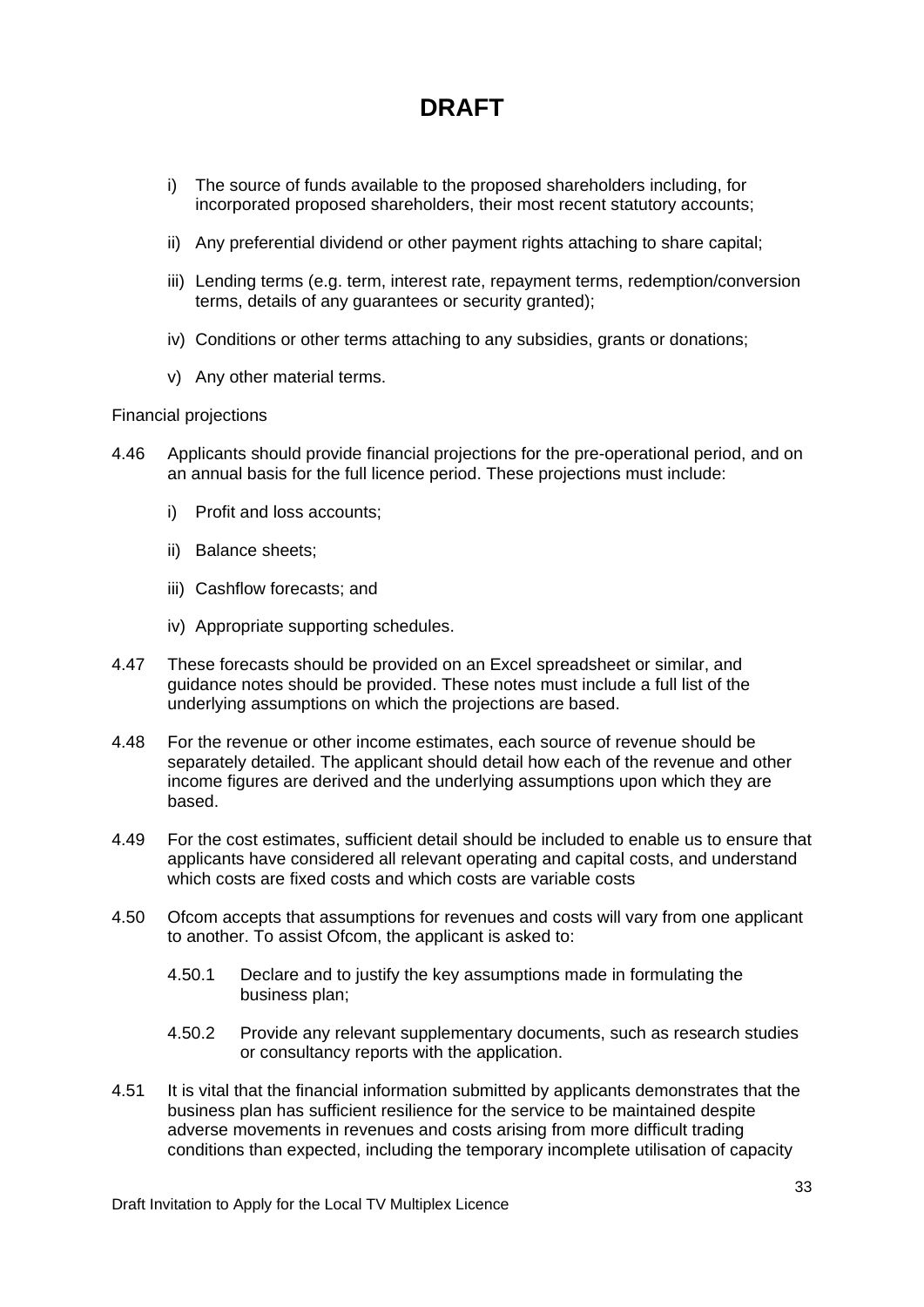# DRAFT

i) The source of funds available to the proposed shareholders including, for incorporated proposed shareholders, their most recent statutory accounts;

ii) Any preferential dividend or other payment rights attaching to share capital;

iii) Lending terms (e.g. term, interest rate, repayment terms, redemption/conversion terms, details of any guarantees or security granted);

iv) Conditions or other terms attaching to any subsidies, grants or donations;

v) Any other material terms.

Financial projections

4.46 Applicants should provide financial projections for the pre-operational period, and on an annual basis for the full licence period. These projections must include:

i) Profit and loss accounts;

ii) Balance sheets;

iii) Cashflow forecasts; and

iv) Appropriate supporting schedules.

4.47 These forecasts should be provided on an Excel spreadsheet or similar, and guidance notes should be provided. These notes must include a full list of the underlying assumptions on which the projections are based.

4.48 For the revenue or other income estimates, each source of revenue should be separately detailed. The applicant should detail how each of the revenue and other income figures are derived and the underlying assumptions upon which they are based.

4.49 For the cost estimates, sufficient detail should be included to enable us to ensure that applicants have considered all relevant operating and capital costs, and understand which costs are fixed costs and which costs are variable costs

4.50 Ofcom accepts that assumptions for revenues and costs will vary from one applicant to another. To assist Ofcom, the applicant is asked to:

4.50.1 Declare and to justify the key assumptions made in formulating the business plan;

4.50.2 Provide any relevant supplementary documents, such as research studies or consultancy reports with the application.

4.51 It is vital that the financial information submitted by applicants demonstrates that the business plan has sufficient resilience for the service to be maintained despite adverse movements in revenues and costs arising from more difficult trading conditions than expected, including the temporary incomplete utilisation of capacity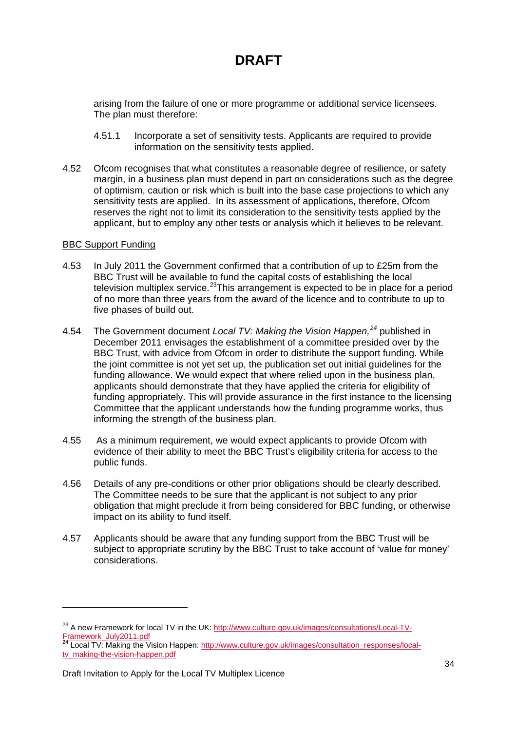# DRAFT

arising from the failure of one or more programme or additional service licensees. The plan must therefore:

4.51.1 Incorporate a set of sensitivity tests. Applicants are required to provide information on the sensitivity tests applied.

4.52 Ofcom recognises that what constitutes a reasonable degree of resilience, or safety margin, in a business plan must depend in part on considerations such as the degree of optimism, caution or risk which is built into the base case projections to which any sensitivity tests are applied. In its assessment of applications, therefore, Ofcom reserves the right not to limit its consideration to the sensitivity tests applied by the applicant, but to employ any other tests or analysis which it believes to be relevant.

BBC Support Funding

4.53 In July 2011 the Government confirmed that a contribution of up to £25m from the BBC Trust will be available to fund the capital costs of establishing the local television multiplex service.[23]This arrangement is expected to be in place for a period of no more than three years from the award of the licence and to contribute to up to five phases of build out.

4.54 The Government document *Local TV: Making the Vision Happen,[24]* published in December 2011 envisages the establishment of a committee presided over by the BBC Trust, with advice from Ofcom in order to distribute the support funding. While the joint committee is not yet set up, the publication set out initial guidelines for the funding allowance. We would expect that where relied upon in the business plan, applicants should demonstrate that they have applied the criteria for eligibility of funding appropriately. This will provide assurance in the first instance to the licensing Committee that the applicant understands how the funding programme works, thus informing the strength of the business plan.

4.55 As a minimum requirement, we would expect applicants to provide Ofcom with evidence of their ability to meet the BBC Trust's eligibility criteria for access to the public funds.

4.56 Details of any pre-conditions or other prior obligations should be clearly described. The Committee needs to be sure that the applicant is not subject to any prior obligation that might preclude it from being considered for BBC funding, or otherwise impact on its ability to fund itself.

4.57 Applicants should be aware that any funding support from the BBC Trust will be subject to appropriate scrutiny by the BBC Trust to take account of 'value for money' considerations.

---

[23] A new Framework for local TV in the UK: http://www.culture.gov.uk/images/consultations/Local-TV-Framework_July2011.pdf

[24] Local TV: Making the Vision Happen: http://www.culture.gov.uk/images/consultation_responses/local-tv_making-the-vision-happen.pdf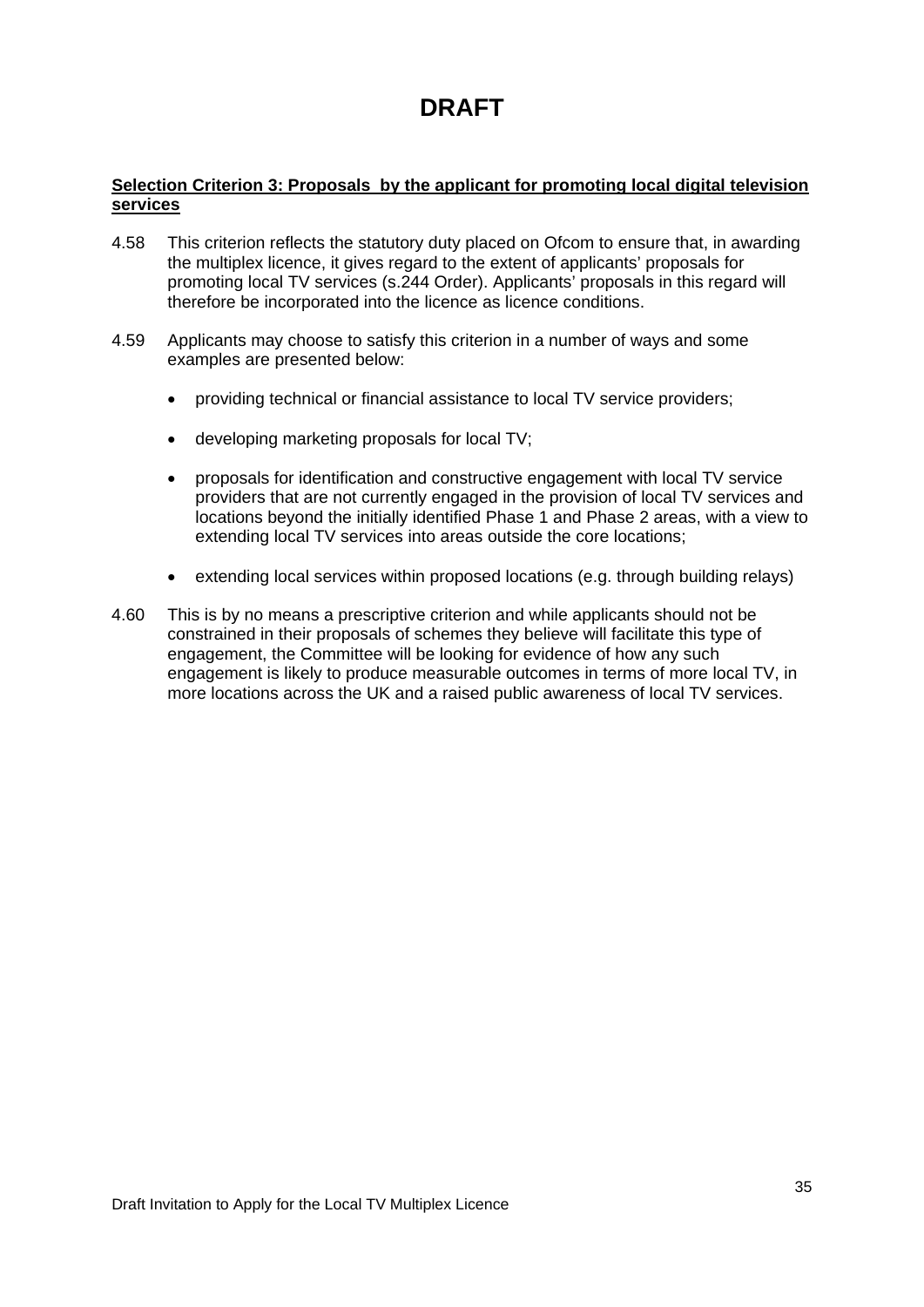# DRAFT

**Selection Criterion 3: Proposals by the applicant for promoting local digital television services**

4.58 This criterion reflects the statutory duty placed on Ofcom to ensure that, in awarding the multiplex licence, it gives regard to the extent of applicants' proposals for promoting local TV services (s.244 Order). Applicants' proposals in this regard will therefore be incorporated into the licence as licence conditions.

4.59 Applicants may choose to satisfy this criterion in a number of ways and some examples are presented below:

- providing technical or financial assistance to local TV service providers;
- developing marketing proposals for local TV;
- proposals for identification and constructive engagement with local TV service providers that are not currently engaged in the provision of local TV services and locations beyond the initially identified Phase 1 and Phase 2 areas, with a view to extending local TV services into areas outside the core locations;
- extending local services within proposed locations (e.g. through building relays)

4.60 This is by no means a prescriptive criterion and while applicants should not be constrained in their proposals of schemes they believe will facilitate this type of engagement, the Committee will be looking for evidence of how any such engagement is likely to produce measurable outcomes in terms of more local TV, in more locations across the UK and a raised public awareness of local TV services.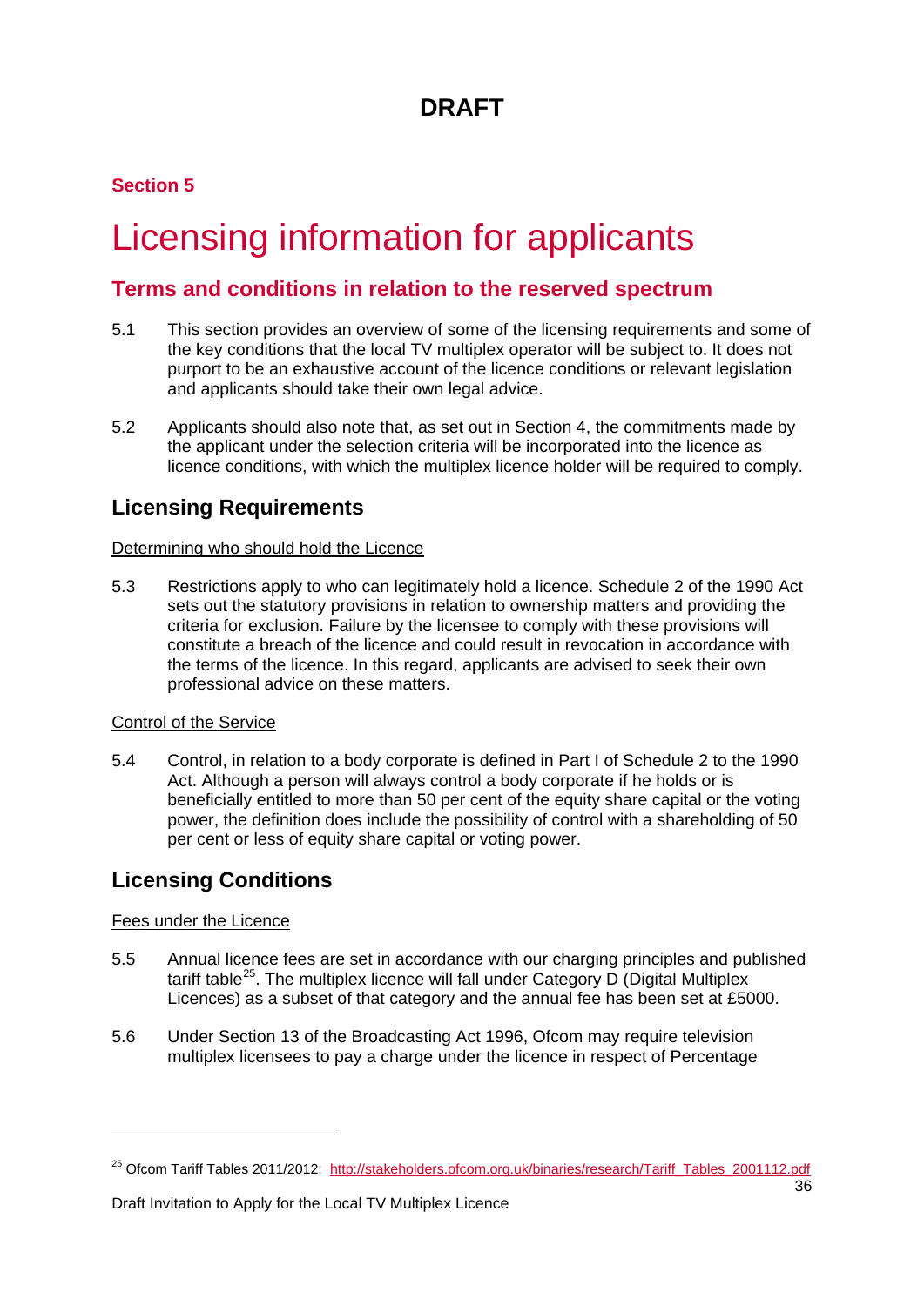# DRAFT

## Section 5

# Licensing information for applicants

## Terms and conditions in relation to the reserved spectrum

5.1 This section provides an overview of some of the licensing requirements and some of the key conditions that the local TV multiplex operator will be subject to. It does not purport to be an exhaustive account of the licence conditions or relevant legislation and applicants should take their own legal advice.

5.2 Applicants should also note that, as set out in Section 4, the commitments made by the applicant under the selection criteria will be incorporated into the licence as licence conditions, with which the multiplex licence holder will be required to comply.

## Licensing Requirements

Determining who should hold the Licence

5.3 Restrictions apply to who can legitimately hold a licence. Schedule 2 of the 1990 Act sets out the statutory provisions in relation to ownership matters and providing the criteria for exclusion. Failure by the licensee to comply with these provisions will constitute a breach of the licence and could result in revocation in accordance with the terms of the licence. In this regard, applicants are advised to seek their own professional advice on these matters.

Control of the Service

5.4 Control, in relation to a body corporate is defined in Part I of Schedule 2 to the 1990 Act. Although a person will always control a body corporate if he holds or is beneficially entitled to more than 50 per cent of the equity share capital or the voting power, the definition does include the possibility of control with a shareholding of 50 per cent or less of equity share capital or voting power.

## Licensing Conditions

Fees under the Licence

5.5 Annual licence fees are set in accordance with our charging principles and published tariff table[25]. The multiplex licence will fall under Category D (Digital Multiplex Licences) as a subset of that category and the annual fee has been set at £5000.

5.6 Under Section 13 of the Broadcasting Act 1996, Ofcom may require television multiplex licensees to pay a charge under the licence in respect of Percentage

---

[25] Ofcom Tariff Tables 2011/2012: http://stakeholders.ofcom.org.uk/binaries/research/Tariff_Tables_2001112.pdf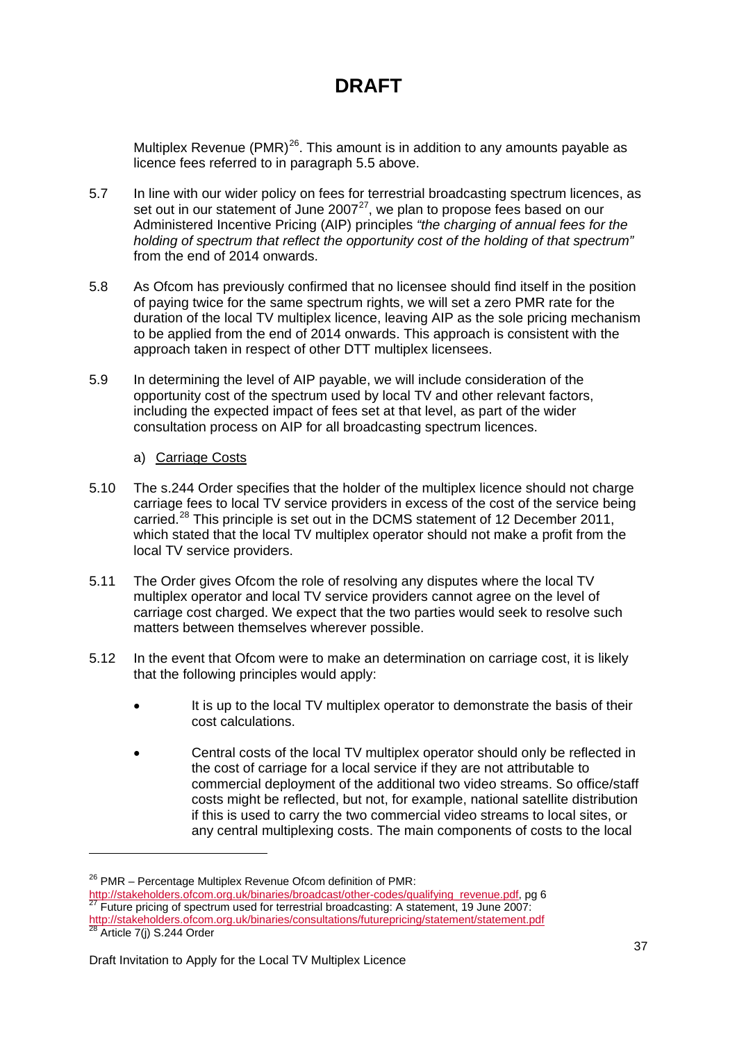# DRAFT

Multiplex Revenue (PMR)[26]. This amount is in addition to any amounts payable as licence fees referred to in paragraph 5.5 above.

5.7 In line with our wider policy on fees for terrestrial broadcasting spectrum licences, as set out in our statement of June 2007[27], we plan to propose fees based on our Administered Incentive Pricing (AIP) principles *"the charging of annual fees for the holding of spectrum that reflect the opportunity cost of the holding of that spectrum"* from the end of 2014 onwards.

5.8 As Ofcom has previously confirmed that no licensee should find itself in the position of paying twice for the same spectrum rights, we will set a zero PMR rate for the duration of the local TV multiplex licence, leaving AIP as the sole pricing mechanism to be applied from the end of 2014 onwards. This approach is consistent with the approach taken in respect of other DTT multiplex licensees.

5.9 In determining the level of AIP payable, we will include consideration of the opportunity cost of the spectrum used by local TV and other relevant factors, including the expected impact of fees set at that level, as part of the wider consultation process on AIP for all broadcasting spectrum licences.

a) Carriage Costs

5.10 The s.244 Order specifies that the holder of the multiplex licence should not charge carriage fees to local TV service providers in excess of the cost of the service being carried.[28] This principle is set out in the DCMS statement of 12 December 2011, which stated that the local TV multiplex operator should not make a profit from the local TV service providers.

5.11 The Order gives Ofcom the role of resolving any disputes where the local TV multiplex operator and local TV service providers cannot agree on the level of carriage cost charged. We expect that the two parties would seek to resolve such matters between themselves wherever possible.

5.12 In the event that Ofcom were to make an determination on carriage cost, it is likely that the following principles would apply:

- It is up to the local TV multiplex operator to demonstrate the basis of their cost calculations.
- Central costs of the local TV multiplex operator should only be reflected in the cost of carriage for a local service if they are not attributable to commercial deployment of the additional two video streams. So office/staff costs might be reflected, but not, for example, national satellite distribution if this is used to carry the two commercial video streams to local sites, or any central multiplexing costs. The main components of costs to the local

---

[26] PMR – Percentage Multiplex Revenue Ofcom definition of PMR: http://stakeholders.ofcom.org.uk/binaries/broadcast/other-codes/qualifying_revenue.pdf, pg 6

[27] Future pricing of spectrum used for terrestrial broadcasting: A statement, 19 June 2007: http://stakeholders.ofcom.org.uk/binaries/consultations/futurepricing/statement/statement.pdf

[28] Article 7(j) S.244 Order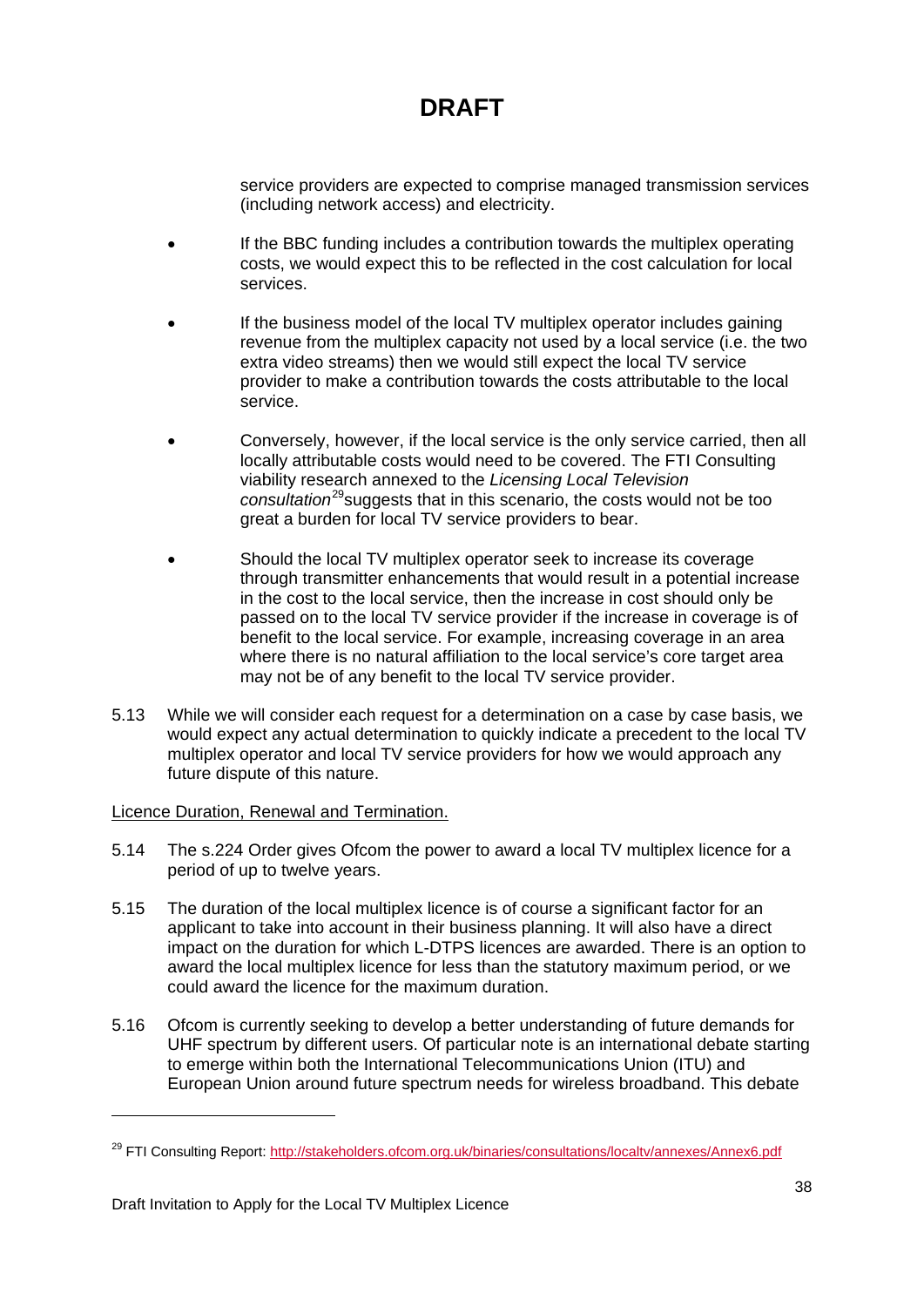service providers are expected to comprise managed transmission services (including network access) and electricity.

- If the BBC funding includes a contribution towards the multiplex operating costs, we would expect this to be reflected in the cost calculation for local services.
- If the business model of the local TV multiplex operator includes gaining revenue from the multiplex capacity not used by a local service (i.e. the two extra video streams) then we would still expect the local TV service provider to make a contribution towards the costs attributable to the local service.
- Conversely, however, if the local service is the only service carried, then all locally attributable costs would need to be covered. The FTI Consulting viability research annexed to the *Licensing Local Television consultation*[29] suggests that in this scenario, the costs would not be too great a burden for local TV service providers to bear.
- Should the local TV multiplex operator seek to increase its coverage through transmitter enhancements that would result in a potential increase in the cost to the local service, then the increase in cost should only be passed on to the local TV service provider if the increase in coverage is of benefit to the local service. For example, increasing coverage in an area where there is no natural affiliation to the local service's core target area may not be of any benefit to the local TV service provider.

5.13 While we will consider each request for a determination on a case by case basis, we would expect any actual determination to quickly indicate a precedent to the local TV multiplex operator and local TV service providers for how we would approach any future dispute of this nature.

Licence Duration, Renewal and Termination.

5.14 The s.224 Order gives Ofcom the power to award a local TV multiplex licence for a period of up to twelve years.

5.15 The duration of the local multiplex licence is of course a significant factor for an applicant to take into account in their business planning. It will also have a direct impact on the duration for which L-DTPS licences are awarded. There is an option to award the local multiplex licence for less than the statutory maximum period, or we could award the licence for the maximum duration.

5.16 Ofcom is currently seeking to develop a better understanding of future demands for UHF spectrum by different users. Of particular note is an international debate starting to emerge within both the International Telecommunications Union (ITU) and European Union around future spectrum needs for wireless broadband. This debate

[29] FTI Consulting Report: http://stakeholders.ofcom.org.uk/binaries/consultations/localtv/annexes/Annex6.pdf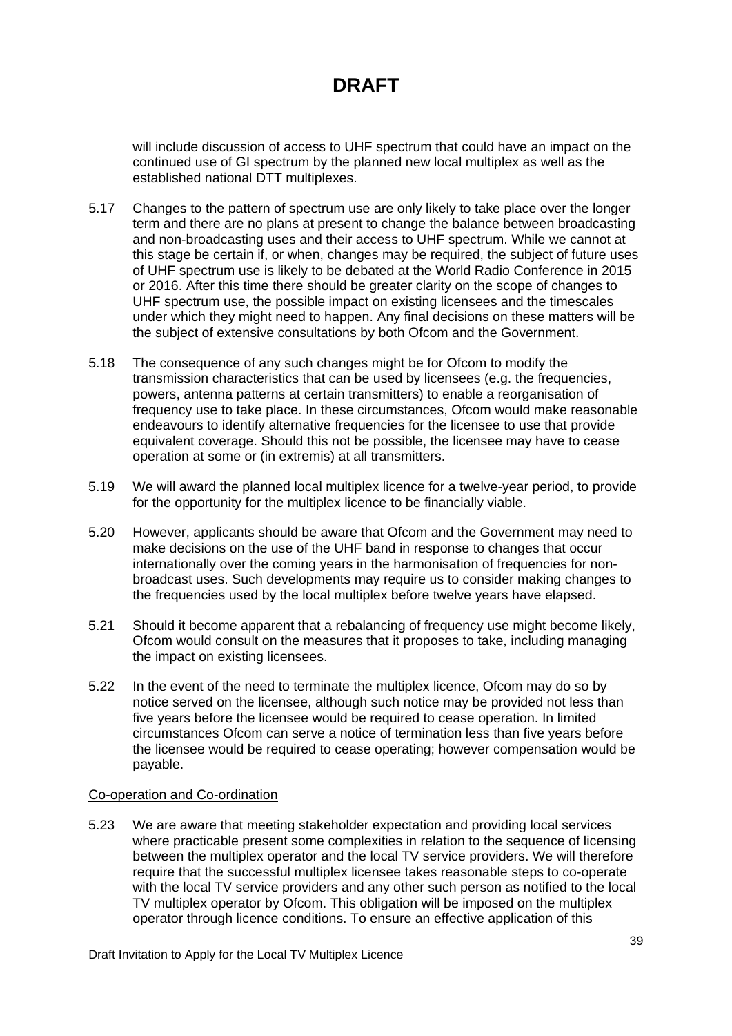# DRAFT

will include discussion of access to UHF spectrum that could have an impact on the continued use of GI spectrum by the planned new local multiplex as well as the established national DTT multiplexes.

5.17 Changes to the pattern of spectrum use are only likely to take place over the longer term and there are no plans at present to change the balance between broadcasting and non-broadcasting uses and their access to UHF spectrum. While we cannot at this stage be certain if, or when, changes may be required, the subject of future uses of UHF spectrum use is likely to be debated at the World Radio Conference in 2015 or 2016. After this time there should be greater clarity on the scope of changes to UHF spectrum use, the possible impact on existing licensees and the timescales under which they might need to happen. Any final decisions on these matters will be the subject of extensive consultations by both Ofcom and the Government.

5.18 The consequence of any such changes might be for Ofcom to modify the transmission characteristics that can be used by licensees (e.g. the frequencies, powers, antenna patterns at certain transmitters) to enable a reorganisation of frequency use to take place. In these circumstances, Ofcom would make reasonable endeavours to identify alternative frequencies for the licensee to use that provide equivalent coverage. Should this not be possible, the licensee may have to cease operation at some or (in extremis) at all transmitters.

5.19 We will award the planned local multiplex licence for a twelve-year period, to provide for the opportunity for the multiplex licence to be financially viable.

5.20 However, applicants should be aware that Ofcom and the Government may need to make decisions on the use of the UHF band in response to changes that occur internationally over the coming years in the harmonisation of frequencies for non-broadcast uses. Such developments may require us to consider making changes to the frequencies used by the local multiplex before twelve years have elapsed.

5.21 Should it become apparent that a rebalancing of frequency use might become likely, Ofcom would consult on the measures that it proposes to take, including managing the impact on existing licensees.

5.22 In the event of the need to terminate the multiplex licence, Ofcom may do so by notice served on the licensee, although such notice may be provided not less than five years before the licensee would be required to cease operation. In limited circumstances Ofcom can serve a notice of termination less than five years before the licensee would be required to cease operating; however compensation would be payable.

<u>Co-operation and Co-ordination</u>

5.23 We are aware that meeting stakeholder expectation and providing local services where practicable present some complexities in relation to the sequence of licensing between the multiplex operator and the local TV service providers. We will therefore require that the successful multiplex licensee takes reasonable steps to co-operate with the local TV service providers and any other such person as notified to the local TV multiplex operator by Ofcom. This obligation will be imposed on the multiplex operator through licence conditions. To ensure an effective application of this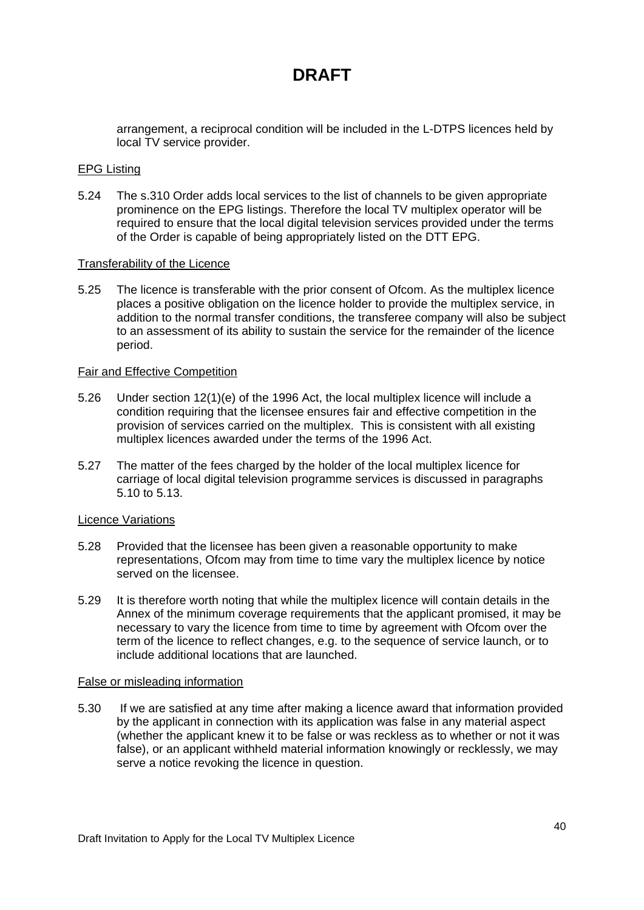# DRAFT

arrangement, a reciprocal condition will be included in the L-DTPS licences held by local TV service provider.

EPG Listing

5.24 The s.310 Order adds local services to the list of channels to be given appropriate prominence on the EPG listings. Therefore the local TV multiplex operator will be required to ensure that the local digital television services provided under the terms of the Order is capable of being appropriately listed on the DTT EPG.

Transferability of the Licence

5.25 The licence is transferable with the prior consent of Ofcom. As the multiplex licence places a positive obligation on the licence holder to provide the multiplex service, in addition to the normal transfer conditions, the transferee company will also be subject to an assessment of its ability to sustain the service for the remainder of the licence period.

Fair and Effective Competition

5.26 Under section 12(1)(e) of the 1996 Act, the local multiplex licence will include a condition requiring that the licensee ensures fair and effective competition in the provision of services carried on the multiplex. This is consistent with all existing multiplex licences awarded under the terms of the 1996 Act.

5.27 The matter of the fees charged by the holder of the local multiplex licence for carriage of local digital television programme services is discussed in paragraphs 5.10 to 5.13.

Licence Variations

5.28 Provided that the licensee has been given a reasonable opportunity to make representations, Ofcom may from time to time vary the multiplex licence by notice served on the licensee.

5.29 It is therefore worth noting that while the multiplex licence will contain details in the Annex of the minimum coverage requirements that the applicant promised, it may be necessary to vary the licence from time to time by agreement with Ofcom over the term of the licence to reflect changes, e.g. to the sequence of service launch, or to include additional locations that are launched.

False or misleading information

5.30 If we are satisfied at any time after making a licence award that information provided by the applicant in connection with its application was false in any material aspect (whether the applicant knew it to be false or was reckless as to whether or not it was false), or an applicant withheld material information knowingly or recklessly, we may serve a notice revoking the licence in question.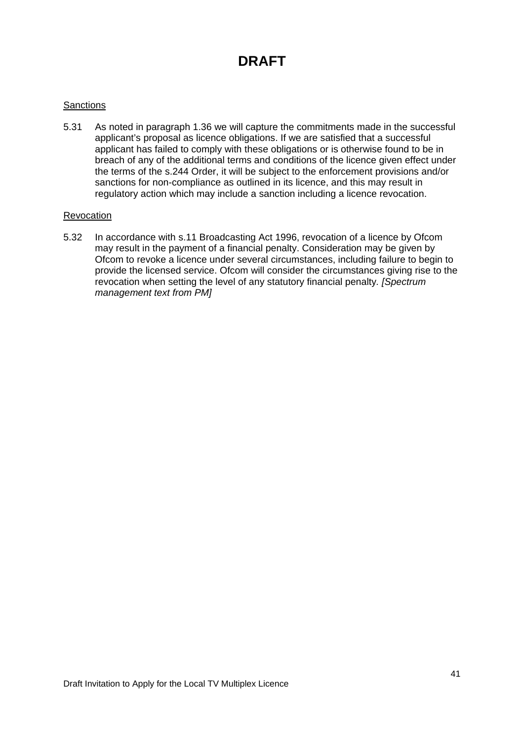# DRAFT

<u>Sanctions</u>

5.31 As noted in paragraph 1.36 we will capture the commitments made in the successful applicant's proposal as licence obligations. If we are satisfied that a successful applicant has failed to comply with these obligations or is otherwise found to be in breach of any of the additional terms and conditions of the licence given effect under the terms of the s.244 Order, it will be subject to the enforcement provisions and/or sanctions for non-compliance as outlined in its licence, and this may result in regulatory action which may include a sanction including a licence revocation.

<u>Revocation</u>

5.32 In accordance with s.11 Broadcasting Act 1996, revocation of a licence by Ofcom may result in the payment of a financial penalty. Consideration may be given by Ofcom to revoke a licence under several circumstances, including failure to begin to provide the licensed service. Ofcom will consider the circumstances giving rise to the revocation when setting the level of any statutory financial penalty. *[Spectrum management text from PM]*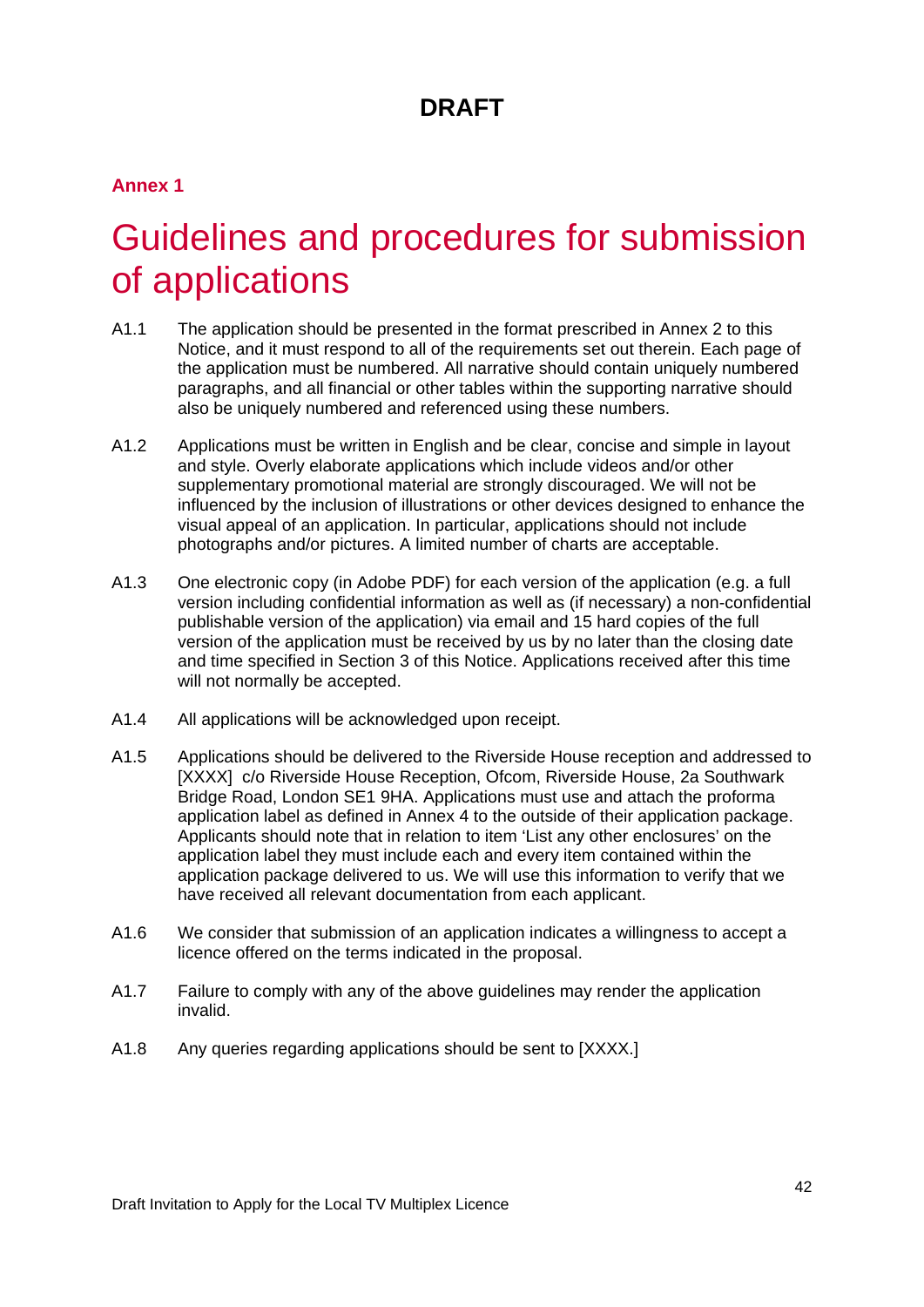**DRAFT**

**Annex 1**

# Guidelines and procedures for submission of applications

A1.1 The application should be presented in the format prescribed in Annex 2 to this Notice, and it must respond to all of the requirements set out therein. Each page of the application must be numbered. All narrative should contain uniquely numbered paragraphs, and all financial or other tables within the supporting narrative should also be uniquely numbered and referenced using these numbers.

A1.2 Applications must be written in English and be clear, concise and simple in layout and style. Overly elaborate applications which include videos and/or other supplementary promotional material are strongly discouraged. We will not be influenced by the inclusion of illustrations or other devices designed to enhance the visual appeal of an application. In particular, applications should not include photographs and/or pictures. A limited number of charts are acceptable.

A1.3 One electronic copy (in Adobe PDF) for each version of the application (e.g. a full version including confidential information as well as (if necessary) a non-confidential publishable version of the application) via email and 15 hard copies of the full version of the application must be received by us by no later than the closing date and time specified in Section 3 of this Notice. Applications received after this time will not normally be accepted.

A1.4 All applications will be acknowledged upon receipt.

A1.5 Applications should be delivered to the Riverside House reception and addressed to [XXXX] c/o Riverside House Reception, Ofcom, Riverside House, 2a Southwark Bridge Road, London SE1 9HA. Applications must use and attach the proforma application label as defined in Annex 4 to the outside of their application package. Applicants should note that in relation to item 'List any other enclosures' on the application label they must include each and every item contained within the application package delivered to us. We will use this information to verify that we have received all relevant documentation from each applicant.

A1.6 We consider that submission of an application indicates a willingness to accept a licence offered on the terms indicated in the proposal.

A1.7 Failure to comply with any of the above guidelines may render the application invalid.

A1.8 Any queries regarding applications should be sent to [XXXX.]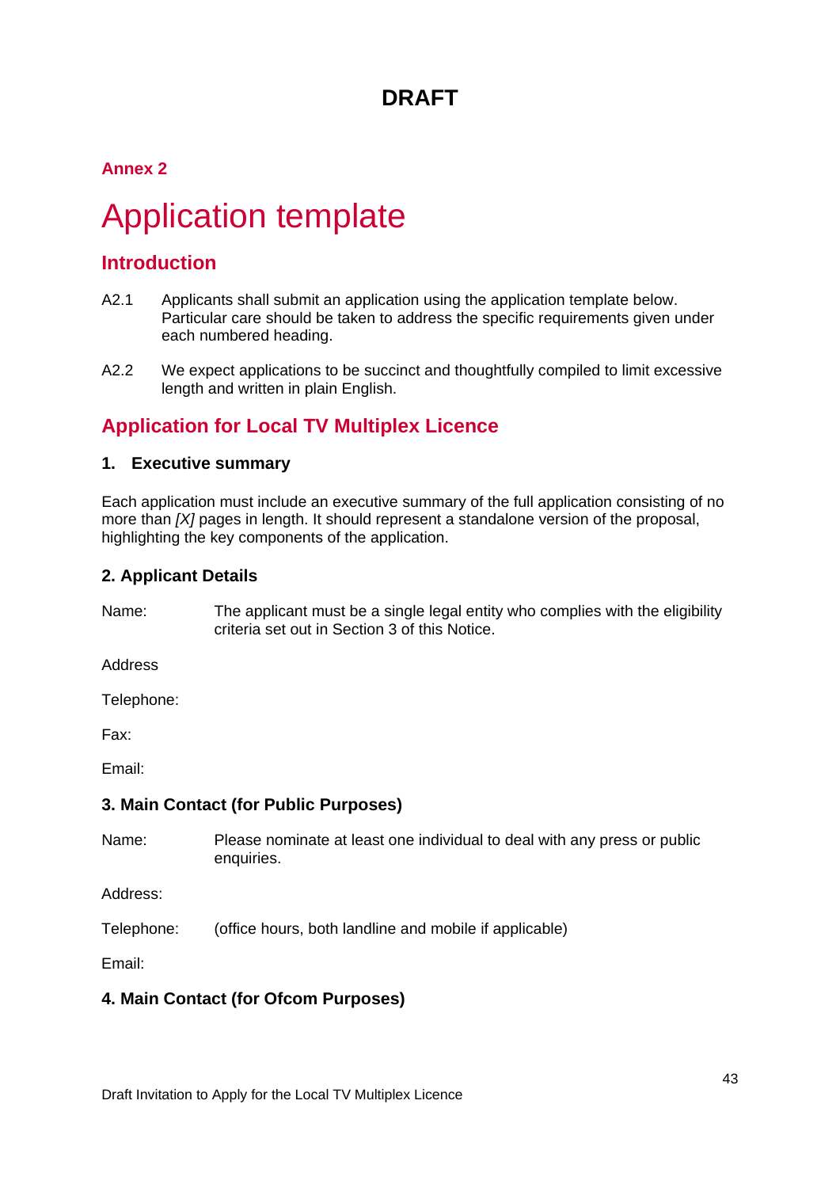**DRAFT**

## Annex 2

# Application template

## Introduction

A2.1 Applicants shall submit an application using the application template below. Particular care should be taken to address the specific requirements given under each numbered heading.

A2.2 We expect applications to be succinct and thoughtfully compiled to limit excessive length and written in plain English.

## Application for Local TV Multiplex Licence

### 1. Executive summary

Each application must include an executive summary of the full application consisting of no more than *[X]* pages in length. It should represent a standalone version of the proposal, highlighting the key components of the application.

### 2. Applicant Details

Name: The applicant must be a single legal entity who complies with the eligibility criteria set out in Section 3 of this Notice.

Address

Telephone:

Fax:

Email:

### 3. Main Contact (for Public Purposes)

Name: Please nominate at least one individual to deal with any press or public enquiries.

Address:

Telephone: (office hours, both landline and mobile if applicable)

Email:

### 4. Main Contact (for Ofcom Purposes)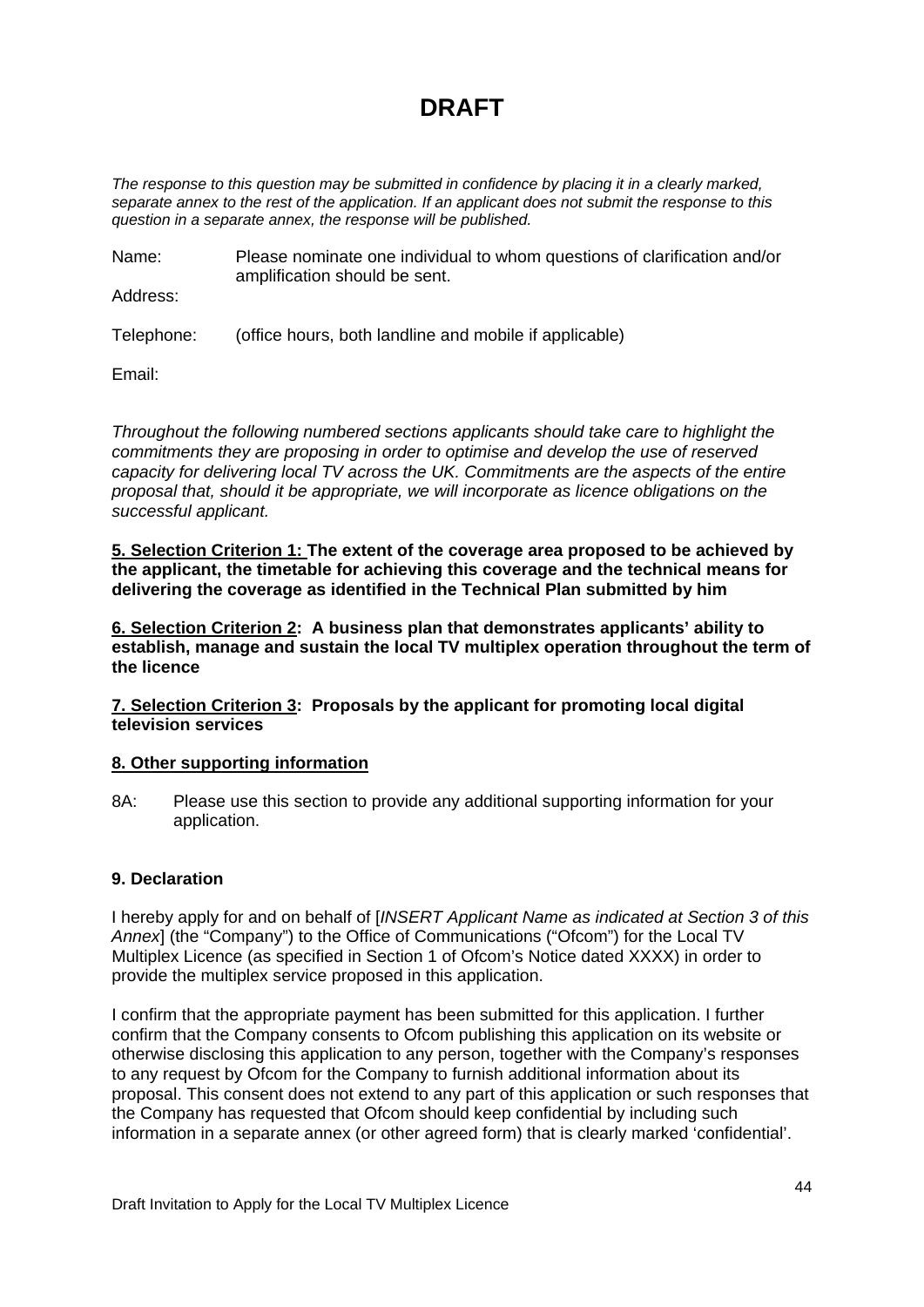# DRAFT

*The response to this question may be submitted in confidence by placing it in a clearly marked, separate annex to the rest of the application. If an applicant does not submit the response to this question in a separate annex, the response will be published.*

Name: Please nominate one individual to whom questions of clarification and/or amplification should be sent.

Address:

Telephone: (office hours, both landline and mobile if applicable)

Email:

*Throughout the following numbered sections applicants should take care to highlight the commitments they are proposing in order to optimise and develop the use of reserved capacity for delivering local TV across the UK. Commitments are the aspects of the entire proposal that, should it be appropriate, we will incorporate as licence obligations on the successful applicant.*

**5. Selection Criterion 1: The extent of the coverage area proposed to be achieved by the applicant, the timetable for achieving this coverage and the technical means for delivering the coverage as identified in the Technical Plan submitted by him**

**6. Selection Criterion 2: A business plan that demonstrates applicants' ability to establish, manage and sustain the local TV multiplex operation throughout the term of the licence**

**7. Selection Criterion 3: Proposals by the applicant for promoting local digital television services**

**8. Other supporting information**

8A: Please use this section to provide any additional supporting information for your application.

**9. Declaration**

I hereby apply for and on behalf of [*INSERT Applicant Name as indicated at Section 3 of this Annex*] (the "Company") to the Office of Communications ("Ofcom") for the Local TV Multiplex Licence (as specified in Section 1 of Ofcom's Notice dated XXXX) in order to provide the multiplex service proposed in this application.

I confirm that the appropriate payment has been submitted for this application. I further confirm that the Company consents to Ofcom publishing this application on its website or otherwise disclosing this application to any person, together with the Company's responses to any request by Ofcom for the Company to furnish additional information about its proposal. This consent does not extend to any part of this application or such responses that the Company has requested that Ofcom should keep confidential by including such information in a separate annex (or other agreed form) that is clearly marked 'confidential'.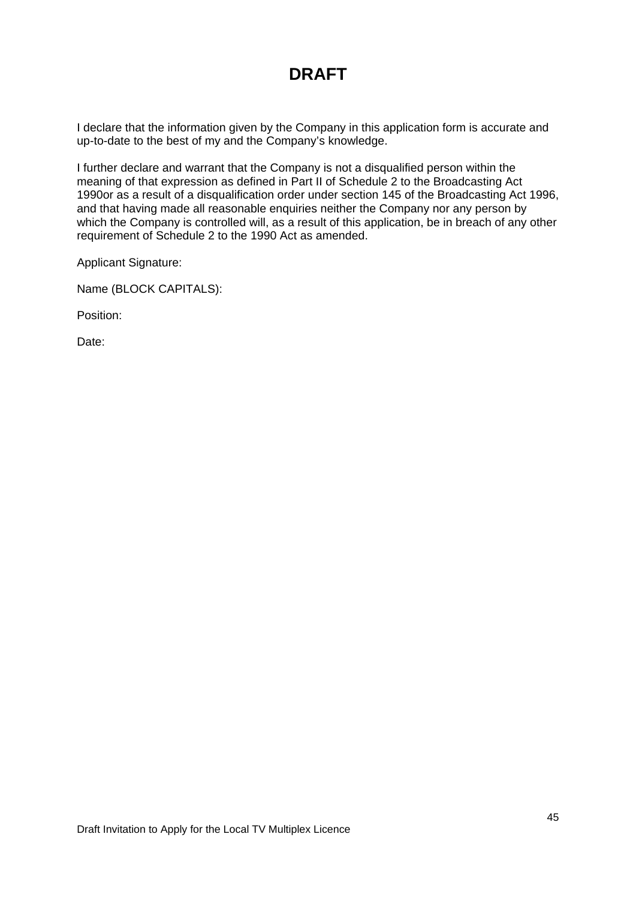# DRAFT

I declare that the information given by the Company in this application form is accurate and up-to-date to the best of my and the Company's knowledge.

I further declare and warrant that the Company is not a disqualified person within the meaning of that expression as defined in Part II of Schedule 2 to the Broadcasting Act 1990or as a result of a disqualification order under section 145 of the Broadcasting Act 1996, and that having made all reasonable enquiries neither the Company nor any person by which the Company is controlled will, as a result of this application, be in breach of any other requirement of Schedule 2 to the 1990 Act as amended.

Applicant Signature:

Name (BLOCK CAPITALS):

Position:

Date: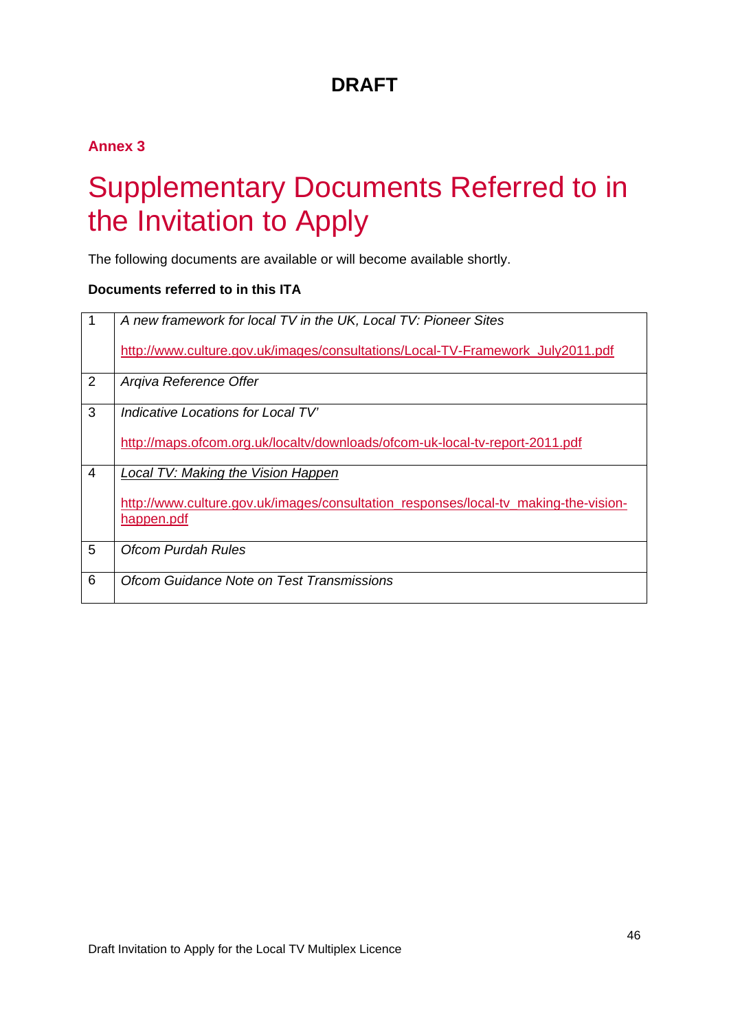**DRAFT**

## Annex 3

# Supplementary Documents Referred to in the Invitation to Apply

The following documents are available or will become available shortly.

**Documents referred to in this ITA**

| | |
|---|---|
| 1 | *A new framework for local TV in the UK, Local TV: Pioneer Sites*<br><br>http://www.culture.gov.uk/images/consultations/Local-TV-Framework_July2011.pdf |
| 2 | *Arqiva Reference Offer* |
| 3 | *Indicative Locations for Local TV'*<br><br>http://maps.ofcom.org.uk/localtv/downloads/ofcom-uk-local-tv-report-2011.pdf |
| 4 | *Local TV: Making the Vision Happen*<br><br>http://www.culture.gov.uk/images/consultation_responses/local-tv_making-the-vision-happen.pdf |
| 5 | *Ofcom Purdah Rules* |
| 6 | *Ofcom Guidance Note on Test Transmissions* |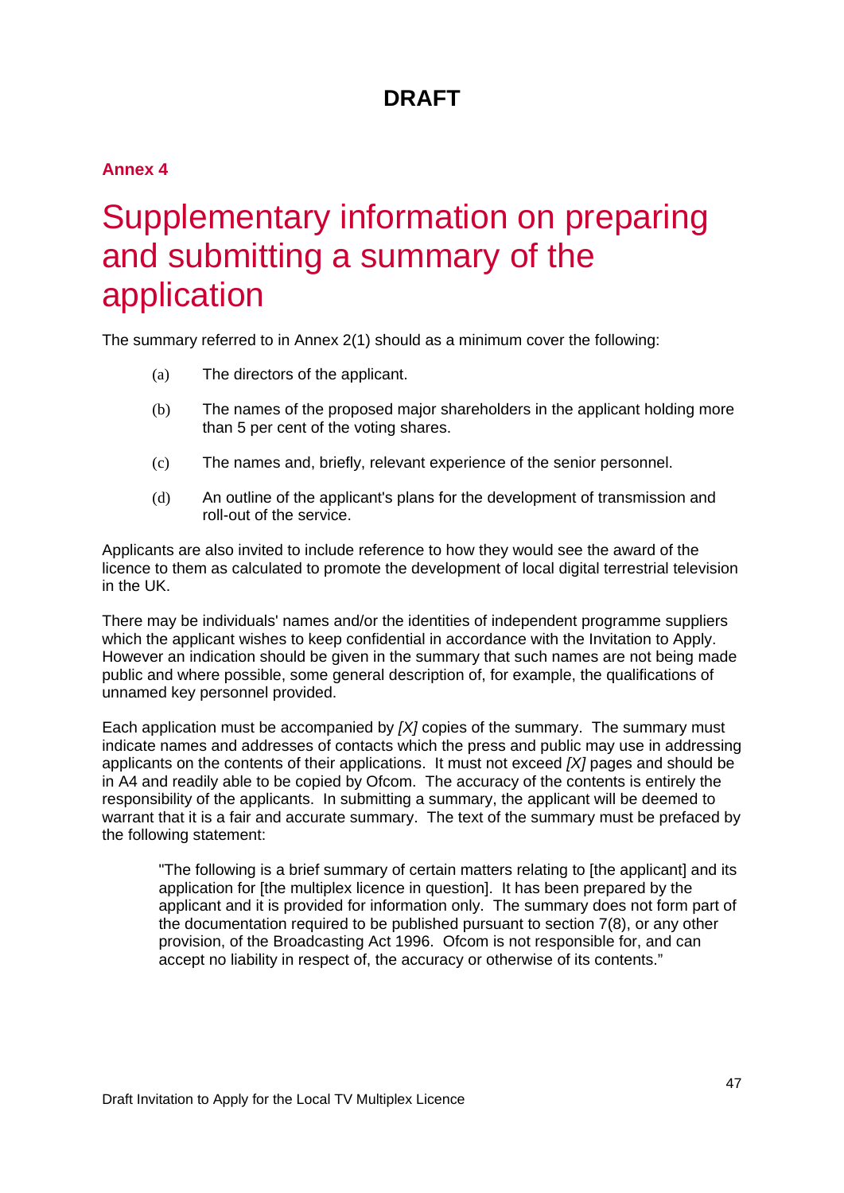**DRAFT**

## Annex 4

# Supplementary information on preparing and submitting a summary of the application

The summary referred to in Annex 2(1) should as a minimum cover the following:

(a) The directors of the applicant.

(b) The names of the proposed major shareholders in the applicant holding more than 5 per cent of the voting shares.

(c) The names and, briefly, relevant experience of the senior personnel.

(d) An outline of the applicant's plans for the development of transmission and roll-out of the service.

Applicants are also invited to include reference to how they would see the award of the licence to them as calculated to promote the development of local digital terrestrial television in the UK.

There may be individuals' names and/or the identities of independent programme suppliers which the applicant wishes to keep confidential in accordance with the Invitation to Apply. However an indication should be given in the summary that such names are not being made public and where possible, some general description of, for example, the qualifications of unnamed key personnel provided.

Each application must be accompanied by *[X]* copies of the summary. The summary must indicate names and addresses of contacts which the press and public may use in addressing applicants on the contents of their applications. It must not exceed *[X]* pages and should be in A4 and readily able to be copied by Ofcom. The accuracy of the contents is entirely the responsibility of the applicants. In submitting a summary, the applicant will be deemed to warrant that it is a fair and accurate summary. The text of the summary must be prefaced by the following statement:

> "The following is a brief summary of certain matters relating to [the applicant] and its application for [the multiplex licence in question]. It has been prepared by the applicant and it is provided for information only. The summary does not form part of the documentation required to be published pursuant to section 7(8), or any other provision, of the Broadcasting Act 1996. Ofcom is not responsible for, and can accept no liability in respect of, the accuracy or otherwise of its contents."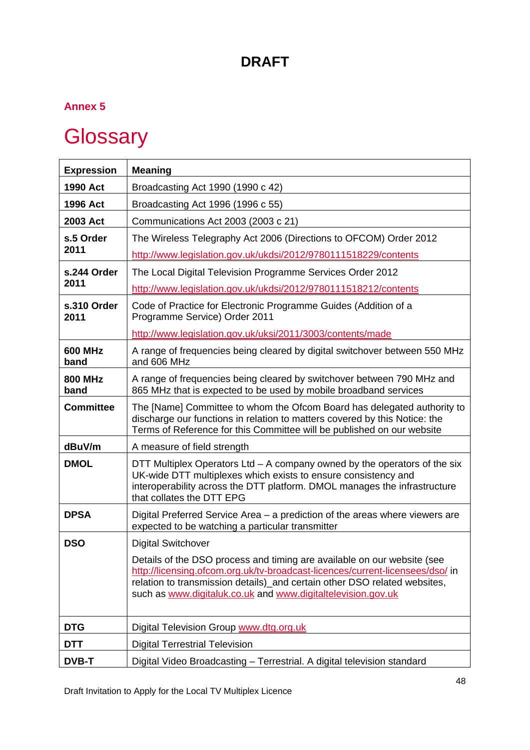**DRAFT**

## Annex 5

# Glossary

| Expression | Meaning |
|---|---|
| **1990 Act** | Broadcasting Act 1990 (1990 c 42) |
| **1996 Act** | Broadcasting Act 1996 (1996 c 55) |
| **2003 Act** | Communications Act 2003 (2003 c 21) |
| **s.5 Order 2011** | The Wireless Telegraphy Act 2006 (Directions to OFCOM) Order 2012 http://www.legislation.gov.uk/ukdsi/2012/9780111518229/contents |
| **s.244 Order 2011** | The Local Digital Television Programme Services Order 2012 http://www.legislation.gov.uk/ukdsi/2012/9780111518212/contents |
| **s.310 Order 2011** | Code of Practice for Electronic Programme Guides (Addition of a Programme Service) Order 2011 http://www.legislation.gov.uk/uksi/2011/3003/contents/made |
| **600 MHz band** | A range of frequencies being cleared by digital switchover between 550 MHz and 606 MHz |
| **800 MHz band** | A range of frequencies being cleared by switchover between 790 MHz and 865 MHz that is expected to be used by mobile broadband services |
| **Committee** | The [Name] Committee to whom the Ofcom Board has delegated authority to discharge our functions in relation to matters covered by this Notice: the Terms of Reference for this Committee will be published on our website |
| **dBuV/m** | A measure of field strength |
| **DMOL** | DTT Multiplex Operators Ltd – A company owned by the operators of the six UK-wide DTT multiplexes which exists to ensure consistency and interoperability across the DTT platform. DMOL manages the infrastructure that collates the DTT EPG |
| **DPSA** | Digital Preferred Service Area – a prediction of the areas where viewers are expected to be watching a particular transmitter |
| **DSO** | Digital Switchover<br><br>Details of the DSO process and timing are available on our website (see http://licensing.ofcom.org.uk/tv-broadcast-licences/current-licensees/dso/ in relation to transmission details)_and certain other DSO related websites, such as www.digitaluk.co.uk and www.digitaltelevision.gov.uk |
| **DTG** | Digital Television Group www.dtg.org.uk |
| **DTT** | Digital Terrestrial Television |
| **DVB-T** | Digital Video Broadcasting – Terrestrial. A digital television standard |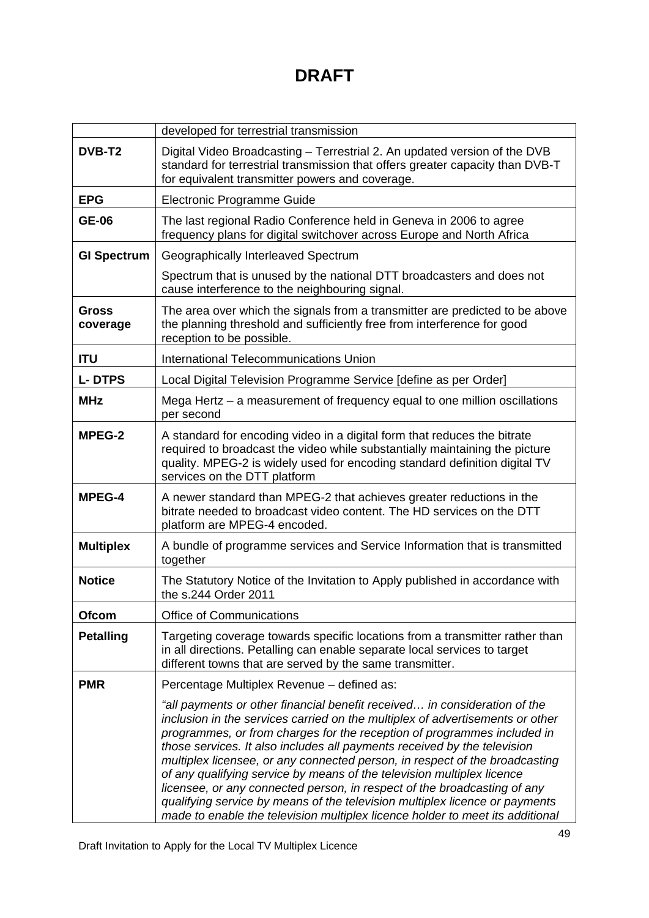# DRAFT

| | |
|---|---|
| | developed for terrestrial transmission |
| **DVB-T2** | Digital Video Broadcasting – Terrestrial 2. An updated version of the DVB standard for terrestrial transmission that offers greater capacity than DVB-T for equivalent transmitter powers and coverage. |
| **EPG** | Electronic Programme Guide |
| **GE-06** | The last regional Radio Conference held in Geneva in 2006 to agree frequency plans for digital switchover across Europe and North Africa |
| **GI Spectrum** | Geographically Interleaved Spectrum<br><br>Spectrum that is unused by the national DTT broadcasters and does not cause interference to the neighbouring signal. |
| **Gross coverage** | The area over which the signals from a transmitter are predicted to be above the planning threshold and sufficiently free from interference for good reception to be possible. |
| **ITU** | International Telecommunications Union |
| **L- DTPS** | Local Digital Television Programme Service [define as per Order] |
| **MHz** | Mega Hertz – a measurement of frequency equal to one million oscillations per second |
| **MPEG-2** | A standard for encoding video in a digital form that reduces the bitrate required to broadcast the video while substantially maintaining the picture quality. MPEG-2 is widely used for encoding standard definition digital TV services on the DTT platform |
| **MPEG-4** | A newer standard than MPEG-2 that achieves greater reductions in the bitrate needed to broadcast video content. The HD services on the DTT platform are MPEG-4 encoded. |
| **Multiplex** | A bundle of programme services and Service Information that is transmitted together |
| **Notice** | The Statutory Notice of the Invitation to Apply published in accordance with the s.244 Order 2011 |
| **Ofcom** | Office of Communications |
| **Petalling** | Targeting coverage towards specific locations from a transmitter rather than in all directions. Petalling can enable separate local services to target different towns that are served by the same transmitter. |
| **PMR** | Percentage Multiplex Revenue – defined as:<br><br>*"all payments or other financial benefit received… in consideration of the inclusion in the services carried on the multiplex of advertisements or other programmes, or from charges for the reception of programmes included in those services. It also includes all payments received by the television multiplex licensee, or any connected person, in respect of the broadcasting of any qualifying service by means of the television multiplex licence licensee, or any connected person, in respect of the broadcasting of any qualifying service by means of the television multiplex licence or payments made to enable the television multiplex licence holder to meet its additional* |

Draft Invitation to Apply for the Local TV Multiplex Licence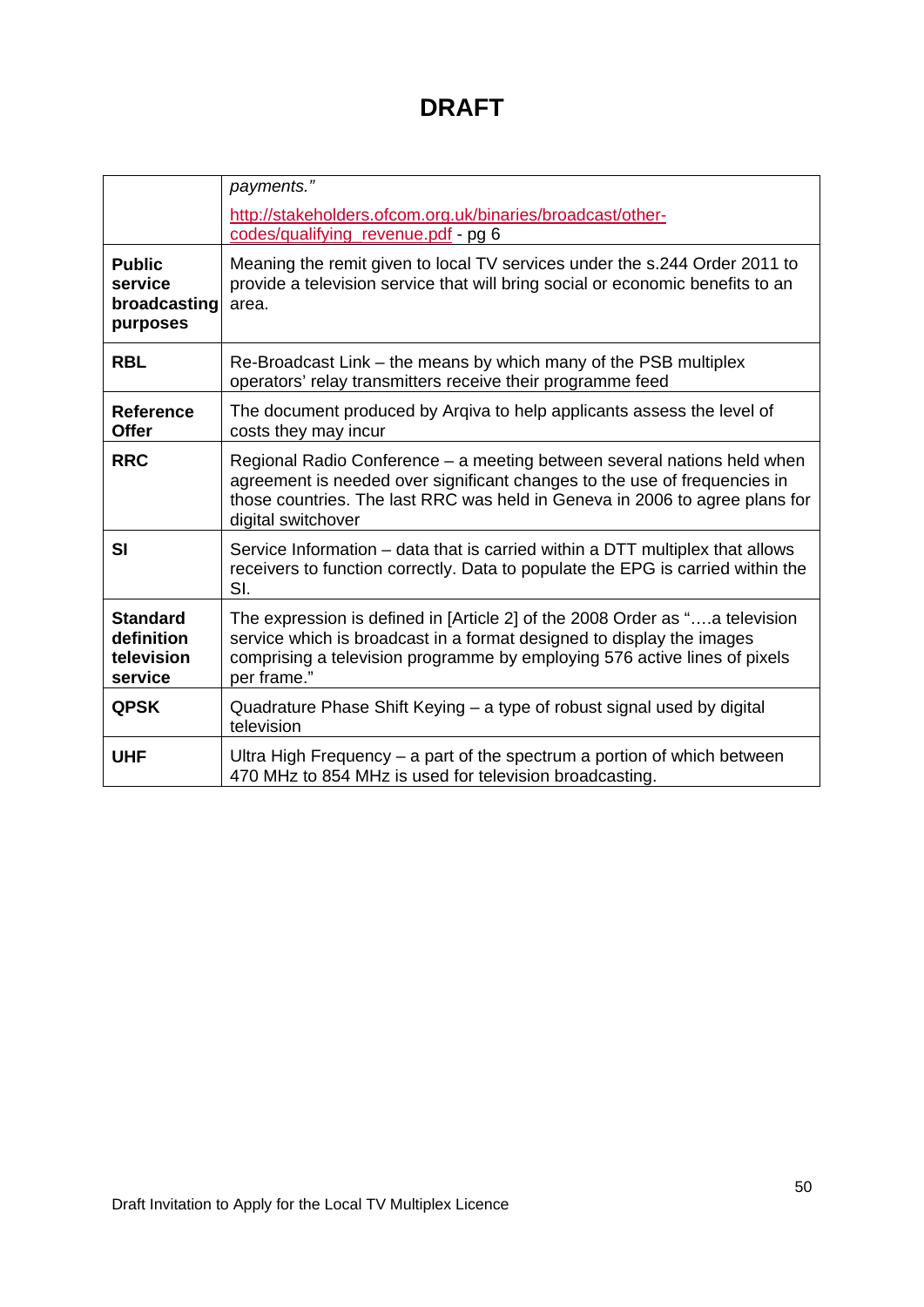# DRAFT

| | |
|---|---|
| | *payments."*<br><br>http://stakeholders.ofcom.org.uk/binaries/broadcast/other-codes/qualifying_revenue.pdf - pg 6 |
| **Public service broadcasting purposes** | Meaning the remit given to local TV services under the s.244 Order 2011 to provide a television service that will bring social or economic benefits to an area. |
| **RBL** | Re-Broadcast Link – the means by which many of the PSB multiplex operators' relay transmitters receive their programme feed |
| **Reference Offer** | The document produced by Arqiva to help applicants assess the level of costs they may incur |
| **RRC** | Regional Radio Conference – a meeting between several nations held when agreement is needed over significant changes to the use of frequencies in those countries. The last RRC was held in Geneva in 2006 to agree plans for digital switchover |
| **SI** | Service Information – data that is carried within a DTT multiplex that allows receivers to function correctly. Data to populate the EPG is carried within the SI. |
| **Standard definition television service** | The expression is defined in [Article 2] of the 2008 Order as "….a television service which is broadcast in a format designed to display the images comprising a television programme by employing 576 active lines of pixels per frame." |
| **QPSK** | Quadrature Phase Shift Keying – a type of robust signal used by digital television |
| **UHF** | Ultra High Frequency – a part of the spectrum a portion of which between 470 MHz to 854 MHz is used for television broadcasting. |